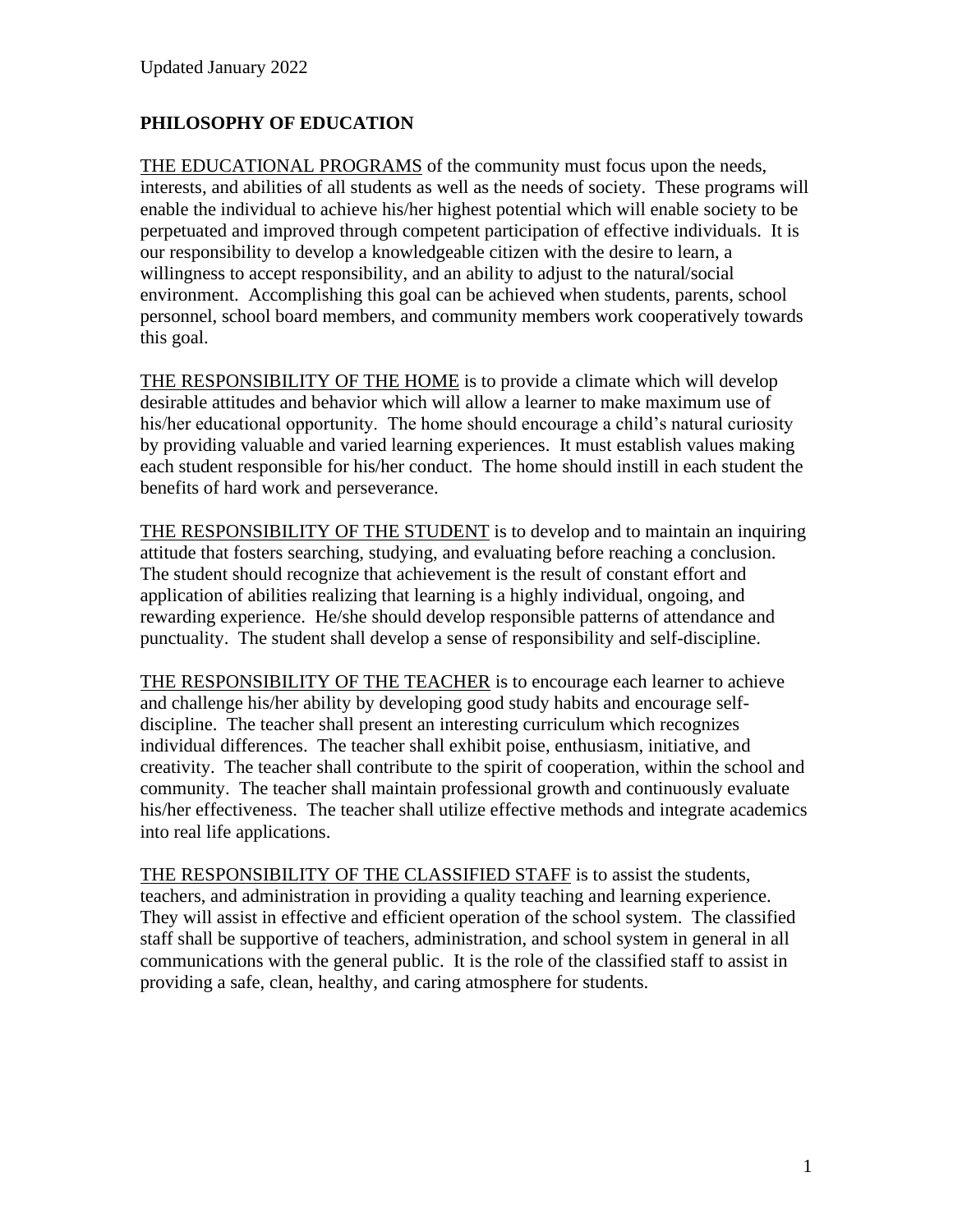Updated January 2022

## PHILOSOPHY OF EDUCATION

THE EDUCATIONAL PROGRAMS of the community must focus upon the needs, interests, and abilities of all students as well as the needs of society. These programs will enable the individual to achieve his/her highest potential which will enable society to be perpetuated and improved through competent participation of effective individuals. It is our responsibility to develop a knowledgeable citizen with the desire to learn, a willingness to accept responsibility, and an ability to adjust to the natural/social environment. Accomplishing this goal can be achieved when students, parents, school personnel, school board members, and community members work cooperatively towards this goal.

THE RESPONSIBILITY OF THE HOME is to provide a climate which will develop desirable attitudes and behavior which will allow a learner to make maximum use of his/her educational opportunity. The home should encourage a child's natural curiosity by providing valuable and varied learning experiences. It must establish values making each student responsible for his/her conduct. The home should instill in each student the benefits of hard work and perseverance.

THE RESPONSIBILITY OF THE STUDENT is to develop and to maintain an inquiring attitude that fosters searching, studying, and evaluating before reaching a conclusion. The student should recognize that achievement is the result of constant effort and application of abilities realizing that learning is a highly individual, ongoing, and rewarding experience. He/she should develop responsible patterns of attendance and punctuality. The student shall develop a sense of responsibility and self-discipline.

THE RESPONSIBILITY OF THE TEACHER is to encourage each learner to achieve and challenge his/her ability by developing good study habits and encourage self-discipline. The teacher shall present an interesting curriculum which recognizes individual differences. The teacher shall exhibit poise, enthusiasm, initiative, and creativity. The teacher shall contribute to the spirit of cooperation, within the school and community. The teacher shall maintain professional growth and continuously evaluate his/her effectiveness. The teacher shall utilize effective methods and integrate academics into real life applications.

THE RESPONSIBILITY OF THE CLASSIFIED STAFF is to assist the students, teachers, and administration in providing a quality teaching and learning experience. They will assist in effective and efficient operation of the school system. The classified staff shall be supportive of teachers, administration, and school system in general in all communications with the general public. It is the role of the classified staff to assist in providing a safe, clean, healthy, and caring atmosphere for students.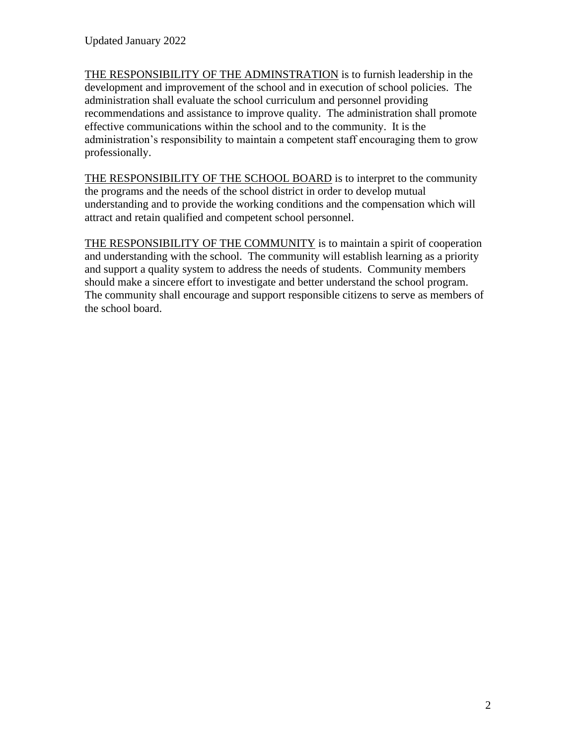Updated January 2022

<u>THE RESPONSIBILITY OF THE ADMINSTRATION</u> is to furnish leadership in the development and improvement of the school and in execution of school policies. The administration shall evaluate the school curriculum and personnel providing recommendations and assistance to improve quality. The administration shall promote effective communications within the school and to the community. It is the administration's responsibility to maintain a competent staff encouraging them to grow professionally.

<u>THE RESPONSIBILITY OF THE SCHOOL BOARD</u> is to interpret to the community the programs and the needs of the school district in order to develop mutual understanding and to provide the working conditions and the compensation which will attract and retain qualified and competent school personnel.

<u>THE RESPONSIBILITY OF THE COMMUNITY</u> is to maintain a spirit of cooperation and understanding with the school. The community will establish learning as a priority and support a quality system to address the needs of students. Community members should make a sincere effort to investigate and better understand the school program. The community shall encourage and support responsible citizens to serve as members of the school board.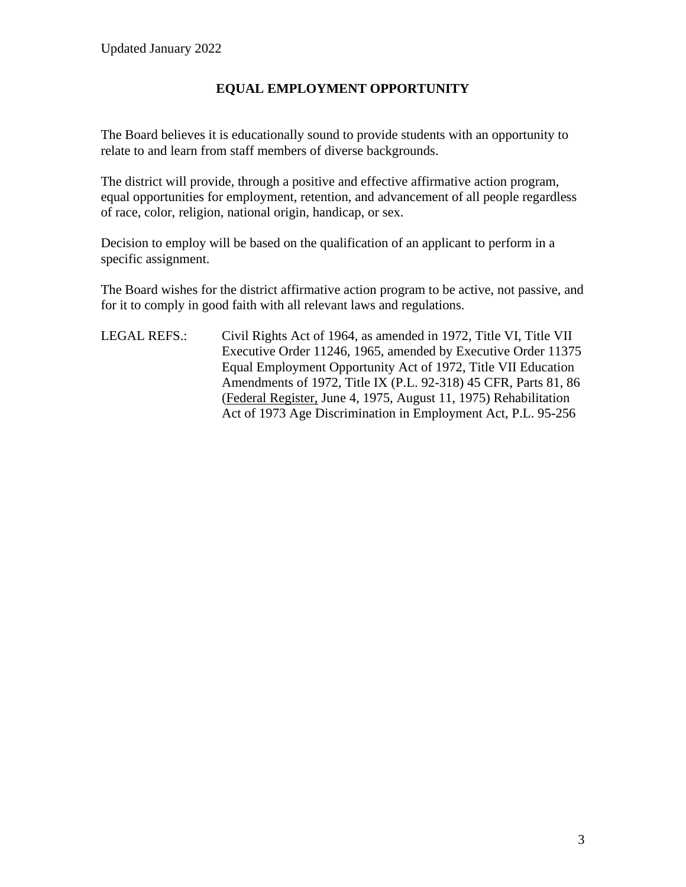Updated January 2022

# EQUAL EMPLOYMENT OPPORTUNITY

The Board believes it is educationally sound to provide students with an opportunity to relate to and learn from staff members of diverse backgrounds.

The district will provide, through a positive and effective affirmative action program, equal opportunities for employment, retention, and advancement of all people regardless of race, color, religion, national origin, handicap, or sex.

Decision to employ will be based on the qualification of an applicant to perform in a specific assignment.

The Board wishes for the district affirmative action program to be active, not passive, and for it to comply in good faith with all relevant laws and regulations.

LEGAL REFS.: Civil Rights Act of 1964, as amended in 1972, Title VI, Title VII Executive Order 11246, 1965, amended by Executive Order 11375 Equal Employment Opportunity Act of 1972, Title VII Education Amendments of 1972, Title IX (P.L. 92-318) 45 CFR, Parts 81, 86 (Federal Register, June 4, 1975, August 11, 1975) Rehabilitation Act of 1973 Age Discrimination in Employment Act, P.L. 95-256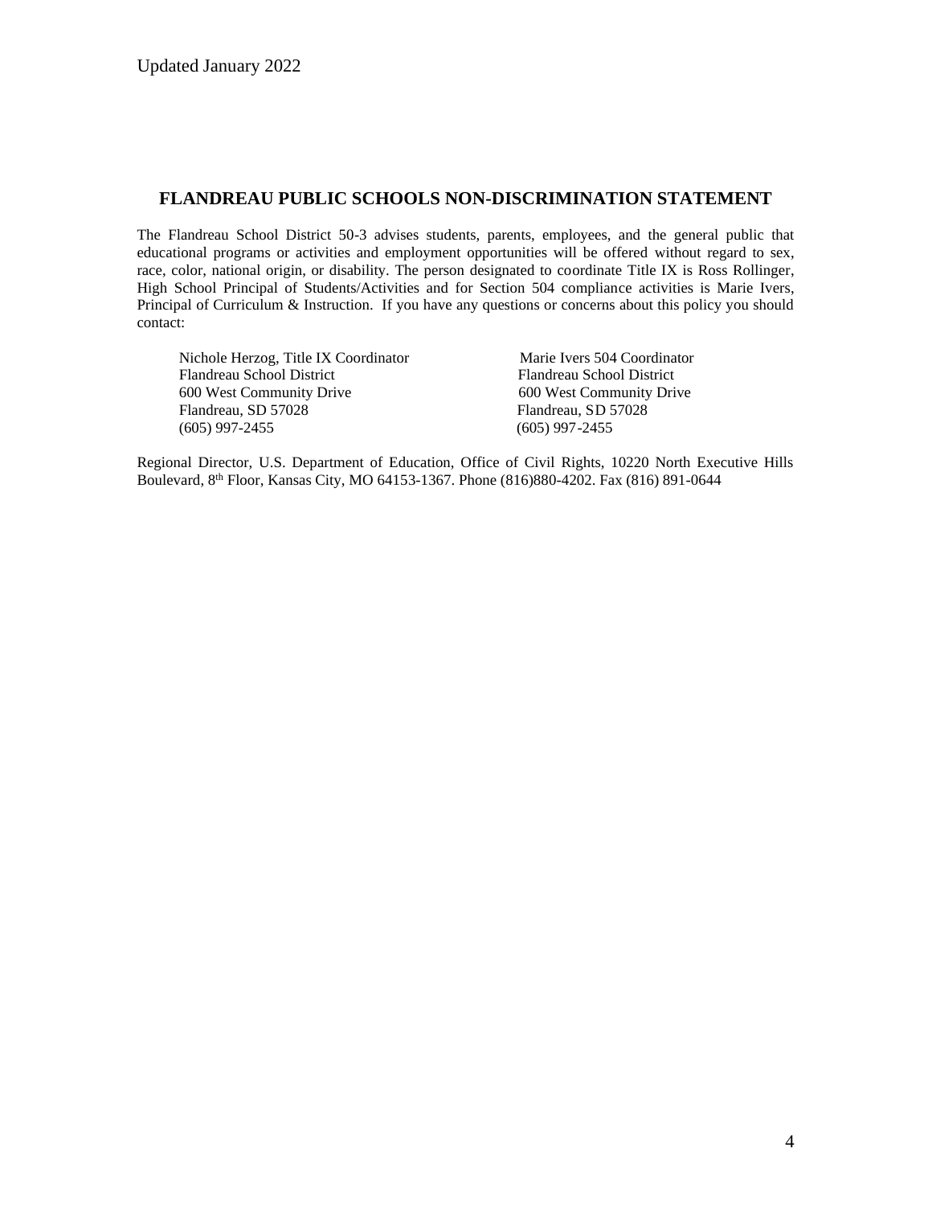# FLANDREAU PUBLIC SCHOOLS NON-DISCRIMINATION STATEMENT

The Flandreau School District 50-3 advises students, parents, employees, and the general public that educational programs or activities and employment opportunities will be offered without regard to sex, race, color, national origin, or disability. The person designated to coordinate Title IX is Ross Rollinger, High School Principal of Students/Activities and for Section 504 compliance activities is Marie Ivers, Principal of Curriculum & Instruction. If you have any questions or concerns about this policy you should contact:

Nichole Herzog, Title IX Coordinator
Flandreau School District
600 West Community Drive
Flandreau, SD 57028
(605) 997-2455

Marie Ivers 504 Coordinator
Flandreau School District
600 West Community Drive
Flandreau, SD 57028
(605) 997-2455

Regional Director, U.S. Department of Education, Office of Civil Rights, 10220 North Executive Hills Boulevard, 8th Floor, Kansas City, MO 64153-1367. Phone (816)880-4202. Fax (816) 891-0644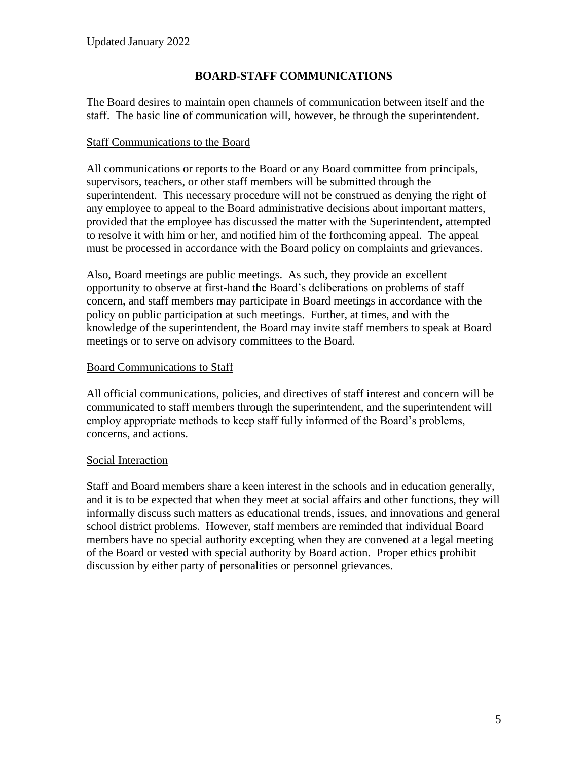Updated January 2022

## BOARD-STAFF COMMUNICATIONS

The Board desires to maintain open channels of communication between itself and the staff. The basic line of communication will, however, be through the superintendent.

### Staff Communications to the Board

All communications or reports to the Board or any Board committee from principals, supervisors, teachers, or other staff members will be submitted through the superintendent. This necessary procedure will not be construed as denying the right of any employee to appeal to the Board administrative decisions about important matters, provided that the employee has discussed the matter with the Superintendent, attempted to resolve it with him or her, and notified him of the forthcoming appeal. The appeal must be processed in accordance with the Board policy on complaints and grievances.

Also, Board meetings are public meetings. As such, they provide an excellent opportunity to observe at first-hand the Board's deliberations on problems of staff concern, and staff members may participate in Board meetings in accordance with the policy on public participation at such meetings. Further, at times, and with the knowledge of the superintendent, the Board may invite staff members to speak at Board meetings or to serve on advisory committees to the Board.

### Board Communications to Staff

All official communications, policies, and directives of staff interest and concern will be communicated to staff members through the superintendent, and the superintendent will employ appropriate methods to keep staff fully informed of the Board's problems, concerns, and actions.

### Social Interaction

Staff and Board members share a keen interest in the schools and in education generally, and it is to be expected that when they meet at social affairs and other functions, they will informally discuss such matters as educational trends, issues, and innovations and general school district problems. However, staff members are reminded that individual Board members have no special authority excepting when they are convened at a legal meeting of the Board or vested with special authority by Board action. Proper ethics prohibit discussion by either party of personalities or personnel grievances.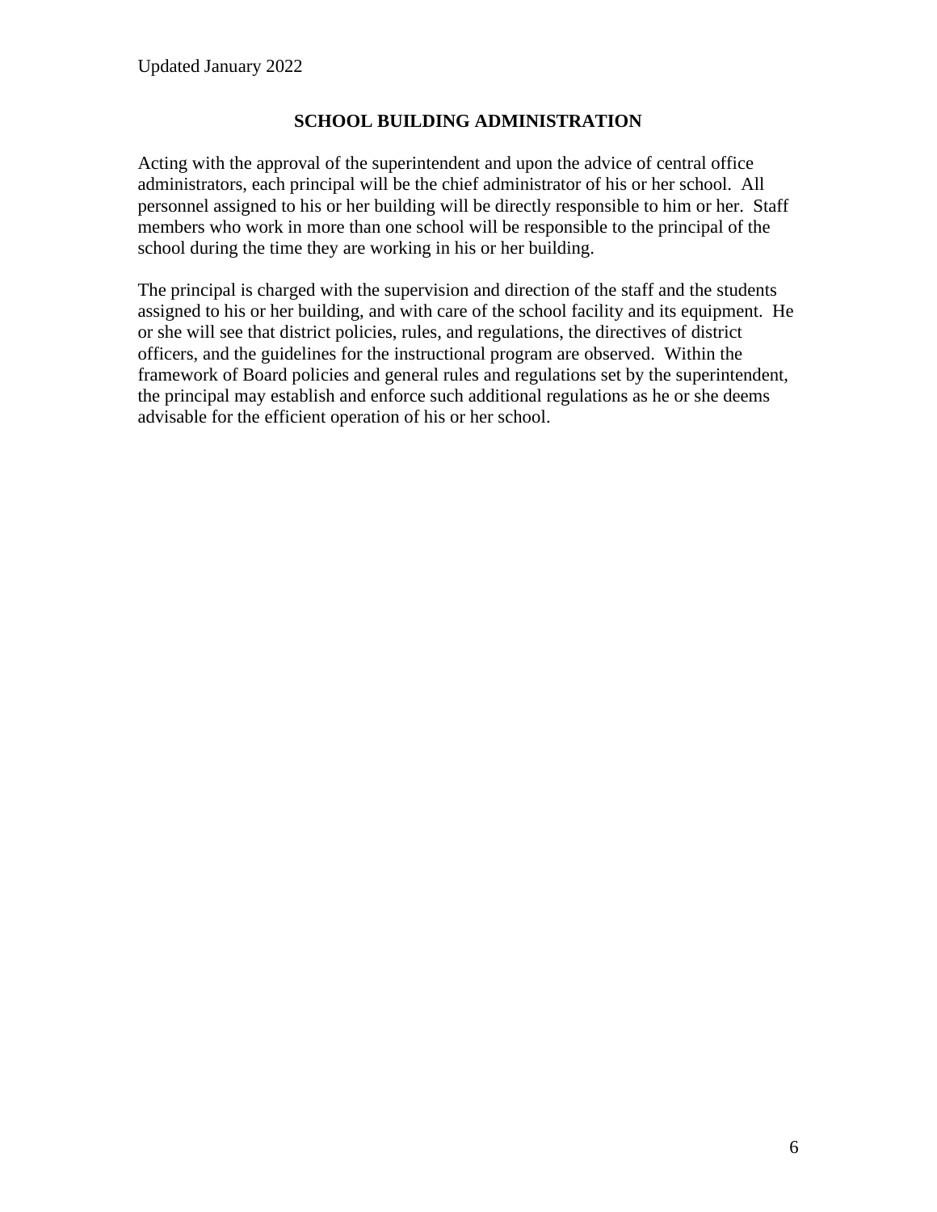## SCHOOL BUILDING ADMINISTRATION

Acting with the approval of the superintendent and upon the advice of central office administrators, each principal will be the chief administrator of his or her school. All personnel assigned to his or her building will be directly responsible to him or her. Staff members who work in more than one school will be responsible to the principal of the school during the time they are working in his or her building.

The principal is charged with the supervision and direction of the staff and the students assigned to his or her building, and with care of the school facility and its equipment. He or she will see that district policies, rules, and regulations, the directives of district officers, and the guidelines for the instructional program are observed. Within the framework of Board policies and general rules and regulations set by the superintendent, the principal may establish and enforce such additional regulations as he or she deems advisable for the efficient operation of his or her school.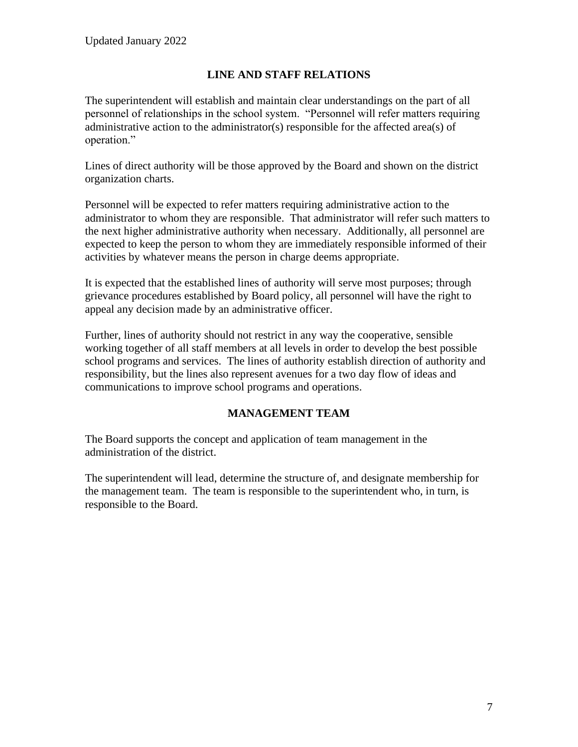Updated January 2022

## LINE AND STAFF RELATIONS

The superintendent will establish and maintain clear understandings on the part of all personnel of relationships in the school system. "Personnel will refer matters requiring administrative action to the administrator(s) responsible for the affected area(s) of operation."

Lines of direct authority will be those approved by the Board and shown on the district organization charts.

Personnel will be expected to refer matters requiring administrative action to the administrator to whom they are responsible. That administrator will refer such matters to the next higher administrative authority when necessary. Additionally, all personnel are expected to keep the person to whom they are immediately responsible informed of their activities by whatever means the person in charge deems appropriate.

It is expected that the established lines of authority will serve most purposes; through grievance procedures established by Board policy, all personnel will have the right to appeal any decision made by an administrative officer.

Further, lines of authority should not restrict in any way the cooperative, sensible working together of all staff members at all levels in order to develop the best possible school programs and services. The lines of authority establish direction of authority and responsibility, but the lines also represent avenues for a two day flow of ideas and communications to improve school programs and operations.

## MANAGEMENT TEAM

The Board supports the concept and application of team management in the administration of the district.

The superintendent will lead, determine the structure of, and designate membership for the management team. The team is responsible to the superintendent who, in turn, is responsible to the Board.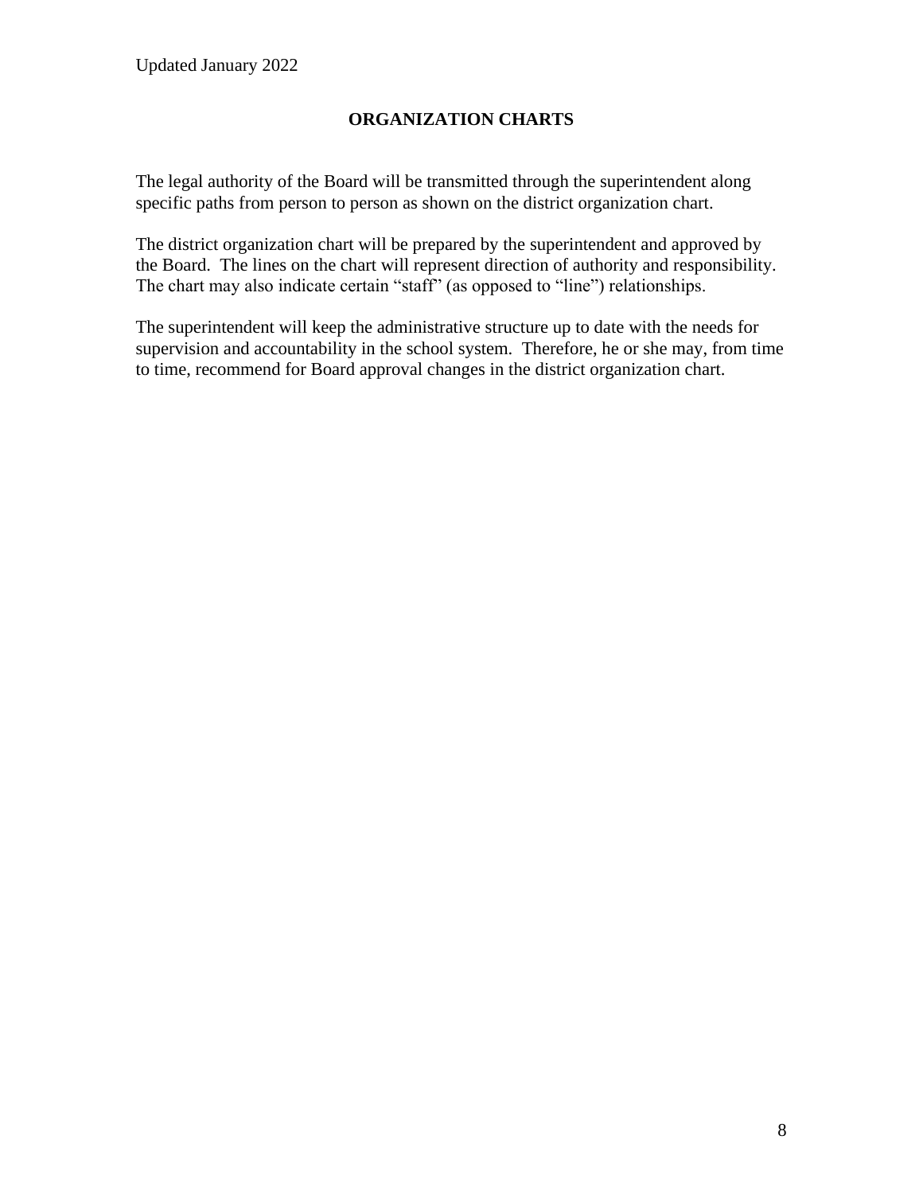## ORGANIZATION CHARTS

The legal authority of the Board will be transmitted through the superintendent along specific paths from person to person as shown on the district organization chart.

The district organization chart will be prepared by the superintendent and approved by the Board. The lines on the chart will represent direction of authority and responsibility. The chart may also indicate certain "staff" (as opposed to "line") relationships.

The superintendent will keep the administrative structure up to date with the needs for supervision and accountability in the school system. Therefore, he or she may, from time to time, recommend for Board approval changes in the district organization chart.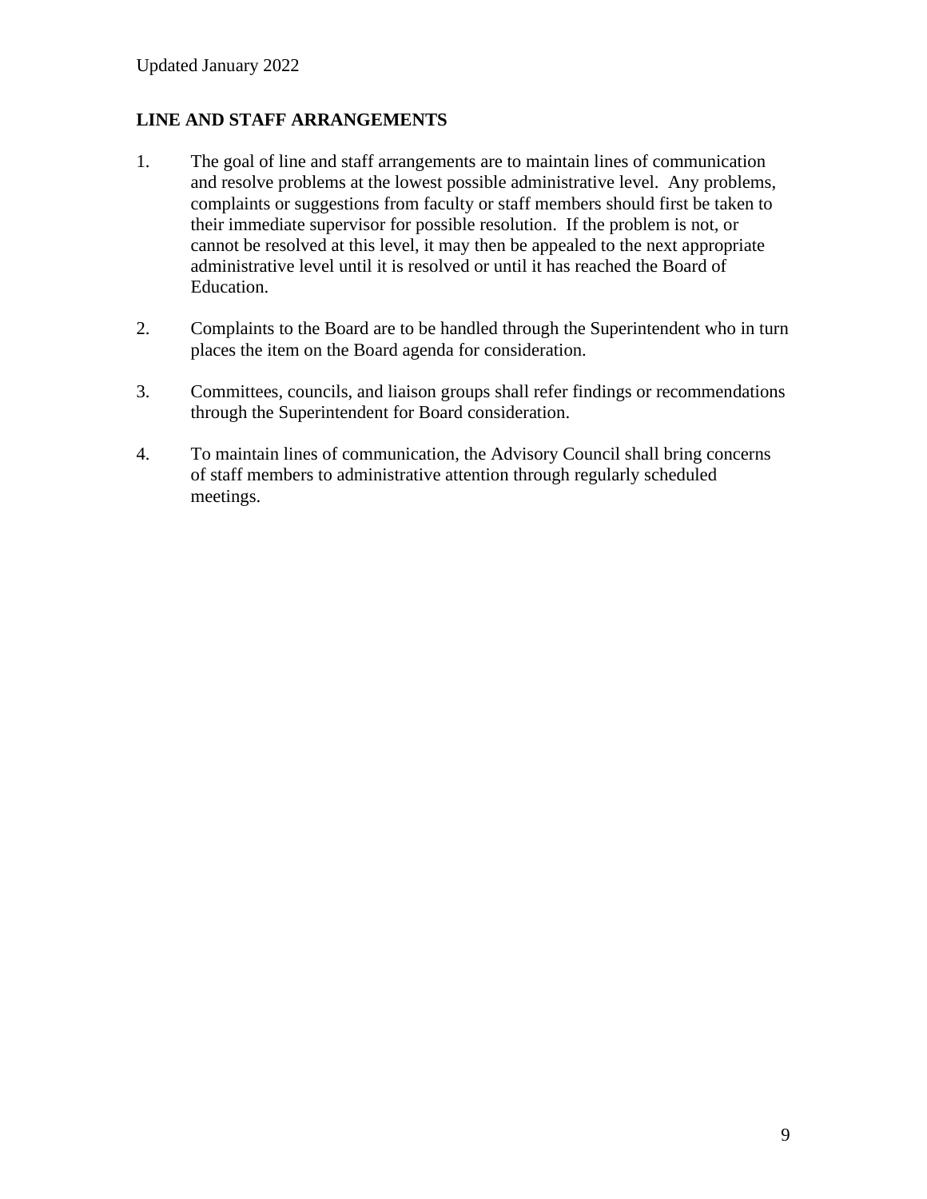Updated January 2022

**LINE AND STAFF ARRANGEMENTS**

1. The goal of line and staff arrangements are to maintain lines of communication and resolve problems at the lowest possible administrative level. Any problems, complaints or suggestions from faculty or staff members should first be taken to their immediate supervisor for possible resolution. If the problem is not, or cannot be resolved at this level, it may then be appealed to the next appropriate administrative level until it is resolved or until it has reached the Board of Education.

2. Complaints to the Board are to be handled through the Superintendent who in turn places the item on the Board agenda for consideration.

3. Committees, councils, and liaison groups shall refer findings or recommendations through the Superintendent for Board consideration.

4. To maintain lines of communication, the Advisory Council shall bring concerns of staff members to administrative attention through regularly scheduled meetings.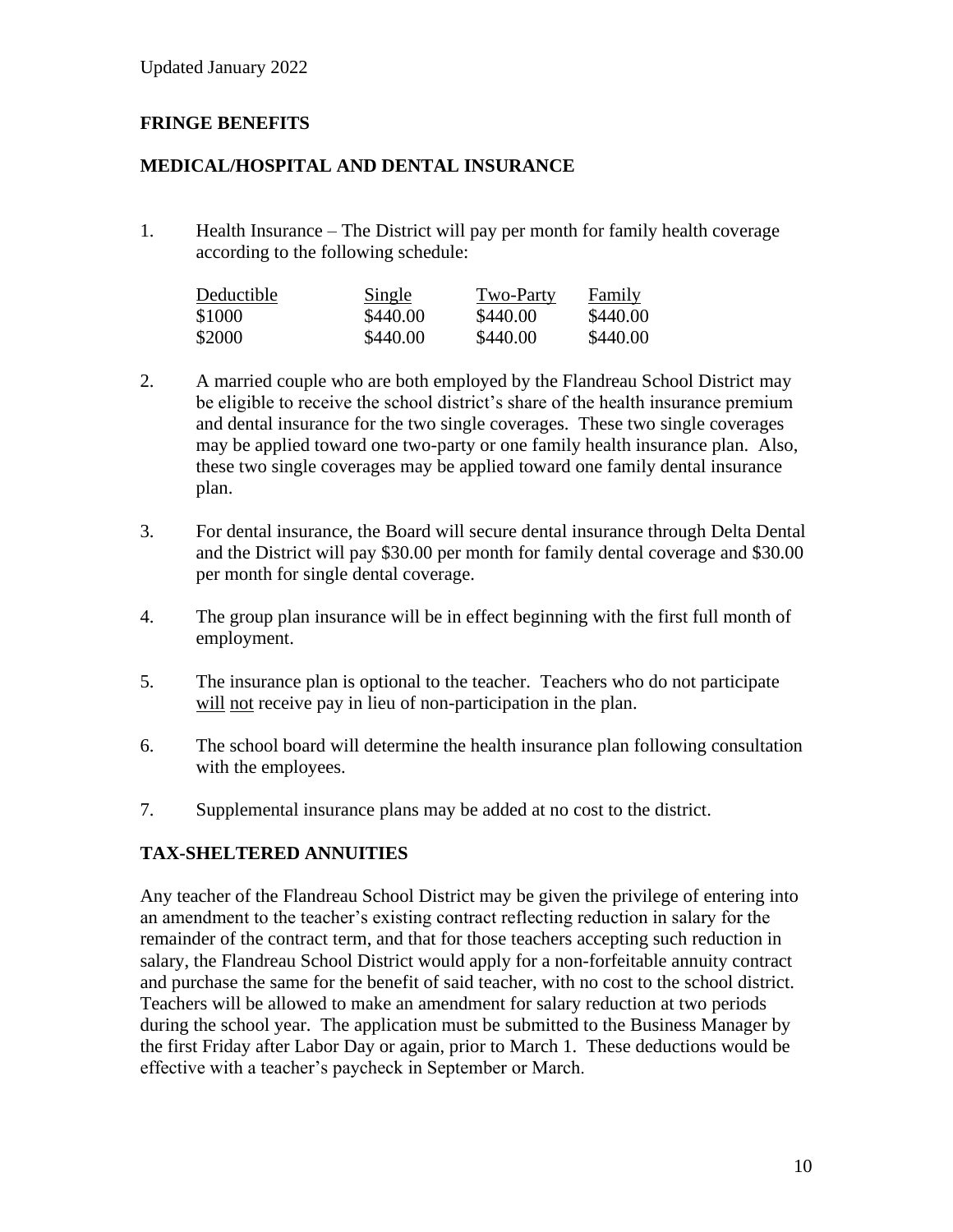Updated January 2022

## FRINGE BENEFITS

### MEDICAL/HOSPITAL AND DENTAL INSURANCE

1. Health Insurance – The District will pay per month for family health coverage according to the following schedule:

| Deductible | Single | Two-Party | Family |
|---|---|---|---|
| $1000 | $440.00 | $440.00 | $440.00 |
| $2000 | $440.00 | $440.00 | $440.00 |

2. A married couple who are both employed by the Flandreau School District may be eligible to receive the school district's share of the health insurance premium and dental insurance for the two single coverages. These two single coverages may be applied toward one two-party or one family health insurance plan. Also, these two single coverages may be applied toward one family dental insurance plan.

3. For dental insurance, the Board will secure dental insurance through Delta Dental and the District will pay $30.00 per month for family dental coverage and $30.00 per month for single dental coverage.

4. The group plan insurance will be in effect beginning with the first full month of employment.

5. The insurance plan is optional to the teacher. Teachers who do not participate <u>will</u> <u>not</u> receive pay in lieu of non-participation in the plan.

6. The school board will determine the health insurance plan following consultation with the employees.

7. Supplemental insurance plans may be added at no cost to the district.

### TAX-SHELTERED ANNUITIES

Any teacher of the Flandreau School District may be given the privilege of entering into an amendment to the teacher's existing contract reflecting reduction in salary for the remainder of the contract term, and that for those teachers accepting such reduction in salary, the Flandreau School District would apply for a non-forfeitable annuity contract and purchase the same for the benefit of said teacher, with no cost to the school district. Teachers will be allowed to make an amendment for salary reduction at two periods during the school year. The application must be submitted to the Business Manager by the first Friday after Labor Day or again, prior to March 1. These deductions would be effective with a teacher's paycheck in September or March.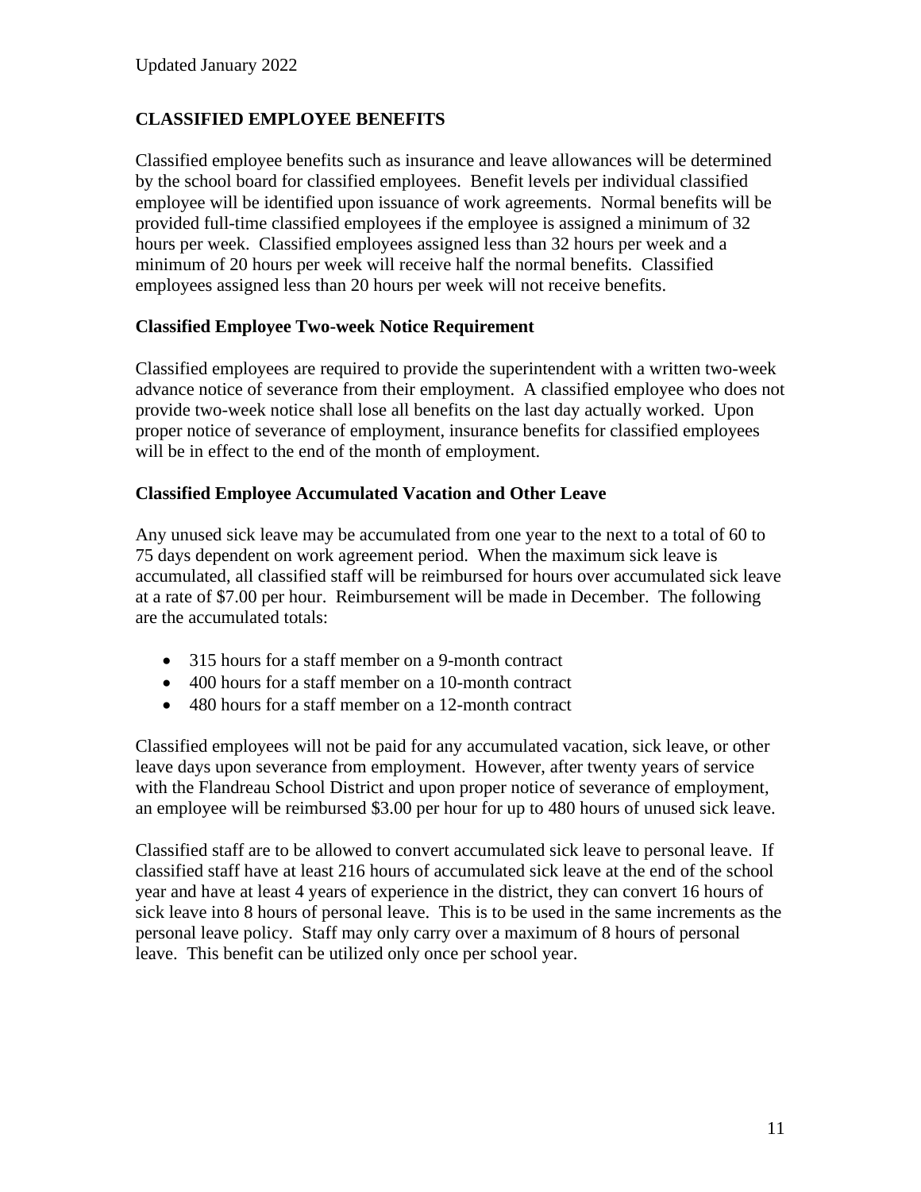Updated January 2022

## CLASSIFIED EMPLOYEE BENEFITS

Classified employee benefits such as insurance and leave allowances will be determined by the school board for classified employees. Benefit levels per individual classified employee will be identified upon issuance of work agreements. Normal benefits will be provided full-time classified employees if the employee is assigned a minimum of 32 hours per week. Classified employees assigned less than 32 hours per week and a minimum of 20 hours per week will receive half the normal benefits. Classified employees assigned less than 20 hours per week will not receive benefits.

### Classified Employee Two-week Notice Requirement

Classified employees are required to provide the superintendent with a written two-week advance notice of severance from their employment. A classified employee who does not provide two-week notice shall lose all benefits on the last day actually worked. Upon proper notice of severance of employment, insurance benefits for classified employees will be in effect to the end of the month of employment.

### Classified Employee Accumulated Vacation and Other Leave

Any unused sick leave may be accumulated from one year to the next to a total of 60 to 75 days dependent on work agreement period. When the maximum sick leave is accumulated, all classified staff will be reimbursed for hours over accumulated sick leave at a rate of $7.00 per hour. Reimbursement will be made in December. The following are the accumulated totals:

- 315 hours for a staff member on a 9-month contract
- 400 hours for a staff member on a 10-month contract
- 480 hours for a staff member on a 12-month contract

Classified employees will not be paid for any accumulated vacation, sick leave, or other leave days upon severance from employment. However, after twenty years of service with the Flandreau School District and upon proper notice of severance of employment, an employee will be reimbursed $3.00 per hour for up to 480 hours of unused sick leave.

Classified staff are to be allowed to convert accumulated sick leave to personal leave. If classified staff have at least 216 hours of accumulated sick leave at the end of the school year and have at least 4 years of experience in the district, they can convert 16 hours of sick leave into 8 hours of personal leave. This is to be used in the same increments as the personal leave policy. Staff may only carry over a maximum of 8 hours of personal leave. This benefit can be utilized only once per school year.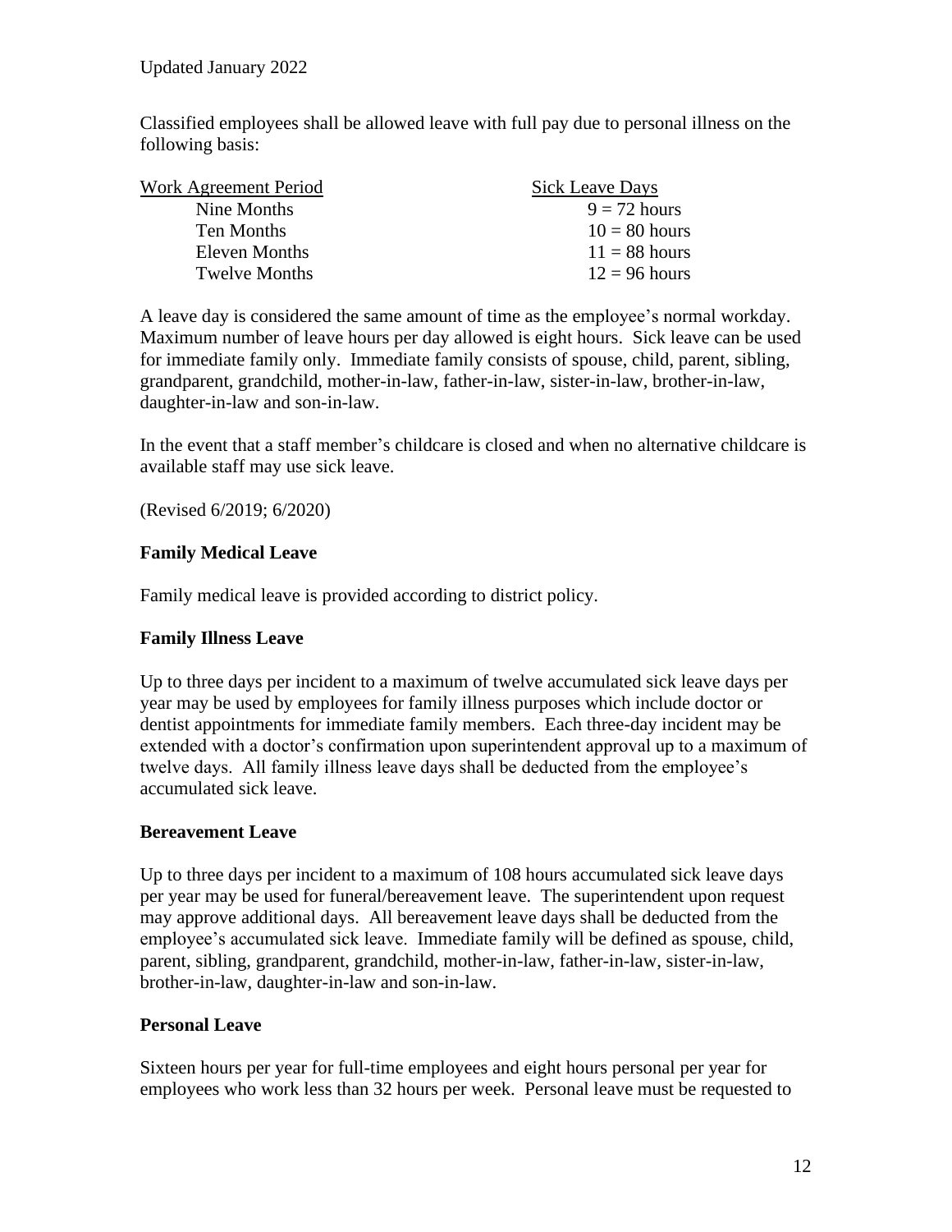Classified employees shall be allowed leave with full pay due to personal illness on the following basis:

| Work Agreement Period | Sick Leave Days |
|---|---|
| Nine Months | 9 = 72 hours |
| Ten Months | 10 = 80 hours |
| Eleven Months | 11 = 88 hours |
| Twelve Months | 12 = 96 hours |

A leave day is considered the same amount of time as the employee's normal workday. Maximum number of leave hours per day allowed is eight hours. Sick leave can be used for immediate family only. Immediate family consists of spouse, child, parent, sibling, grandparent, grandchild, mother-in-law, father-in-law, sister-in-law, brother-in-law, daughter-in-law and son-in-law.

In the event that a staff member's childcare is closed and when no alternative childcare is available staff may use sick leave.

(Revised 6/2019; 6/2020)

**Family Medical Leave**

Family medical leave is provided according to district policy.

**Family Illness Leave**

Up to three days per incident to a maximum of twelve accumulated sick leave days per year may be used by employees for family illness purposes which include doctor or dentist appointments for immediate family members. Each three-day incident may be extended with a doctor's confirmation upon superintendent approval up to a maximum of twelve days. All family illness leave days shall be deducted from the employee's accumulated sick leave.

**Bereavement Leave**

Up to three days per incident to a maximum of 108 hours accumulated sick leave days per year may be used for funeral/bereavement leave. The superintendent upon request may approve additional days. All bereavement leave days shall be deducted from the employee's accumulated sick leave. Immediate family will be defined as spouse, child, parent, sibling, grandparent, grandchild, mother-in-law, father-in-law, sister-in-law, brother-in-law, daughter-in-law and son-in-law.

**Personal Leave**

Sixteen hours per year for full-time employees and eight hours personal per year for employees who work less than 32 hours per week. Personal leave must be requested to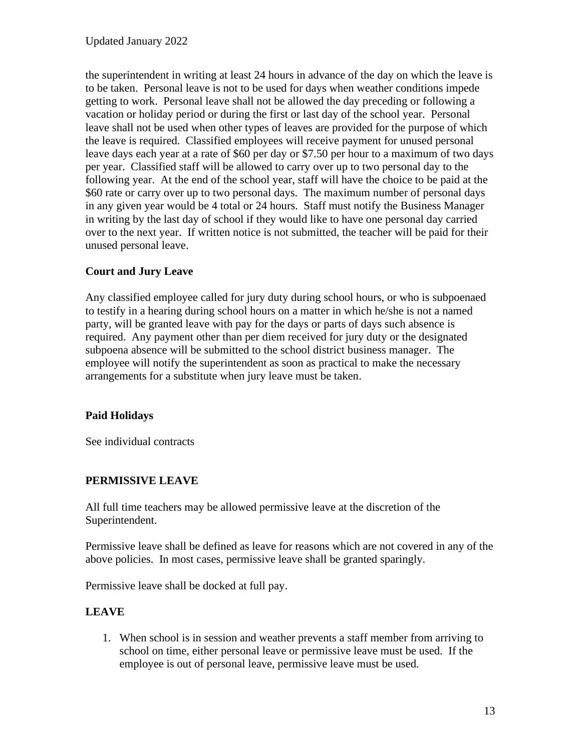the superintendent in writing at least 24 hours in advance of the day on which the leave is to be taken. Personal leave is not to be used for days when weather conditions impede getting to work. Personal leave shall not be allowed the day preceding or following a vacation or holiday period or during the first or last day of the school year. Personal leave shall not be used when other types of leaves are provided for the purpose of which the leave is required. Classified employees will receive payment for unused personal leave days each year at a rate of $60 per day or $7.50 per hour to a maximum of two days per year. Classified staff will be allowed to carry over up to two personal day to the following year. At the end of the school year, staff will have the choice to be paid at the $60 rate or carry over up to two personal days. The maximum number of personal days in any given year would be 4 total or 24 hours. Staff must notify the Business Manager in writing by the last day of school if they would like to have one personal day carried over to the next year. If written notice is not submitted, the teacher will be paid for their unused personal leave.

**Court and Jury Leave**

Any classified employee called for jury duty during school hours, or who is subpoenaed to testify in a hearing during school hours on a matter in which he/she is not a named party, will be granted leave with pay for the days or parts of days such absence is required. Any payment other than per diem received for jury duty or the designated subpoena absence will be submitted to the school district business manager. The employee will notify the superintendent as soon as practical to make the necessary arrangements for a substitute when jury leave must be taken.

**Paid Holidays**

See individual contracts

**PERMISSIVE LEAVE**

All full time teachers may be allowed permissive leave at the discretion of the Superintendent.

Permissive leave shall be defined as leave for reasons which are not covered in any of the above policies. In most cases, permissive leave shall be granted sparingly.

Permissive leave shall be docked at full pay.

**LEAVE**

1. When school is in session and weather prevents a staff member from arriving to school on time, either personal leave or permissive leave must be used. If the employee is out of personal leave, permissive leave must be used.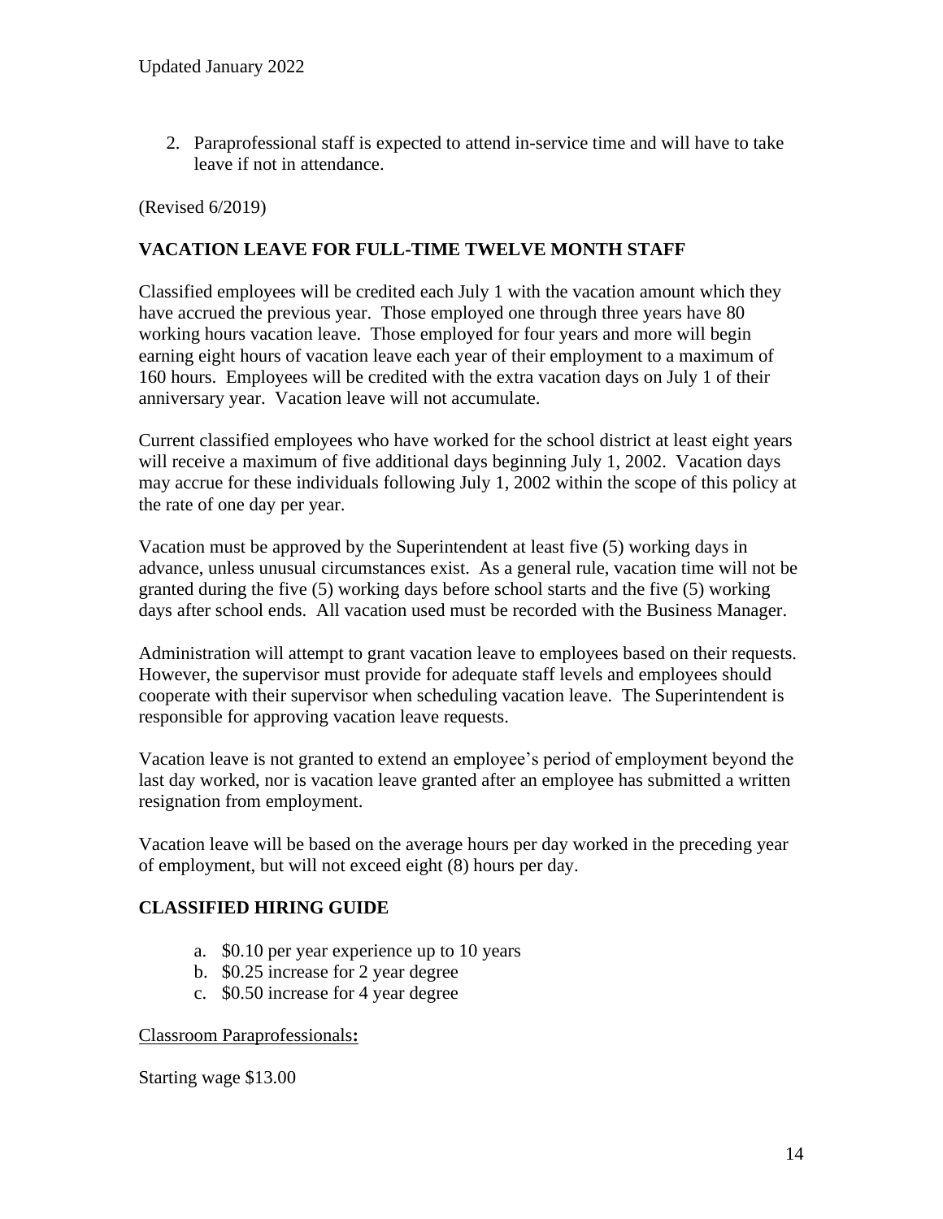2. Paraprofessional staff is expected to attend in-service time and will have to take leave if not in attendance.

(Revised 6/2019)

## VACATION LEAVE FOR FULL-TIME TWELVE MONTH STAFF

Classified employees will be credited each July 1 with the vacation amount which they have accrued the previous year. Those employed one through three years have 80 working hours vacation leave. Those employed for four years and more will begin earning eight hours of vacation leave each year of their employment to a maximum of 160 hours. Employees will be credited with the extra vacation days on July 1 of their anniversary year. Vacation leave will not accumulate.

Current classified employees who have worked for the school district at least eight years will receive a maximum of five additional days beginning July 1, 2002. Vacation days may accrue for these individuals following July 1, 2002 within the scope of this policy at the rate of one day per year.

Vacation must be approved by the Superintendent at least five (5) working days in advance, unless unusual circumstances exist. As a general rule, vacation time will not be granted during the five (5) working days before school starts and the five (5) working days after school ends. All vacation used must be recorded with the Business Manager.

Administration will attempt to grant vacation leave to employees based on their requests. However, the supervisor must provide for adequate staff levels and employees should cooperate with their supervisor when scheduling vacation leave. The Superintendent is responsible for approving vacation leave requests.

Vacation leave is not granted to extend an employee's period of employment beyond the last day worked, nor is vacation leave granted after an employee has submitted a written resignation from employment.

Vacation leave will be based on the average hours per day worked in the preceding year of employment, but will not exceed eight (8) hours per day.

## CLASSIFIED HIRING GUIDE

a. $0.10 per year experience up to 10 years
b. $0.25 increase for 2 year degree
c. $0.50 increase for 4 year degree

Classroom Paraprofessionals**:**

Starting wage $13.00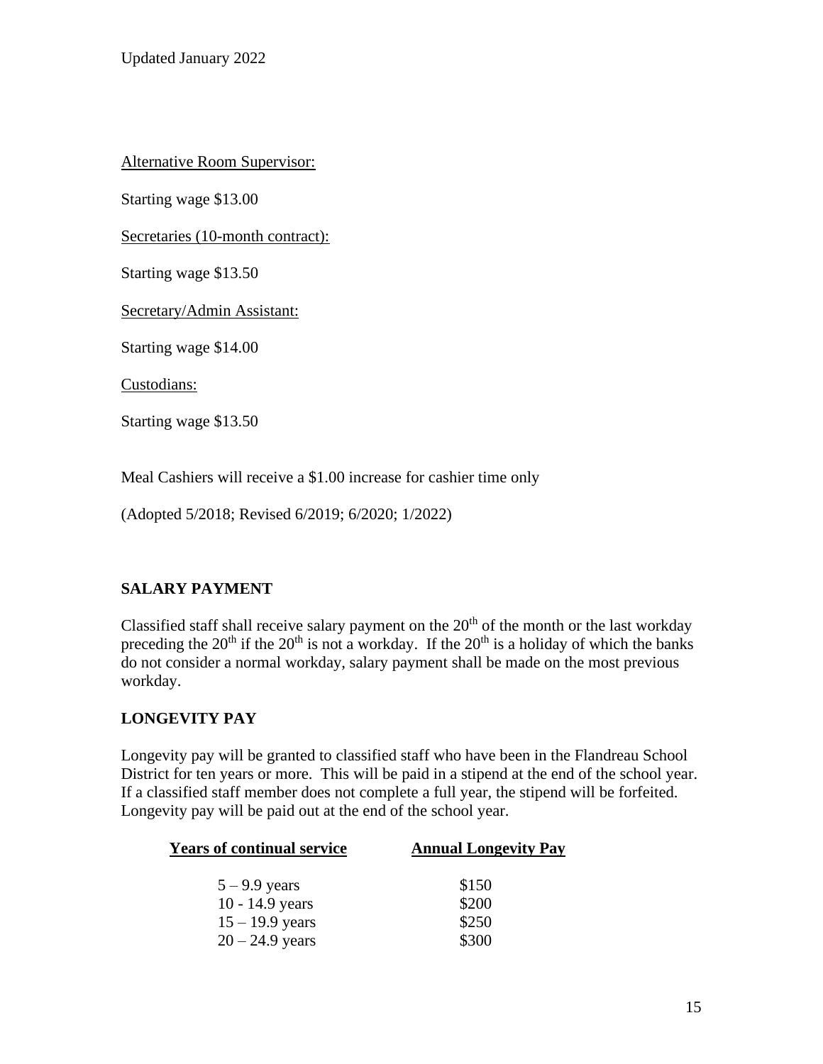Alternative Room Supervisor:

Starting wage $13.00

Secretaries (10-month contract):

Starting wage $13.50

Secretary/Admin Assistant:

Starting wage $14.00

Custodians:

Starting wage $13.50

Meal Cashiers will receive a $1.00 increase for cashier time only

(Adopted 5/2018; Revised 6/2019; 6/2020; 1/2022)

## SALARY PAYMENT

Classified staff shall receive salary payment on the 20th of the month or the last workday preceding the 20th if the 20th is not a workday. If the 20th is a holiday of which the banks do not consider a normal workday, salary payment shall be made on the most previous workday.

## LONGEVITY PAY

Longevity pay will be granted to classified staff who have been in the Flandreau School District for ten years or more. This will be paid in a stipend at the end of the school year. If a classified staff member does not complete a full year, the stipend will be forfeited. Longevity pay will be paid out at the end of the school year.

| Years of continual service | Annual Longevity Pay |
|---|---|
| 5 – 9.9 years | $150 |
| 10 - 14.9 years | $200 |
| 15 – 19.9 years | $250 |
| 20 – 24.9 years | $300 |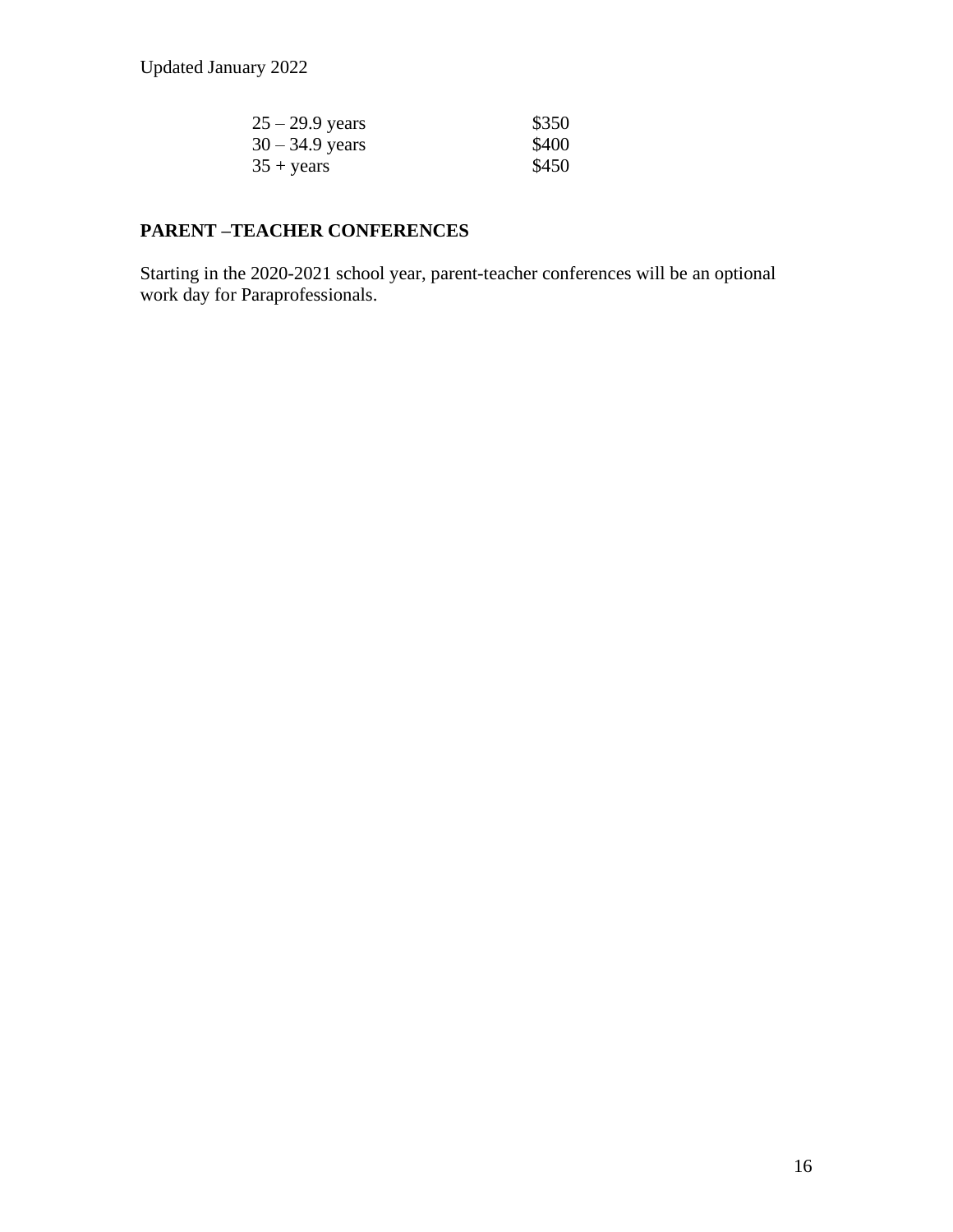| | |
|---|---|
| 25 – 29.9 years | $350 |
| 30 – 34.9 years | $400 |
| 35 + years | $450 |

**PARENT –TEACHER CONFERENCES**

Starting in the 2020-2021 school year, parent-teacher conferences will be an optional work day for Paraprofessionals.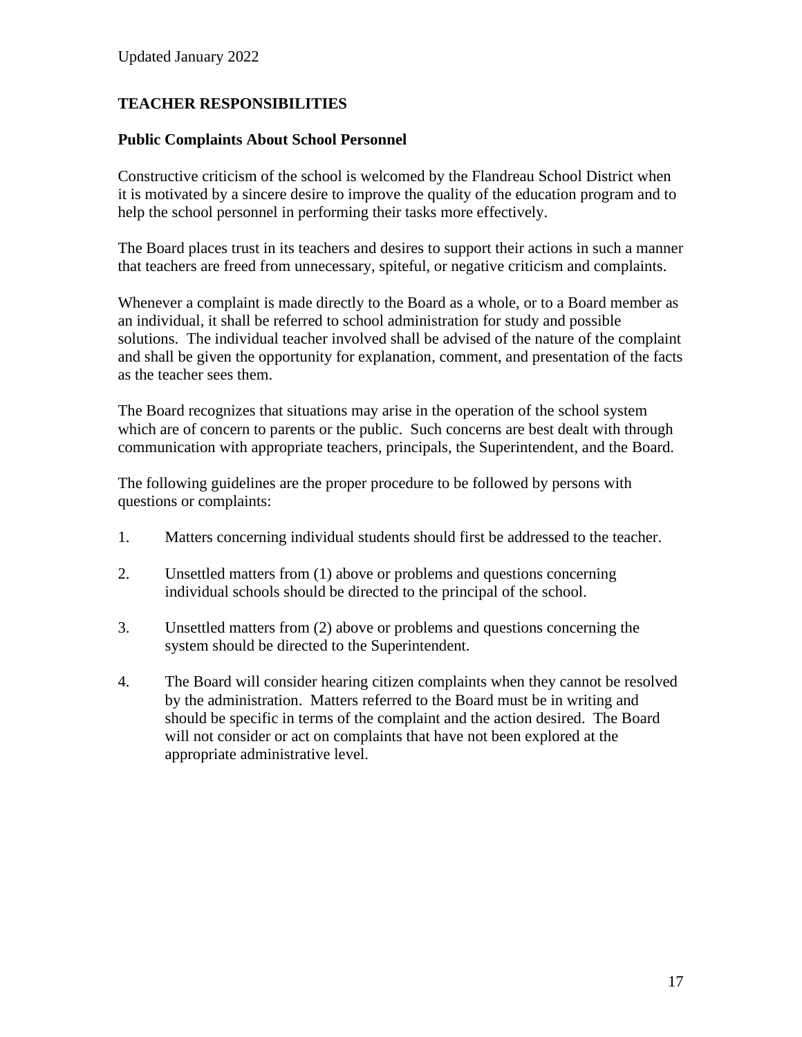## TEACHER RESPONSIBILITIES

### Public Complaints About School Personnel

Constructive criticism of the school is welcomed by the Flandreau School District when it is motivated by a sincere desire to improve the quality of the education program and to help the school personnel in performing their tasks more effectively.

The Board places trust in its teachers and desires to support their actions in such a manner that teachers are freed from unnecessary, spiteful, or negative criticism and complaints.

Whenever a complaint is made directly to the Board as a whole, or to a Board member as an individual, it shall be referred to school administration for study and possible solutions. The individual teacher involved shall be advised of the nature of the complaint and shall be given the opportunity for explanation, comment, and presentation of the facts as the teacher sees them.

The Board recognizes that situations may arise in the operation of the school system which are of concern to parents or the public. Such concerns are best dealt with through communication with appropriate teachers, principals, the Superintendent, and the Board.

The following guidelines are the proper procedure to be followed by persons with questions or complaints:

1. Matters concerning individual students should first be addressed to the teacher.

2. Unsettled matters from (1) above or problems and questions concerning individual schools should be directed to the principal of the school.

3. Unsettled matters from (2) above or problems and questions concerning the system should be directed to the Superintendent.

4. The Board will consider hearing citizen complaints when they cannot be resolved by the administration. Matters referred to the Board must be in writing and should be specific in terms of the complaint and the action desired. The Board will not consider or act on complaints that have not been explored at the appropriate administrative level.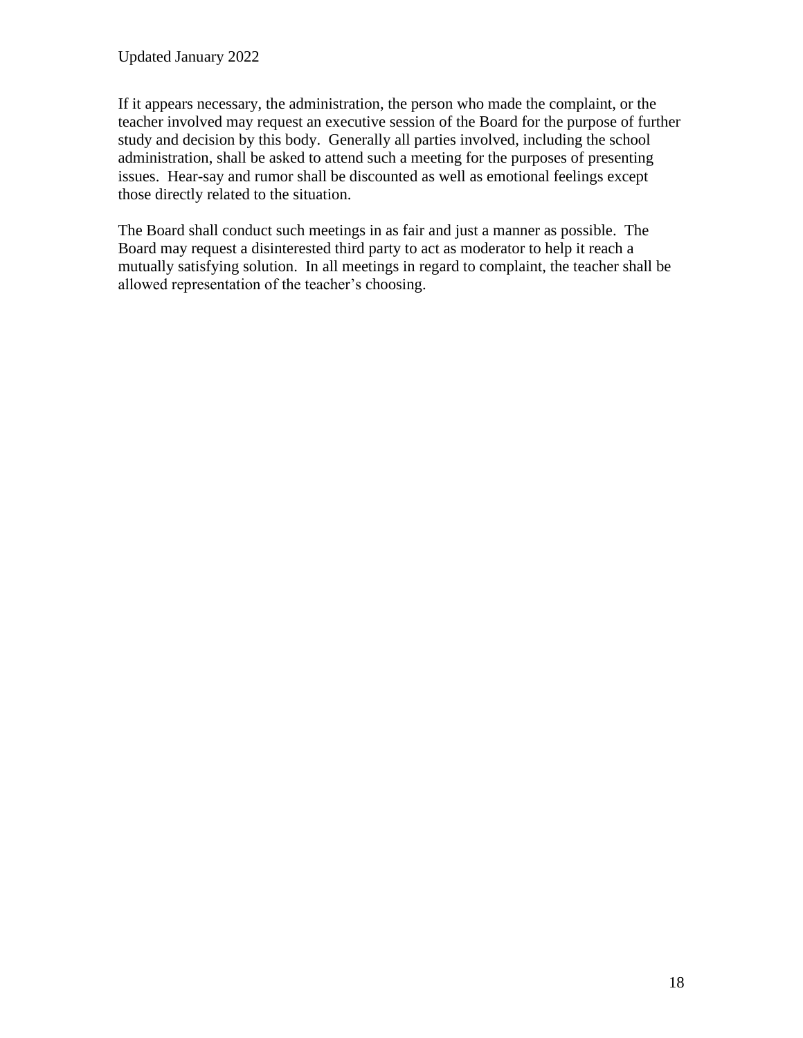If it appears necessary, the administration, the person who made the complaint, or the teacher involved may request an executive session of the Board for the purpose of further study and decision by this body. Generally all parties involved, including the school administration, shall be asked to attend such a meeting for the purposes of presenting issues. Hear-say and rumor shall be discounted as well as emotional feelings except those directly related to the situation.

The Board shall conduct such meetings in as fair and just a manner as possible. The Board may request a disinterested third party to act as moderator to help it reach a mutually satisfying solution. In all meetings in regard to complaint, the teacher shall be allowed representation of the teacher's choosing.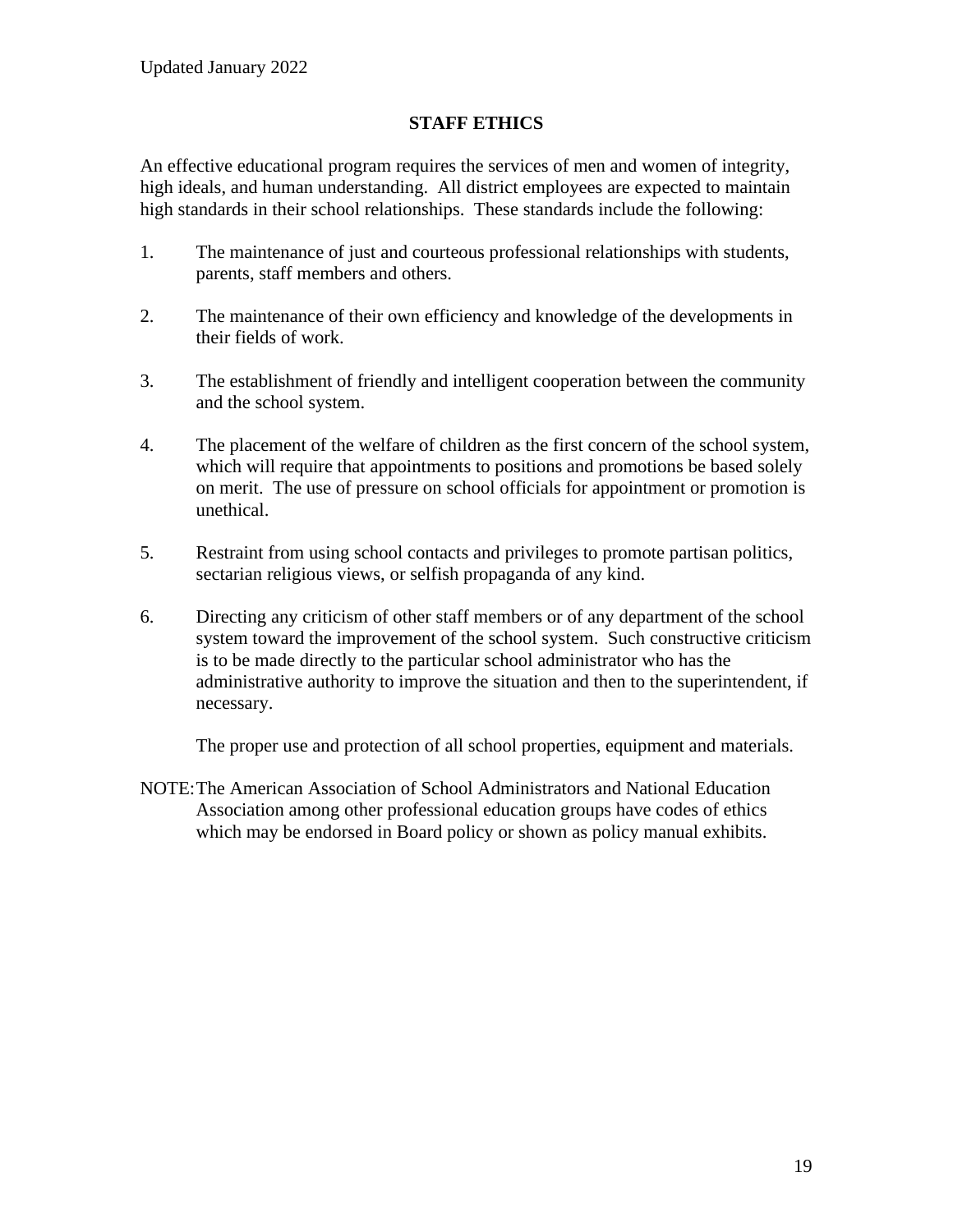## STAFF ETHICS

An effective educational program requires the services of men and women of integrity, high ideals, and human understanding. All district employees are expected to maintain high standards in their school relationships. These standards include the following:

1. The maintenance of just and courteous professional relationships with students, parents, staff members and others.

2. The maintenance of their own efficiency and knowledge of the developments in their fields of work.

3. The establishment of friendly and intelligent cooperation between the community and the school system.

4. The placement of the welfare of children as the first concern of the school system, which will require that appointments to positions and promotions be based solely on merit. The use of pressure on school officials for appointment or promotion is unethical.

5. Restraint from using school contacts and privileges to promote partisan politics, sectarian religious views, or selfish propaganda of any kind.

6. Directing any criticism of other staff members or of any department of the school system toward the improvement of the school system. Such constructive criticism is to be made directly to the particular school administrator who has the administrative authority to improve the situation and then to the superintendent, if necessary.

   The proper use and protection of all school properties, equipment and materials.

NOTE: The American Association of School Administrators and National Education Association among other professional education groups have codes of ethics which may be endorsed in Board policy or shown as policy manual exhibits.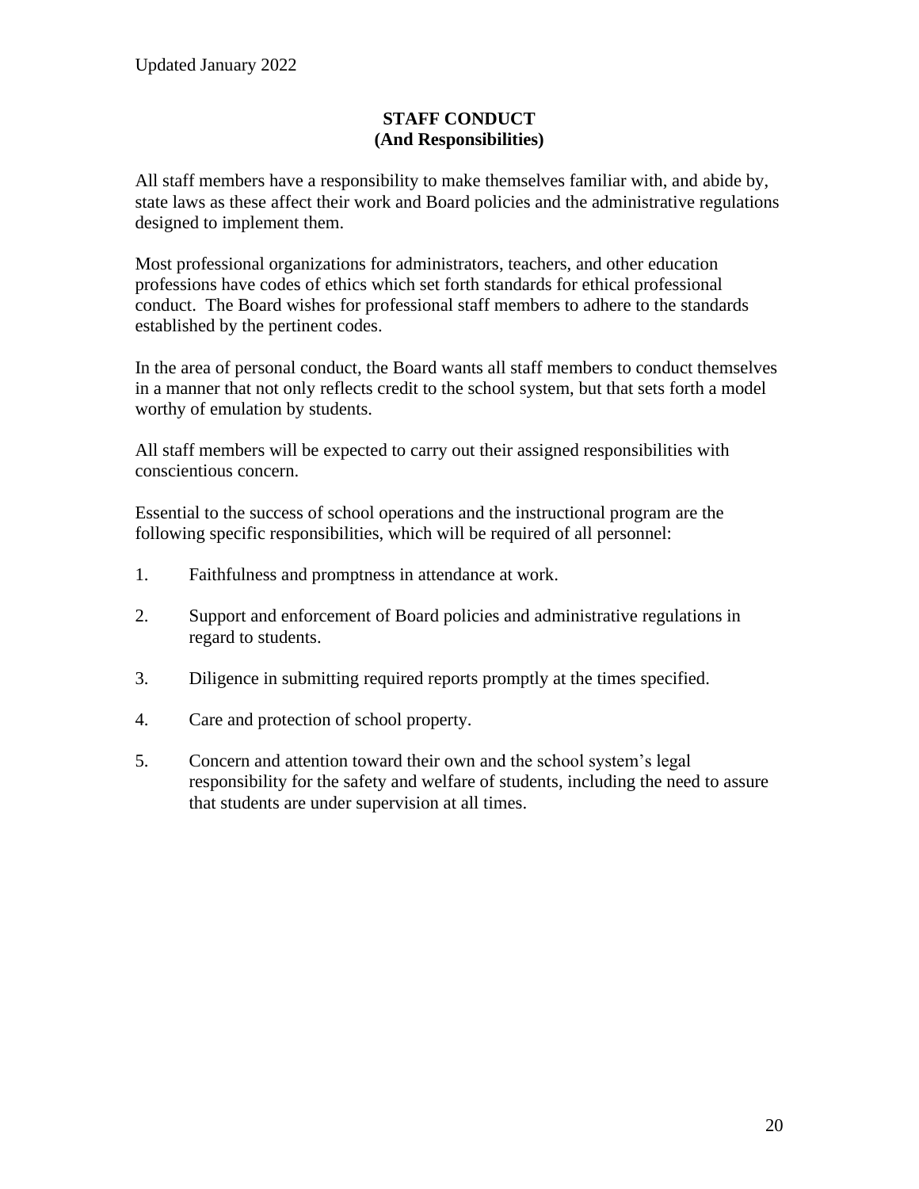## STAFF CONDUCT
## (And Responsibilities)

All staff members have a responsibility to make themselves familiar with, and abide by, state laws as these affect their work and Board policies and the administrative regulations designed to implement them.

Most professional organizations for administrators, teachers, and other education professions have codes of ethics which set forth standards for ethical professional conduct. The Board wishes for professional staff members to adhere to the standards established by the pertinent codes.

In the area of personal conduct, the Board wants all staff members to conduct themselves in a manner that not only reflects credit to the school system, but that sets forth a model worthy of emulation by students.

All staff members will be expected to carry out their assigned responsibilities with conscientious concern.

Essential to the success of school operations and the instructional program are the following specific responsibilities, which will be required of all personnel:

1. Faithfulness and promptness in attendance at work.
2. Support and enforcement of Board policies and administrative regulations in regard to students.
3. Diligence in submitting required reports promptly at the times specified.
4. Care and protection of school property.
5. Concern and attention toward their own and the school system's legal responsibility for the safety and welfare of students, including the need to assure that students are under supervision at all times.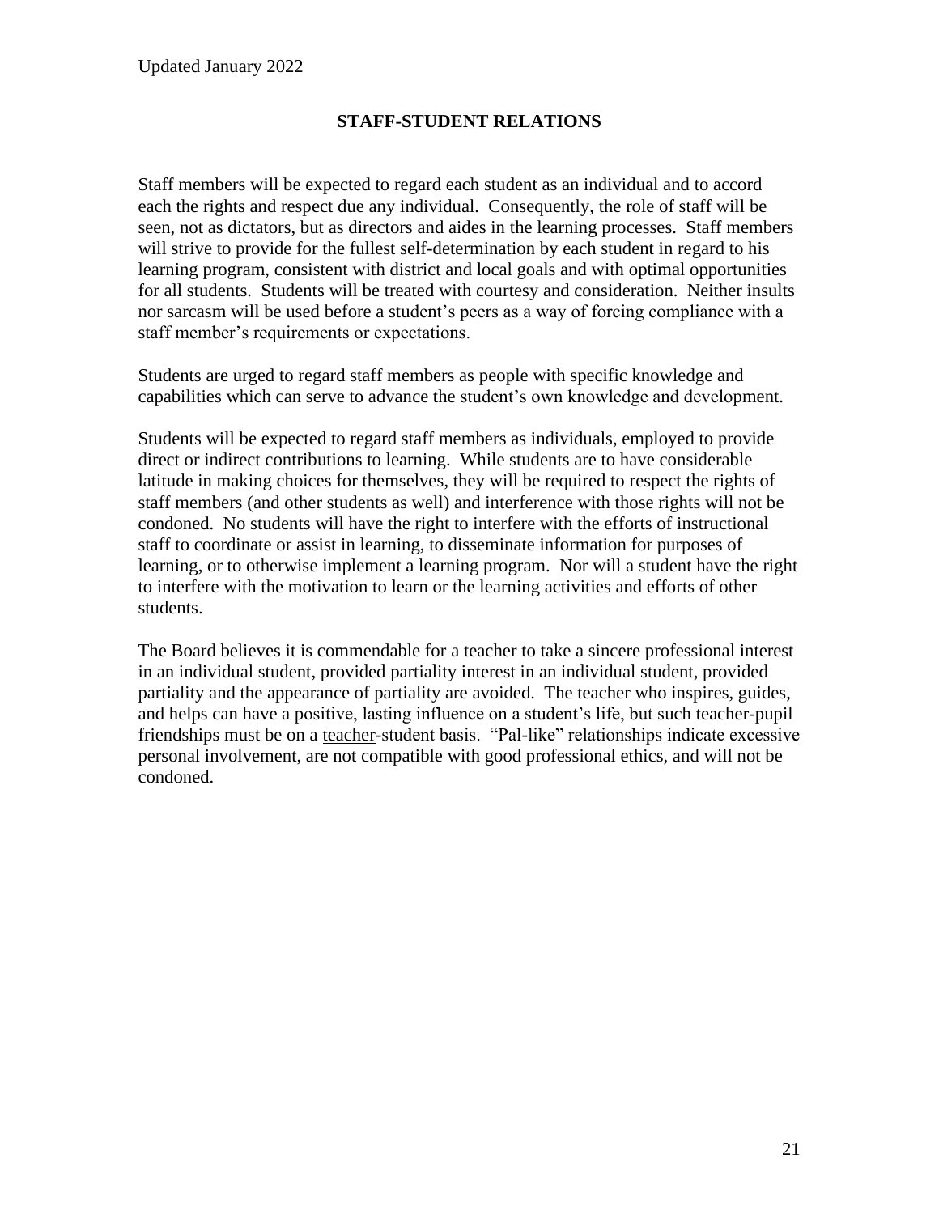Updated January 2022

## STAFF-STUDENT RELATIONS

Staff members will be expected to regard each student as an individual and to accord each the rights and respect due any individual. Consequently, the role of staff will be seen, not as dictators, but as directors and aides in the learning processes. Staff members will strive to provide for the fullest self-determination by each student in regard to his learning program, consistent with district and local goals and with optimal opportunities for all students. Students will be treated with courtesy and consideration. Neither insults nor sarcasm will be used before a student's peers as a way of forcing compliance with a staff member's requirements or expectations.

Students are urged to regard staff members as people with specific knowledge and capabilities which can serve to advance the student's own knowledge and development.

Students will be expected to regard staff members as individuals, employed to provide direct or indirect contributions to learning. While students are to have considerable latitude in making choices for themselves, they will be required to respect the rights of staff members (and other students as well) and interference with those rights will not be condoned. No students will have the right to interfere with the efforts of instructional staff to coordinate or assist in learning, to disseminate information for purposes of learning, or to otherwise implement a learning program. Nor will a student have the right to interfere with the motivation to learn or the learning activities and efforts of other students.

The Board believes it is commendable for a teacher to take a sincere professional interest in an individual student, provided partiality interest in an individual student, provided partiality and the appearance of partiality are avoided. The teacher who inspires, guides, and helps can have a positive, lasting influence on a student's life, but such teacher-pupil friendships must be on a <u>teacher</u>-student basis. "Pal-like" relationships indicate excessive personal involvement, are not compatible with good professional ethics, and will not be condoned.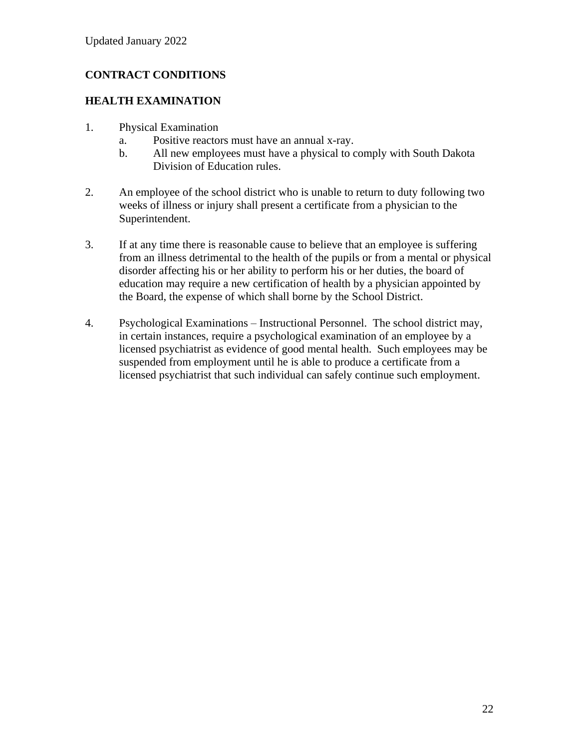**CONTRACT CONDITIONS**

**HEALTH EXAMINATION**

1. Physical Examination
   a. Positive reactors must have an annual x-ray.
   b. All new employees must have a physical to comply with South Dakota Division of Education rules.

2. An employee of the school district who is unable to return to duty following two weeks of illness or injury shall present a certificate from a physician to the Superintendent.

3. If at any time there is reasonable cause to believe that an employee is suffering from an illness detrimental to the health of the pupils or from a mental or physical disorder affecting his or her ability to perform his or her duties, the board of education may require a new certification of health by a physician appointed by the Board, the expense of which shall borne by the School District.

4. Psychological Examinations – Instructional Personnel. The school district may, in certain instances, require a psychological examination of an employee by a licensed psychiatrist as evidence of good mental health. Such employees may be suspended from employment until he is able to produce a certificate from a licensed psychiatrist that such individual can safely continue such employment.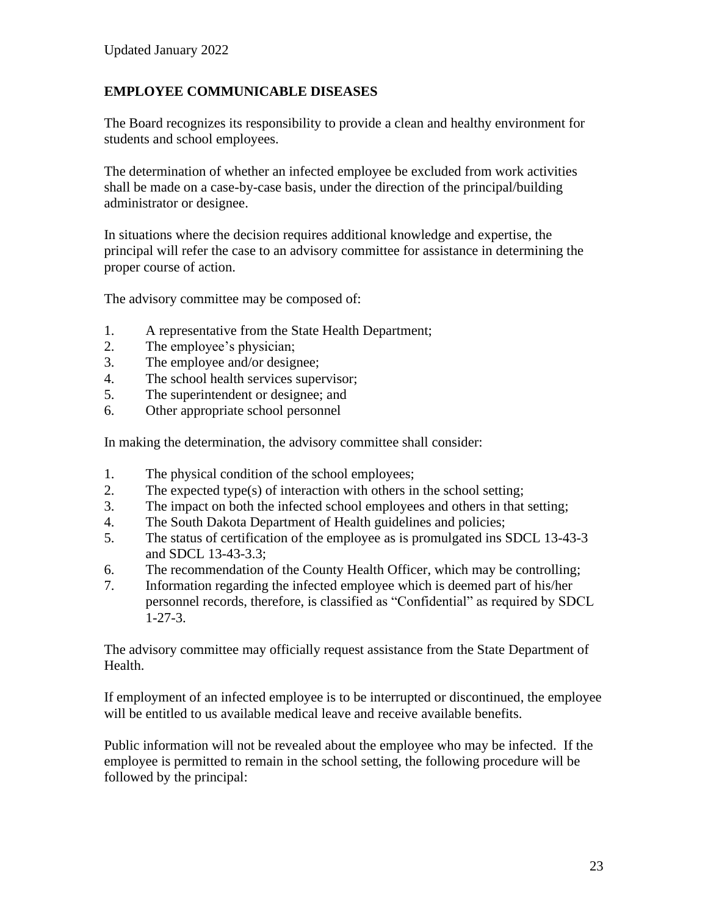Updated January 2022

**EMPLOYEE COMMUNICABLE DISEASES**

The Board recognizes its responsibility to provide a clean and healthy environment for students and school employees.

The determination of whether an infected employee be excluded from work activities shall be made on a case-by-case basis, under the direction of the principal/building administrator or designee.

In situations where the decision requires additional knowledge and expertise, the principal will refer the case to an advisory committee for assistance in determining the proper course of action.

The advisory committee may be composed of:

1. A representative from the State Health Department;
2. The employee's physician;
3. The employee and/or designee;
4. The school health services supervisor;
5. The superintendent or designee; and
6. Other appropriate school personnel

In making the determination, the advisory committee shall consider:

1. The physical condition of the school employees;
2. The expected type(s) of interaction with others in the school setting;
3. The impact on both the infected school employees and others in that setting;
4. The South Dakota Department of Health guidelines and policies;
5. The status of certification of the employee as is promulgated ins SDCL 13-43-3 and SDCL 13-43-3.3;
6. The recommendation of the County Health Officer, which may be controlling;
7. Information regarding the infected employee which is deemed part of his/her personnel records, therefore, is classified as "Confidential" as required by SDCL 1-27-3.

The advisory committee may officially request assistance from the State Department of Health.

If employment of an infected employee is to be interrupted or discontinued, the employee will be entitled to us available medical leave and receive available benefits.

Public information will not be revealed about the employee who may be infected. If the employee is permitted to remain in the school setting, the following procedure will be followed by the principal: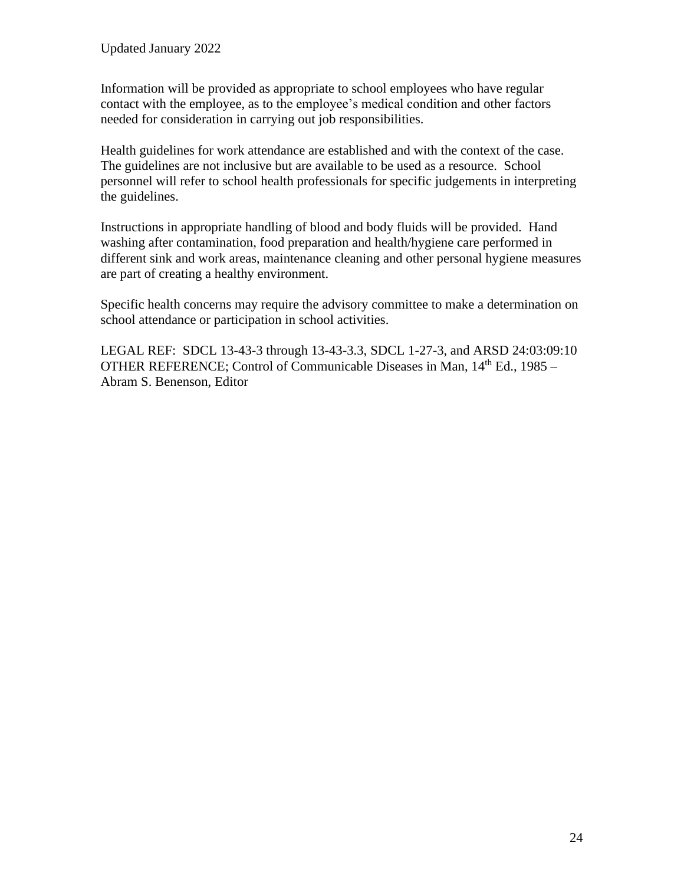Information will be provided as appropriate to school employees who have regular contact with the employee, as to the employee's medical condition and other factors needed for consideration in carrying out job responsibilities.

Health guidelines for work attendance are established and with the context of the case. The guidelines are not inclusive but are available to be used as a resource. School personnel will refer to school health professionals for specific judgements in interpreting the guidelines.

Instructions in appropriate handling of blood and body fluids will be provided. Hand washing after contamination, food preparation and health/hygiene care performed in different sink and work areas, maintenance cleaning and other personal hygiene measures are part of creating a healthy environment.

Specific health concerns may require the advisory committee to make a determination on school attendance or participation in school activities.

LEGAL REF: SDCL 13-43-3 through 13-43-3.3, SDCL 1-27-3, and ARSD 24:03:09:10
OTHER REFERENCE; Control of Communicable Diseases in Man, 14th Ed., 1985 – Abram S. Benenson, Editor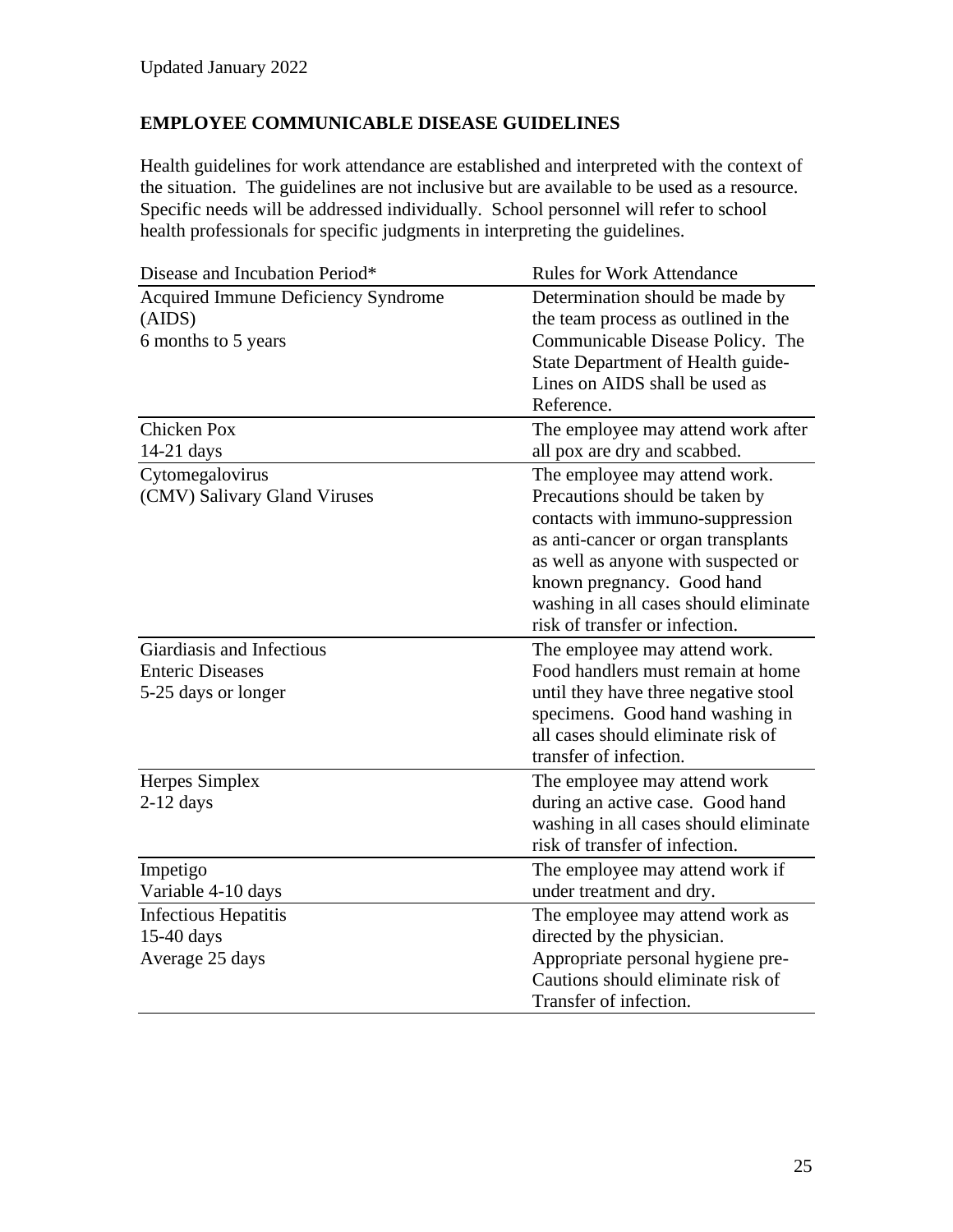Updated January 2022

**EMPLOYEE COMMUNICABLE DISEASE GUIDELINES**

Health guidelines for work attendance are established and interpreted with the context of the situation. The guidelines are not inclusive but are available to be used as a resource. Specific needs will be addressed individually. School personnel will refer to school health professionals for specific judgments in interpreting the guidelines.

| Disease and Incubation Period* | Rules for Work Attendance |
|---|---|
| Acquired Immune Deficiency Syndrome (AIDS)<br>6 months to 5 years | Determination should be made by the team process as outlined in the Communicable Disease Policy. The State Department of Health guide-Lines on AIDS shall be used as Reference. |
| Chicken Pox<br>14-21 days | The employee may attend work after all pox are dry and scabbed. |
| Cytomegalovirus<br>(CMV) Salivary Gland Viruses | The employee may attend work. Precautions should be taken by contacts with immuno-suppression as anti-cancer or organ transplants as well as anyone with suspected or known pregnancy. Good hand washing in all cases should eliminate risk of transfer or infection. |
| Giardiasis and Infectious Enteric Diseases<br>5-25 days or longer | The employee may attend work. Food handlers must remain at home until they have three negative stool specimens. Good hand washing in all cases should eliminate risk of transfer of infection. |
| Herpes Simplex<br>2-12 days | The employee may attend work during an active case. Good hand washing in all cases should eliminate risk of transfer of infection. |
| Impetigo<br>Variable 4-10 days | The employee may attend work if under treatment and dry. |
| Infectious Hepatitis<br>15-40 days<br>Average 25 days | The employee may attend work as directed by the physician. Appropriate personal hygiene pre-Cautions should eliminate risk of Transfer of infection. |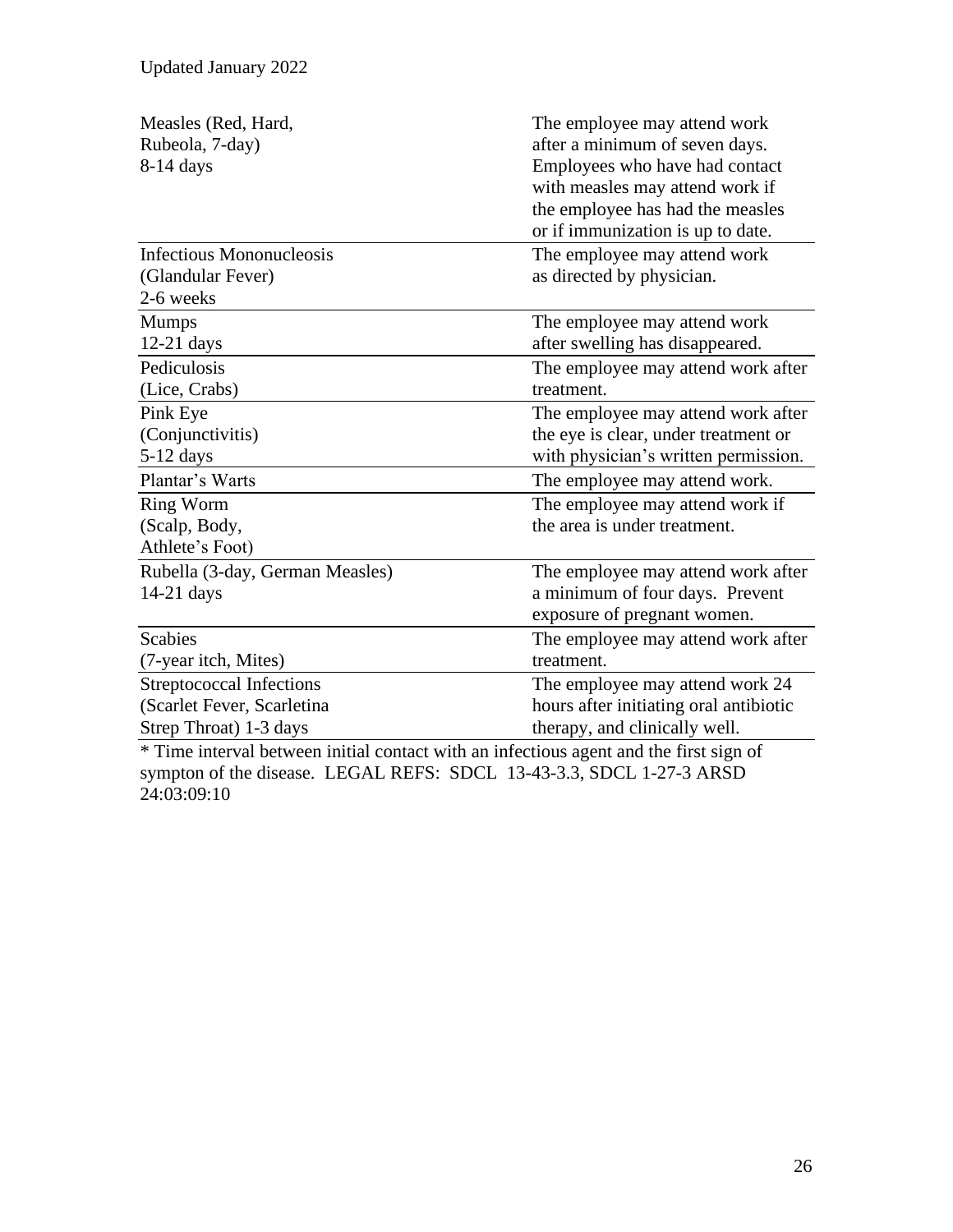Updated January 2022

| | |
|---|---|
| Measles (Red, Hard, Rubeola, 7-day) 8-14 days | The employee may attend work after a minimum of seven days. Employees who have had contact with measles may attend work if the employee has had the measles or if immunization is up to date. |
| Infectious Mononucleosis (Glandular Fever) 2-6 weeks | The employee may attend work as directed by physician. |
| Mumps 12-21 days | The employee may attend work after swelling has disappeared. |
| Pediculosis (Lice, Crabs) | The employee may attend work after treatment. |
| Pink Eye (Conjunctivitis) 5-12 days | The employee may attend work after the eye is clear, under treatment or with physician's written permission. |
| Plantar's Warts | The employee may attend work. |
| Ring Worm (Scalp, Body, Athlete's Foot) | The employee may attend work if the area is under treatment. |
| Rubella (3-day, German Measles) 14-21 days | The employee may attend work after a minimum of four days. Prevent exposure of pregnant women. |
| Scabies (7-year itch, Mites) | The employee may attend work after treatment. |
| Streptococcal Infections (Scarlet Fever, Scarletina Strep Throat) 1-3 days | The employee may attend work 24 hours after initiating oral antibiotic therapy, and clinically well. |

* Time interval between initial contact with an infectious agent and the first sign of sympton of the disease. LEGAL REFS: SDCL 13-43-3.3, SDCL 1-27-3 ARSD 24:03:09:10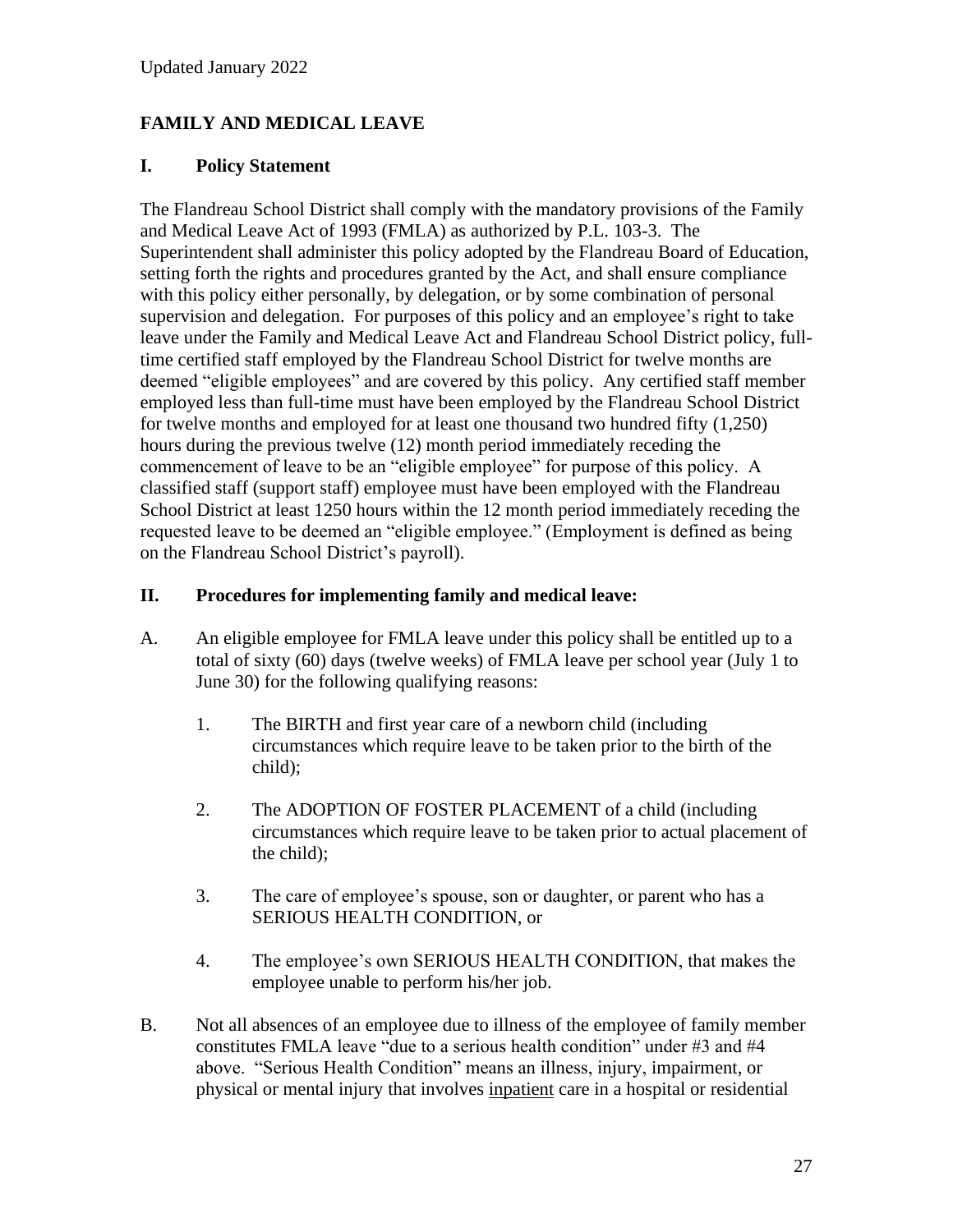Updated January 2022

## FAMILY AND MEDICAL LEAVE

### I. Policy Statement

The Flandreau School District shall comply with the mandatory provisions of the Family and Medical Leave Act of 1993 (FMLA) as authorized by P.L. 103-3. The Superintendent shall administer this policy adopted by the Flandreau Board of Education, setting forth the rights and procedures granted by the Act, and shall ensure compliance with this policy either personally, by delegation, or by some combination of personal supervision and delegation. For purposes of this policy and an employee's right to take leave under the Family and Medical Leave Act and Flandreau School District policy, full-time certified staff employed by the Flandreau School District for twelve months are deemed "eligible employees" and are covered by this policy. Any certified staff member employed less than full-time must have been employed by the Flandreau School District for twelve months and employed for at least one thousand two hundred fifty (1,250) hours during the previous twelve (12) month period immediately receding the commencement of leave to be an "eligible employee" for purpose of this policy. A classified staff (support staff) employee must have been employed with the Flandreau School District at least 1250 hours within the 12 month period immediately receding the requested leave to be deemed an "eligible employee." (Employment is defined as being on the Flandreau School District's payroll).

### II. Procedures for implementing family and medical leave:

A. An eligible employee for FMLA leave under this policy shall be entitled up to a total of sixty (60) days (twelve weeks) of FMLA leave per school year (July 1 to June 30) for the following qualifying reasons:

1. The BIRTH and first year care of a newborn child (including circumstances which require leave to be taken prior to the birth of the child);

2. The ADOPTION OF FOSTER PLACEMENT of a child (including circumstances which require leave to be taken prior to actual placement of the child);

3. The care of employee's spouse, son or daughter, or parent who has a SERIOUS HEALTH CONDITION, or

4. The employee's own SERIOUS HEALTH CONDITION, that makes the employee unable to perform his/her job.

B. Not all absences of an employee due to illness of the employee of family member constitutes FMLA leave "due to a serious health condition" under #3 and #4 above. "Serious Health Condition" means an illness, injury, impairment, or physical or mental injury that involves <u>inpatient</u> care in a hospital or residential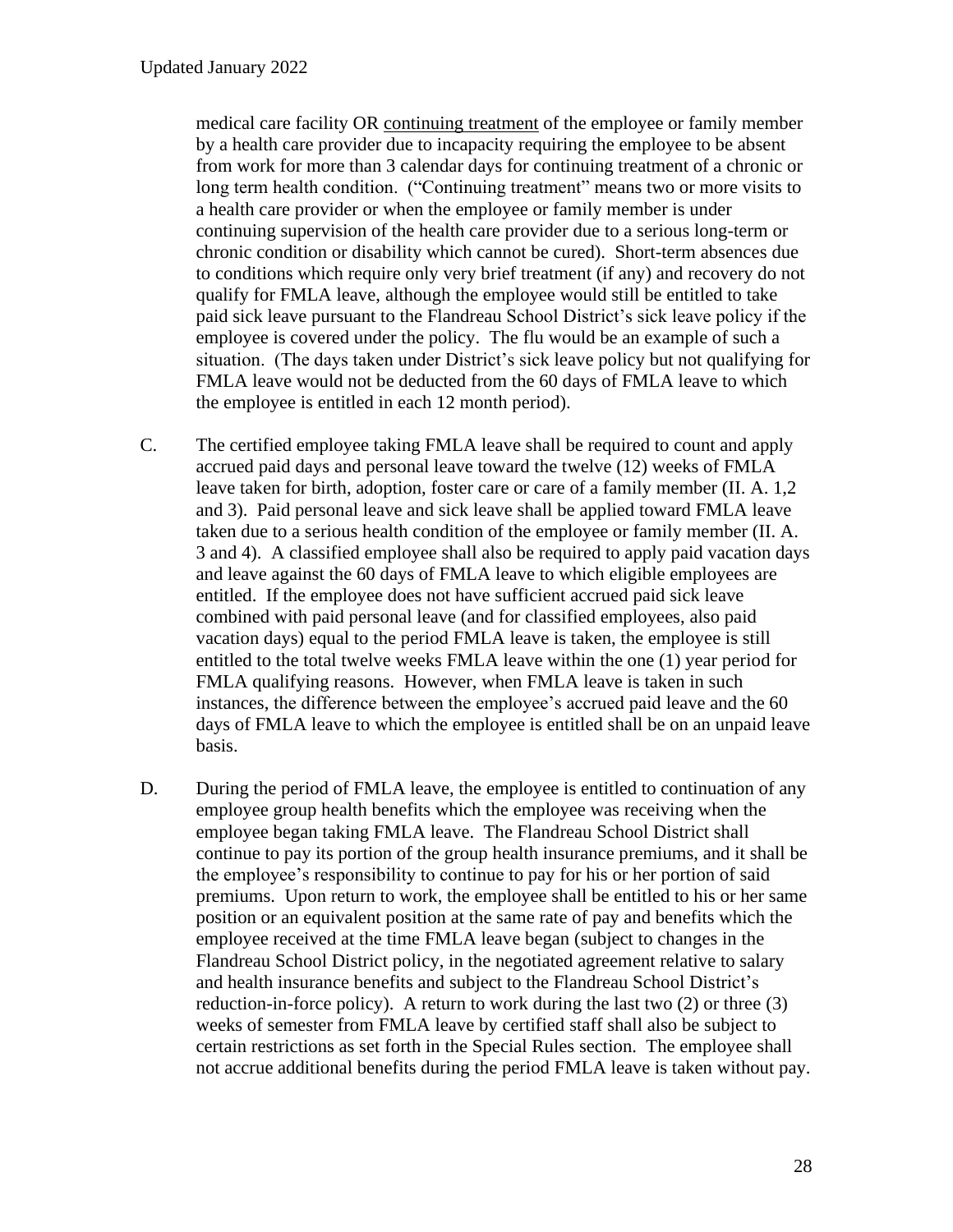medical care facility OR continuing treatment of the employee or family member by a health care provider due to incapacity requiring the employee to be absent from work for more than 3 calendar days for continuing treatment of a chronic or long term health condition. ("Continuing treatment" means two or more visits to a health care provider or when the employee or family member is under continuing supervision of the health care provider due to a serious long-term or chronic condition or disability which cannot be cured). Short-term absences due to conditions which require only very brief treatment (if any) and recovery do not qualify for FMLA leave, although the employee would still be entitled to take paid sick leave pursuant to the Flandreau School District's sick leave policy if the employee is covered under the policy. The flu would be an example of such a situation. (The days taken under District's sick leave policy but not qualifying for FMLA leave would not be deducted from the 60 days of FMLA leave to which the employee is entitled in each 12 month period).

C. The certified employee taking FMLA leave shall be required to count and apply accrued paid days and personal leave toward the twelve (12) weeks of FMLA leave taken for birth, adoption, foster care or care of a family member (II. A. 1,2 and 3). Paid personal leave and sick leave shall be applied toward FMLA leave taken due to a serious health condition of the employee or family member (II. A. 3 and 4). A classified employee shall also be required to apply paid vacation days and leave against the 60 days of FMLA leave to which eligible employees are entitled. If the employee does not have sufficient accrued paid sick leave combined with paid personal leave (and for classified employees, also paid vacation days) equal to the period FMLA leave is taken, the employee is still entitled to the total twelve weeks FMLA leave within the one (1) year period for FMLA qualifying reasons. However, when FMLA leave is taken in such instances, the difference between the employee's accrued paid leave and the 60 days of FMLA leave to which the employee is entitled shall be on an unpaid leave basis.

D. During the period of FMLA leave, the employee is entitled to continuation of any employee group health benefits which the employee was receiving when the employee began taking FMLA leave. The Flandreau School District shall continue to pay its portion of the group health insurance premiums, and it shall be the employee's responsibility to continue to pay for his or her portion of said premiums. Upon return to work, the employee shall be entitled to his or her same position or an equivalent position at the same rate of pay and benefits which the employee received at the time FMLA leave began (subject to changes in the Flandreau School District policy, in the negotiated agreement relative to salary and health insurance benefits and subject to the Flandreau School District's reduction-in-force policy). A return to work during the last two (2) or three (3) weeks of semester from FMLA leave by certified staff shall also be subject to certain restrictions as set forth in the Special Rules section. The employee shall not accrue additional benefits during the period FMLA leave is taken without pay.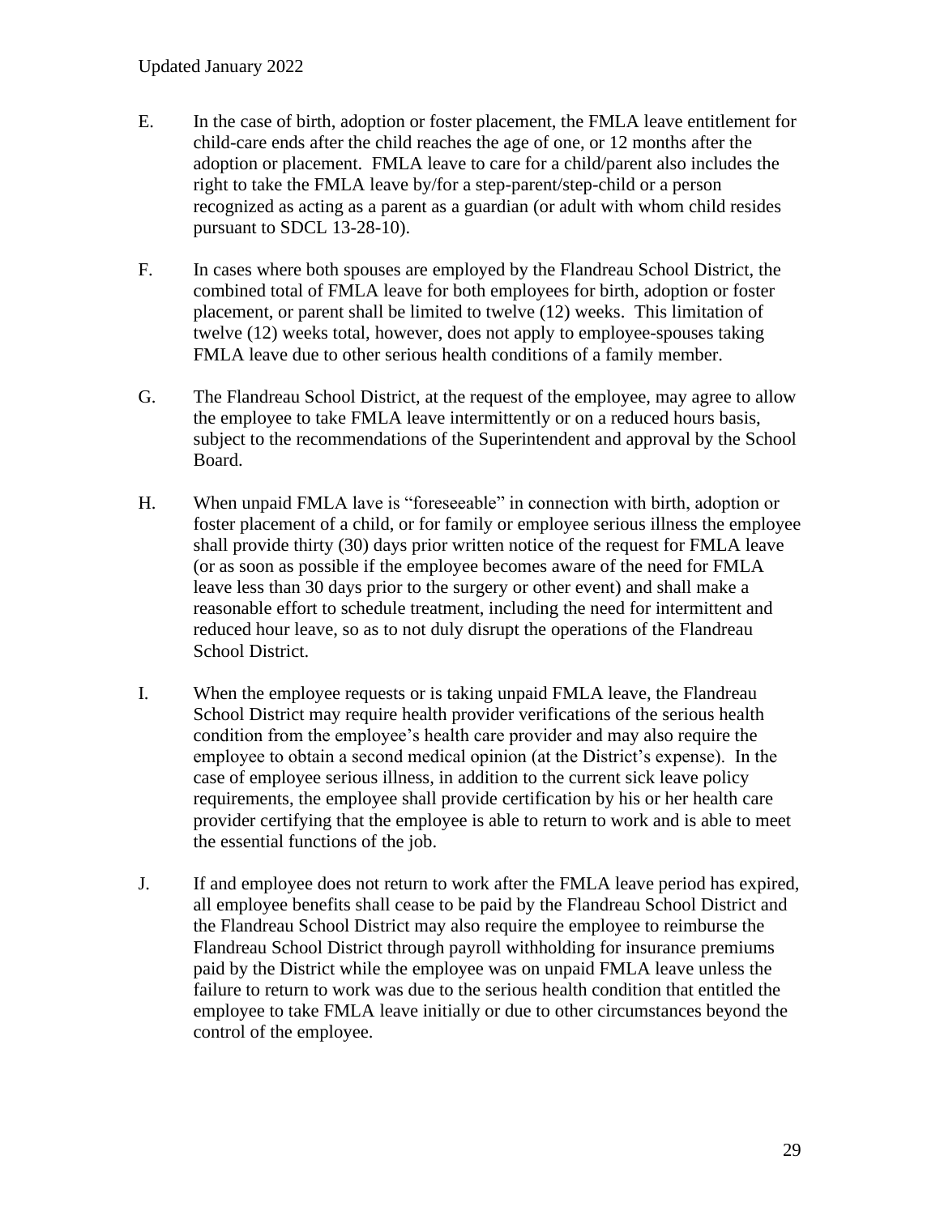E. In the case of birth, adoption or foster placement, the FMLA leave entitlement for child-care ends after the child reaches the age of one, or 12 months after the adoption or placement. FMLA leave to care for a child/parent also includes the right to take the FMLA leave by/for a step-parent/step-child or a person recognized as acting as a parent as a guardian (or adult with whom child resides pursuant to SDCL 13-28-10).

F. In cases where both spouses are employed by the Flandreau School District, the combined total of FMLA leave for both employees for birth, adoption or foster placement, or parent shall be limited to twelve (12) weeks. This limitation of twelve (12) weeks total, however, does not apply to employee-spouses taking FMLA leave due to other serious health conditions of a family member.

G. The Flandreau School District, at the request of the employee, may agree to allow the employee to take FMLA leave intermittently or on a reduced hours basis, subject to the recommendations of the Superintendent and approval by the School Board.

H. When unpaid FMLA lave is "foreseeable" in connection with birth, adoption or foster placement of a child, or for family or employee serious illness the employee shall provide thirty (30) days prior written notice of the request for FMLA leave (or as soon as possible if the employee becomes aware of the need for FMLA leave less than 30 days prior to the surgery or other event) and shall make a reasonable effort to schedule treatment, including the need for intermittent and reduced hour leave, so as to not duly disrupt the operations of the Flandreau School District.

I. When the employee requests or is taking unpaid FMLA leave, the Flandreau School District may require health provider verifications of the serious health condition from the employee's health care provider and may also require the employee to obtain a second medical opinion (at the District's expense). In the case of employee serious illness, in addition to the current sick leave policy requirements, the employee shall provide certification by his or her health care provider certifying that the employee is able to return to work and is able to meet the essential functions of the job.

J. If and employee does not return to work after the FMLA leave period has expired, all employee benefits shall cease to be paid by the Flandreau School District and the Flandreau School District may also require the employee to reimburse the Flandreau School District through payroll withholding for insurance premiums paid by the District while the employee was on unpaid FMLA leave unless the failure to return to work was due to the serious health condition that entitled the employee to take FMLA leave initially or due to other circumstances beyond the control of the employee.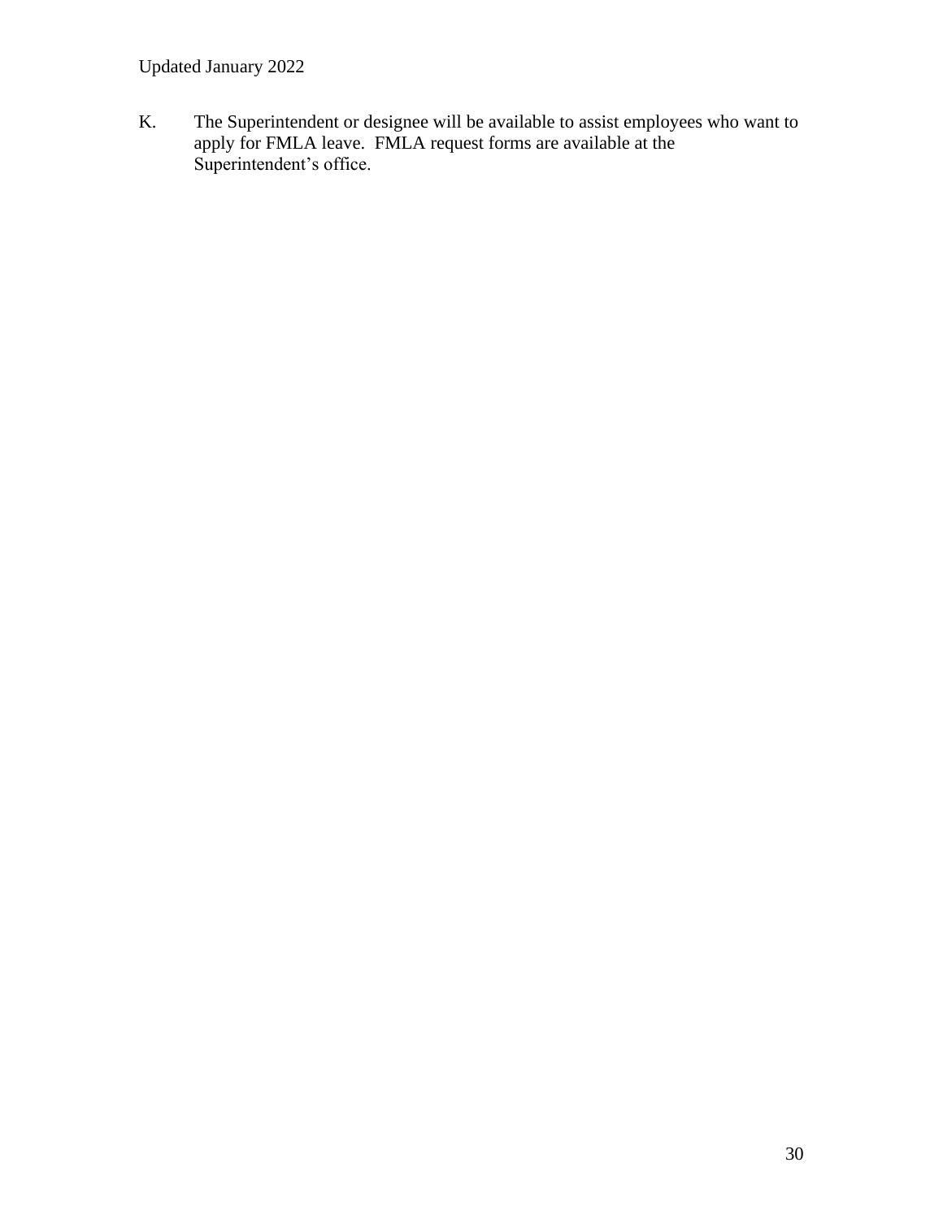K. The Superintendent or designee will be available to assist employees who want to apply for FMLA leave. FMLA request forms are available at the Superintendent's office.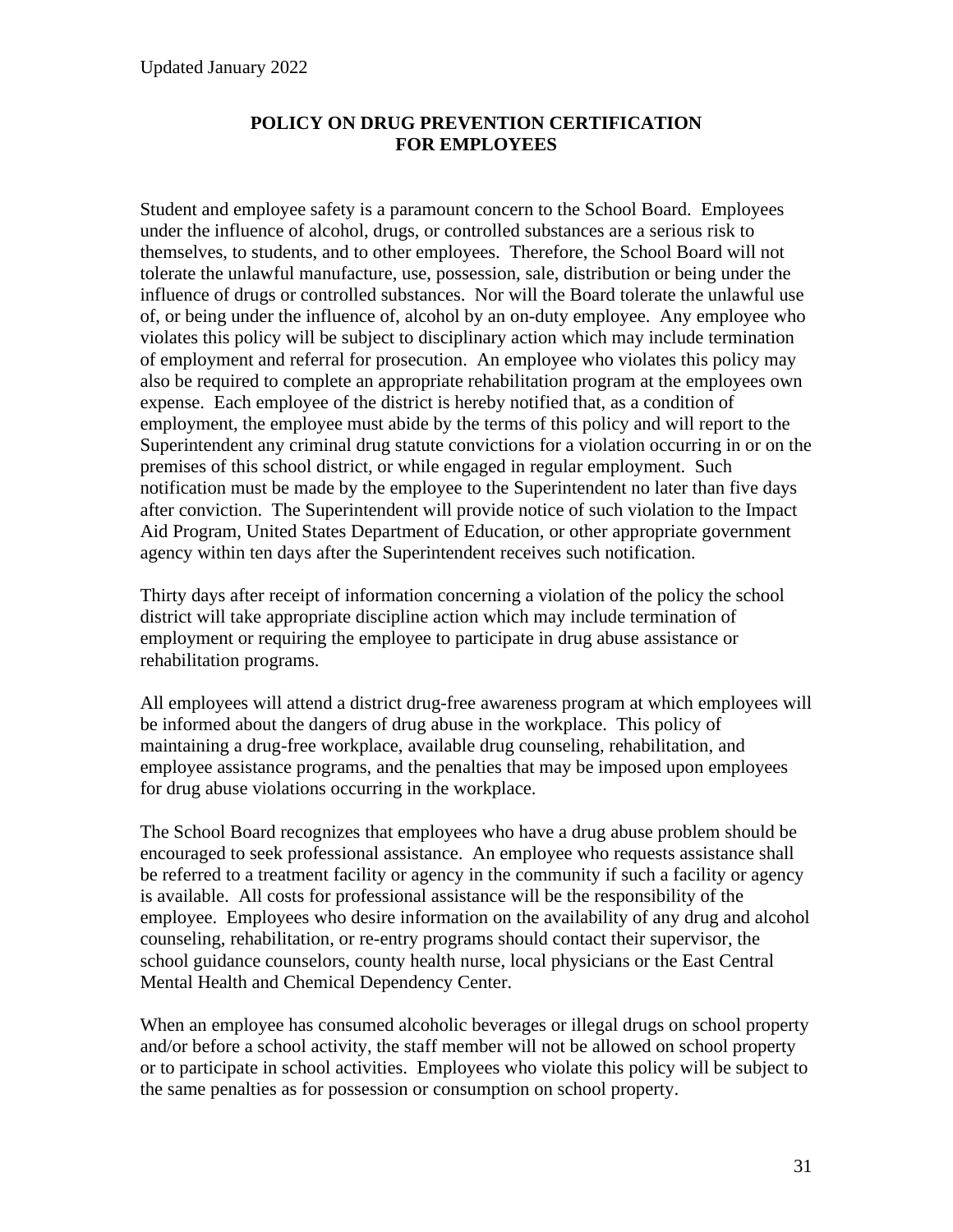Updated January 2022

## POLICY ON DRUG PREVENTION CERTIFICATION FOR EMPLOYEES

Student and employee safety is a paramount concern to the School Board. Employees under the influence of alcohol, drugs, or controlled substances are a serious risk to themselves, to students, and to other employees. Therefore, the School Board will not tolerate the unlawful manufacture, use, possession, sale, distribution or being under the influence of drugs or controlled substances. Nor will the Board tolerate the unlawful use of, or being under the influence of, alcohol by an on-duty employee. Any employee who violates this policy will be subject to disciplinary action which may include termination of employment and referral for prosecution. An employee who violates this policy may also be required to complete an appropriate rehabilitation program at the employees own expense. Each employee of the district is hereby notified that, as a condition of employment, the employee must abide by the terms of this policy and will report to the Superintendent any criminal drug statute convictions for a violation occurring in or on the premises of this school district, or while engaged in regular employment. Such notification must be made by the employee to the Superintendent no later than five days after conviction. The Superintendent will provide notice of such violation to the Impact Aid Program, United States Department of Education, or other appropriate government agency within ten days after the Superintendent receives such notification.

Thirty days after receipt of information concerning a violation of the policy the school district will take appropriate discipline action which may include termination of employment or requiring the employee to participate in drug abuse assistance or rehabilitation programs.

All employees will attend a district drug-free awareness program at which employees will be informed about the dangers of drug abuse in the workplace. This policy of maintaining a drug-free workplace, available drug counseling, rehabilitation, and employee assistance programs, and the penalties that may be imposed upon employees for drug abuse violations occurring in the workplace.

The School Board recognizes that employees who have a drug abuse problem should be encouraged to seek professional assistance. An employee who requests assistance shall be referred to a treatment facility or agency in the community if such a facility or agency is available. All costs for professional assistance will be the responsibility of the employee. Employees who desire information on the availability of any drug and alcohol counseling, rehabilitation, or re-entry programs should contact their supervisor, the school guidance counselors, county health nurse, local physicians or the East Central Mental Health and Chemical Dependency Center.

When an employee has consumed alcoholic beverages or illegal drugs on school property and/or before a school activity, the staff member will not be allowed on school property or to participate in school activities. Employees who violate this policy will be subject to the same penalties as for possession or consumption on school property.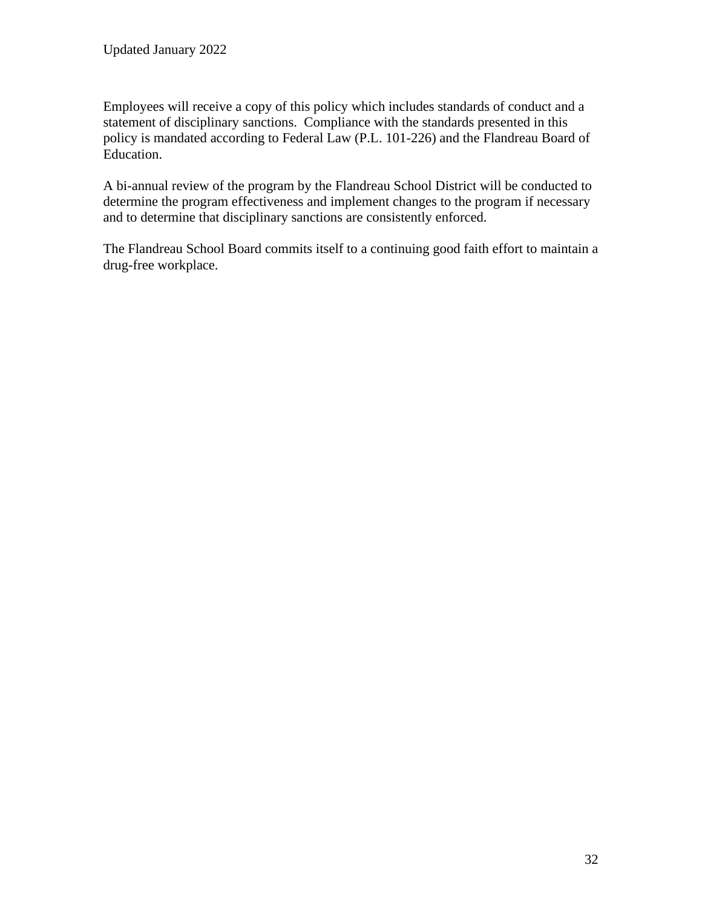Employees will receive a copy of this policy which includes standards of conduct and a statement of disciplinary sanctions. Compliance with the standards presented in this policy is mandated according to Federal Law (P.L. 101-226) and the Flandreau Board of Education.

A bi-annual review of the program by the Flandreau School District will be conducted to determine the program effectiveness and implement changes to the program if necessary and to determine that disciplinary sanctions are consistently enforced.

The Flandreau School Board commits itself to a continuing good faith effort to maintain a drug-free workplace.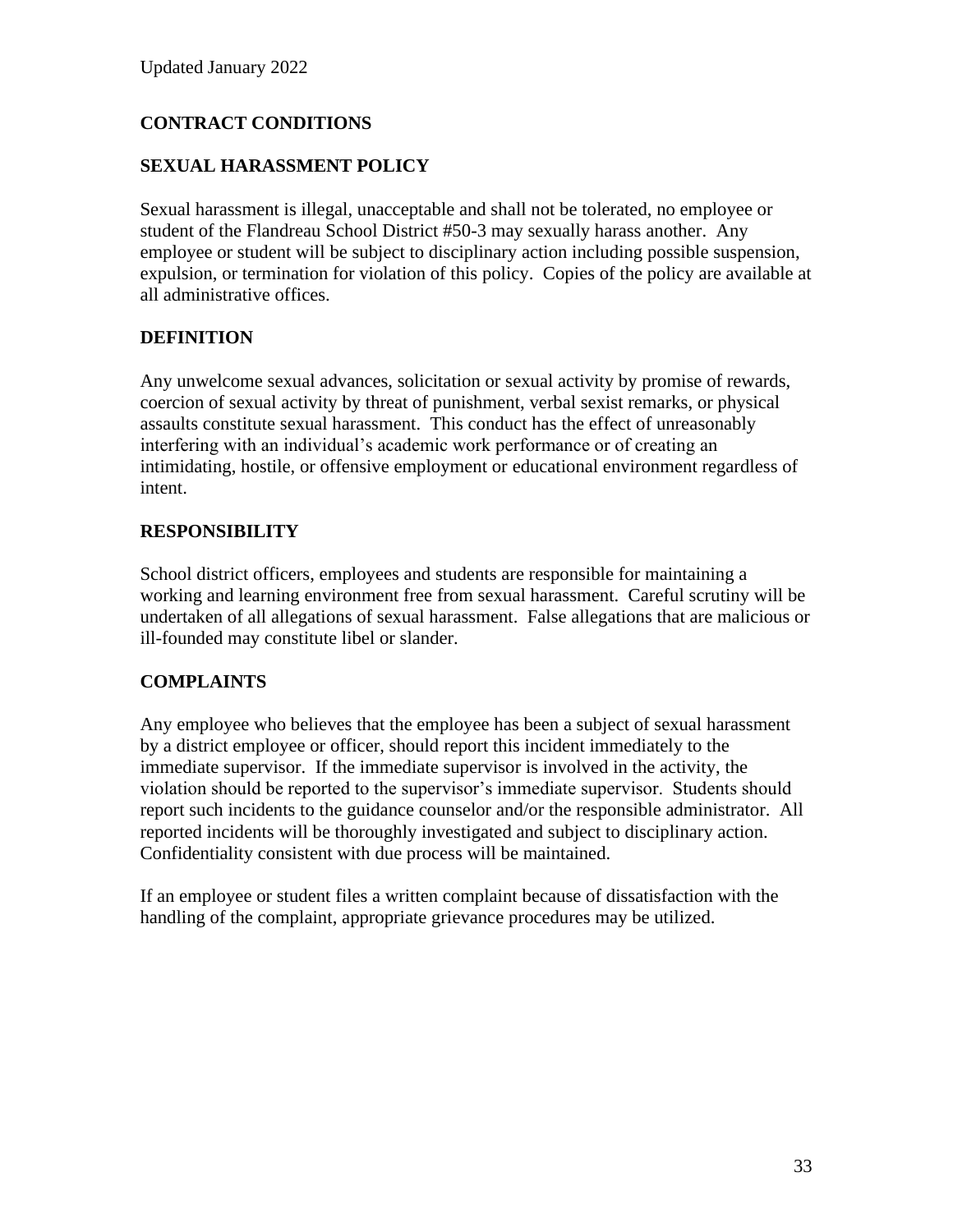Updated January 2022

## CONTRACT CONDITIONS

## SEXUAL HARASSMENT POLICY

Sexual harassment is illegal, unacceptable and shall not be tolerated, no employee or student of the Flandreau School District #50-3 may sexually harass another. Any employee or student will be subject to disciplinary action including possible suspension, expulsion, or termination for violation of this policy. Copies of the policy are available at all administrative offices.

## DEFINITION

Any unwelcome sexual advances, solicitation or sexual activity by promise of rewards, coercion of sexual activity by threat of punishment, verbal sexist remarks, or physical assaults constitute sexual harassment. This conduct has the effect of unreasonably interfering with an individual's academic work performance or of creating an intimidating, hostile, or offensive employment or educational environment regardless of intent.

## RESPONSIBILITY

School district officers, employees and students are responsible for maintaining a working and learning environment free from sexual harassment. Careful scrutiny will be undertaken of all allegations of sexual harassment. False allegations that are malicious or ill-founded may constitute libel or slander.

## COMPLAINTS

Any employee who believes that the employee has been a subject of sexual harassment by a district employee or officer, should report this incident immediately to the immediate supervisor. If the immediate supervisor is involved in the activity, the violation should be reported to the supervisor's immediate supervisor. Students should report such incidents to the guidance counselor and/or the responsible administrator. All reported incidents will be thoroughly investigated and subject to disciplinary action. Confidentiality consistent with due process will be maintained.

If an employee or student files a written complaint because of dissatisfaction with the handling of the complaint, appropriate grievance procedures may be utilized.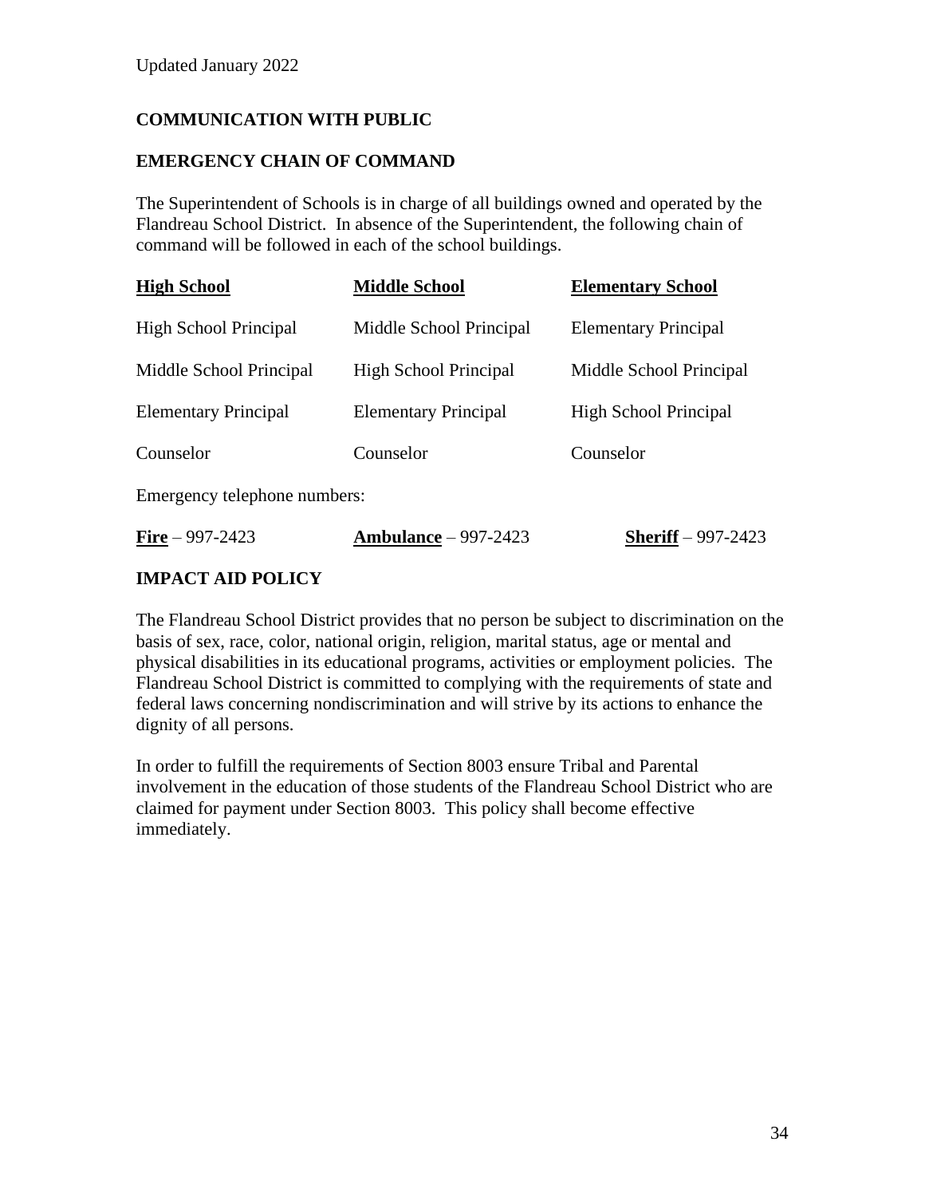Updated January 2022

## COMMUNICATION WITH PUBLIC

## EMERGENCY CHAIN OF COMMAND

The Superintendent of Schools is in charge of all buildings owned and operated by the Flandreau School District. In absence of the Superintendent, the following chain of command will be followed in each of the school buildings.

| **High School** | **Middle School** | **Elementary School** |
|---|---|---|
| High School Principal | Middle School Principal | Elementary Principal |
| Middle School Principal | High School Principal | Middle School Principal |
| Elementary Principal | Elementary Principal | High School Principal |
| Counselor | Counselor | Counselor |

Emergency telephone numbers:

**Fire** – 997-2423 **Ambulance** – 997-2423 **Sheriff** – 997-2423

## IMPACT AID POLICY

The Flandreau School District provides that no person be subject to discrimination on the basis of sex, race, color, national origin, religion, marital status, age or mental and physical disabilities in its educational programs, activities or employment policies. The Flandreau School District is committed to complying with the requirements of state and federal laws concerning nondiscrimination and will strive by its actions to enhance the dignity of all persons.

In order to fulfill the requirements of Section 8003 ensure Tribal and Parental involvement in the education of those students of the Flandreau School District who are claimed for payment under Section 8003. This policy shall become effective immediately.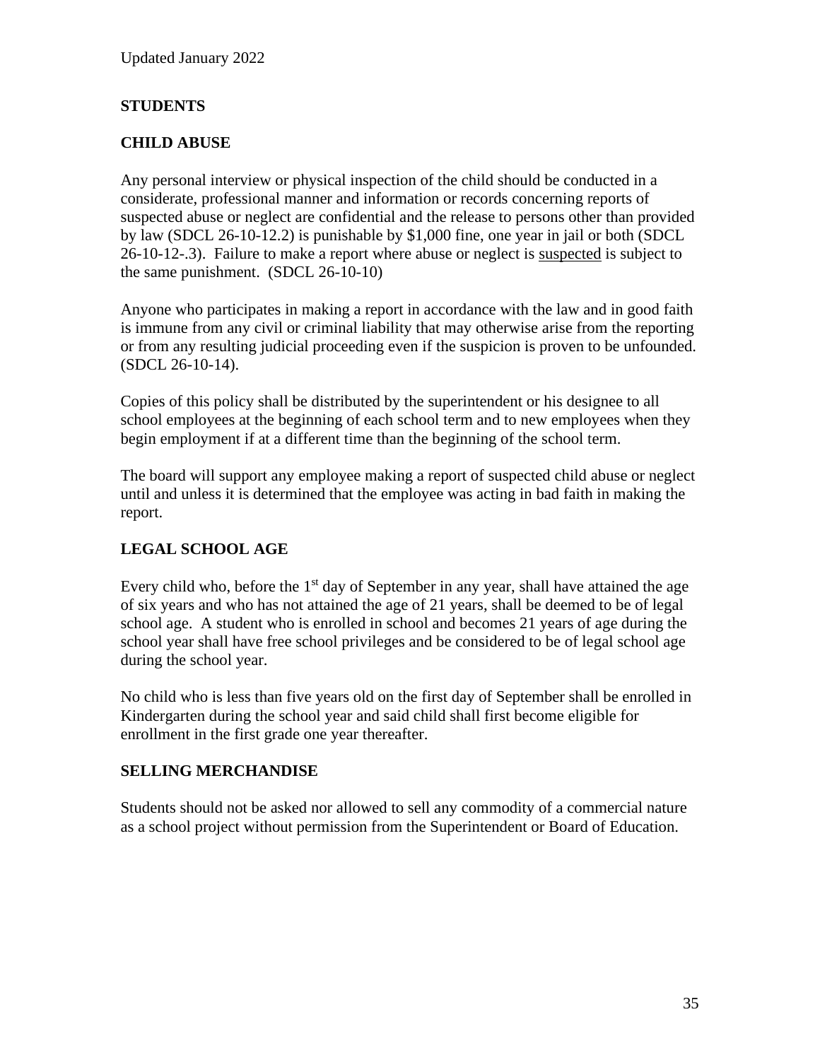Updated January 2022

## STUDENTS

### CHILD ABUSE

Any personal interview or physical inspection of the child should be conducted in a considerate, professional manner and information or records concerning reports of suspected abuse or neglect are confidential and the release to persons other than provided by law (SDCL 26-10-12.2) is punishable by $1,000 fine, one year in jail or both (SDCL 26-10-12-.3). Failure to make a report where abuse or neglect is suspected is subject to the same punishment. (SDCL 26-10-10)

Anyone who participates in making a report in accordance with the law and in good faith is immune from any civil or criminal liability that may otherwise arise from the reporting or from any resulting judicial proceeding even if the suspicion is proven to be unfounded. (SDCL 26-10-14).

Copies of this policy shall be distributed by the superintendent or his designee to all school employees at the beginning of each school term and to new employees when they begin employment if at a different time than the beginning of the school term.

The board will support any employee making a report of suspected child abuse or neglect until and unless it is determined that the employee was acting in bad faith in making the report.

### LEGAL SCHOOL AGE

Every child who, before the 1st day of September in any year, shall have attained the age of six years and who has not attained the age of 21 years, shall be deemed to be of legal school age. A student who is enrolled in school and becomes 21 years of age during the school year shall have free school privileges and be considered to be of legal school age during the school year.

No child who is less than five years old on the first day of September shall be enrolled in Kindergarten during the school year and said child shall first become eligible for enrollment in the first grade one year thereafter.

### SELLING MERCHANDISE

Students should not be asked nor allowed to sell any commodity of a commercial nature as a school project without permission from the Superintendent or Board of Education.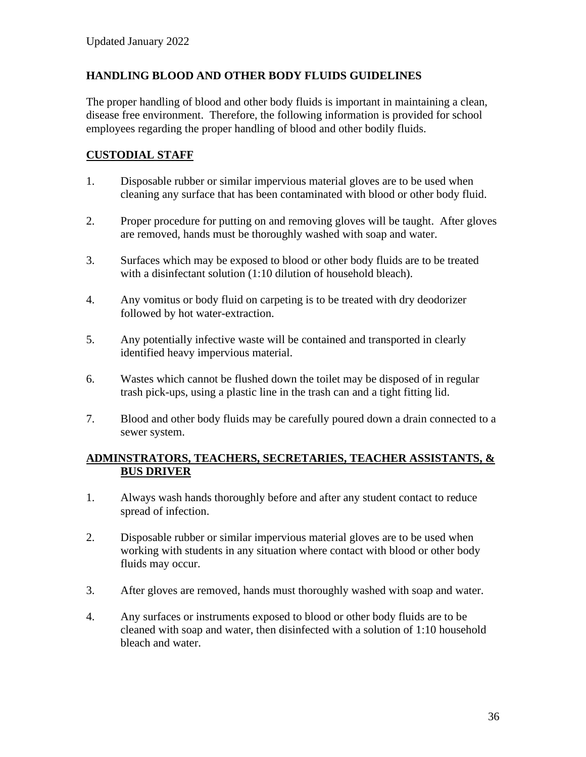Updated January 2022

## HANDLING BLOOD AND OTHER BODY FLUIDS GUIDELINES

The proper handling of blood and other body fluids is important in maintaining a clean, disease free environment. Therefore, the following information is provided for school employees regarding the proper handling of blood and other bodily fluids.

### CUSTODIAL STAFF

1. Disposable rubber or similar impervious material gloves are to be used when cleaning any surface that has been contaminated with blood or other body fluid.
2. Proper procedure for putting on and removing gloves will be taught. After gloves are removed, hands must be thoroughly washed with soap and water.
3. Surfaces which may be exposed to blood or other body fluids are to be treated with a disinfectant solution (1:10 dilution of household bleach).
4. Any vomitus or body fluid on carpeting is to be treated with dry deodorizer followed by hot water-extraction.
5. Any potentially infective waste will be contained and transported in clearly identified heavy impervious material.
6. Wastes which cannot be flushed down the toilet may be disposed of in regular trash pick-ups, using a plastic line in the trash can and a tight fitting lid.
7. Blood and other body fluids may be carefully poured down a drain connected to a sewer system.

### ADMINSTRATORS, TEACHERS, SECRETARIES, TEACHER ASSISTANTS, & BUS DRIVER

1. Always wash hands thoroughly before and after any student contact to reduce spread of infection.
2. Disposable rubber or similar impervious material gloves are to be used when working with students in any situation where contact with blood or other body fluids may occur.
3. After gloves are removed, hands must thoroughly washed with soap and water.
4. Any surfaces or instruments exposed to blood or other body fluids are to be cleaned with soap and water, then disinfected with a solution of 1:10 household bleach and water.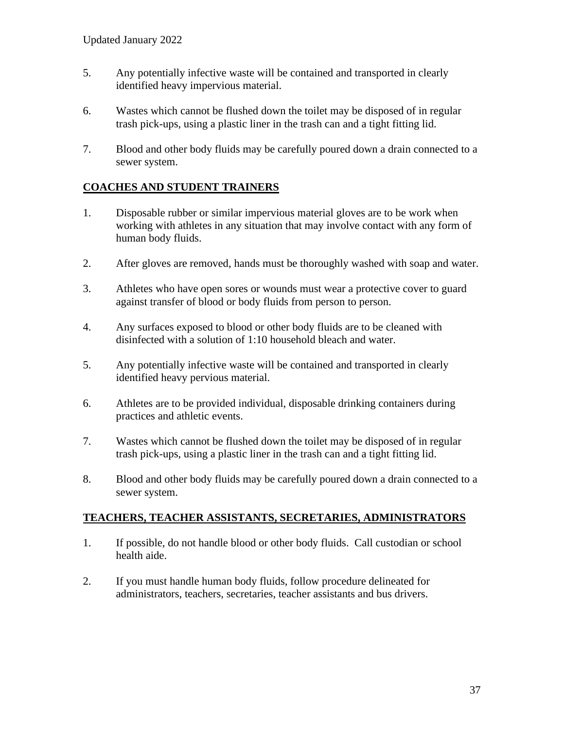5. Any potentially infective waste will be contained and transported in clearly identified heavy impervious material.

6. Wastes which cannot be flushed down the toilet may be disposed of in regular trash pick-ups, using a plastic liner in the trash can and a tight fitting lid.

7. Blood and other body fluids may be carefully poured down a drain connected to a sewer system.

## COACHES AND STUDENT TRAINERS

1. Disposable rubber or similar impervious material gloves are to be work when working with athletes in any situation that may involve contact with any form of human body fluids.

2. After gloves are removed, hands must be thoroughly washed with soap and water.

3. Athletes who have open sores or wounds must wear a protective cover to guard against transfer of blood or body fluids from person to person.

4. Any surfaces exposed to blood or other body fluids are to be cleaned with disinfected with a solution of 1:10 household bleach and water.

5. Any potentially infective waste will be contained and transported in clearly identified heavy pervious material.

6. Athletes are to be provided individual, disposable drinking containers during practices and athletic events.

7. Wastes which cannot be flushed down the toilet may be disposed of in regular trash pick-ups, using a plastic liner in the trash can and a tight fitting lid.

8. Blood and other body fluids may be carefully poured down a drain connected to a sewer system.

## TEACHERS, TEACHER ASSISTANTS, SECRETARIES, ADMINISTRATORS

1. If possible, do not handle blood or other body fluids. Call custodian or school health aide.

2. If you must handle human body fluids, follow procedure delineated for administrators, teachers, secretaries, teacher assistants and bus drivers.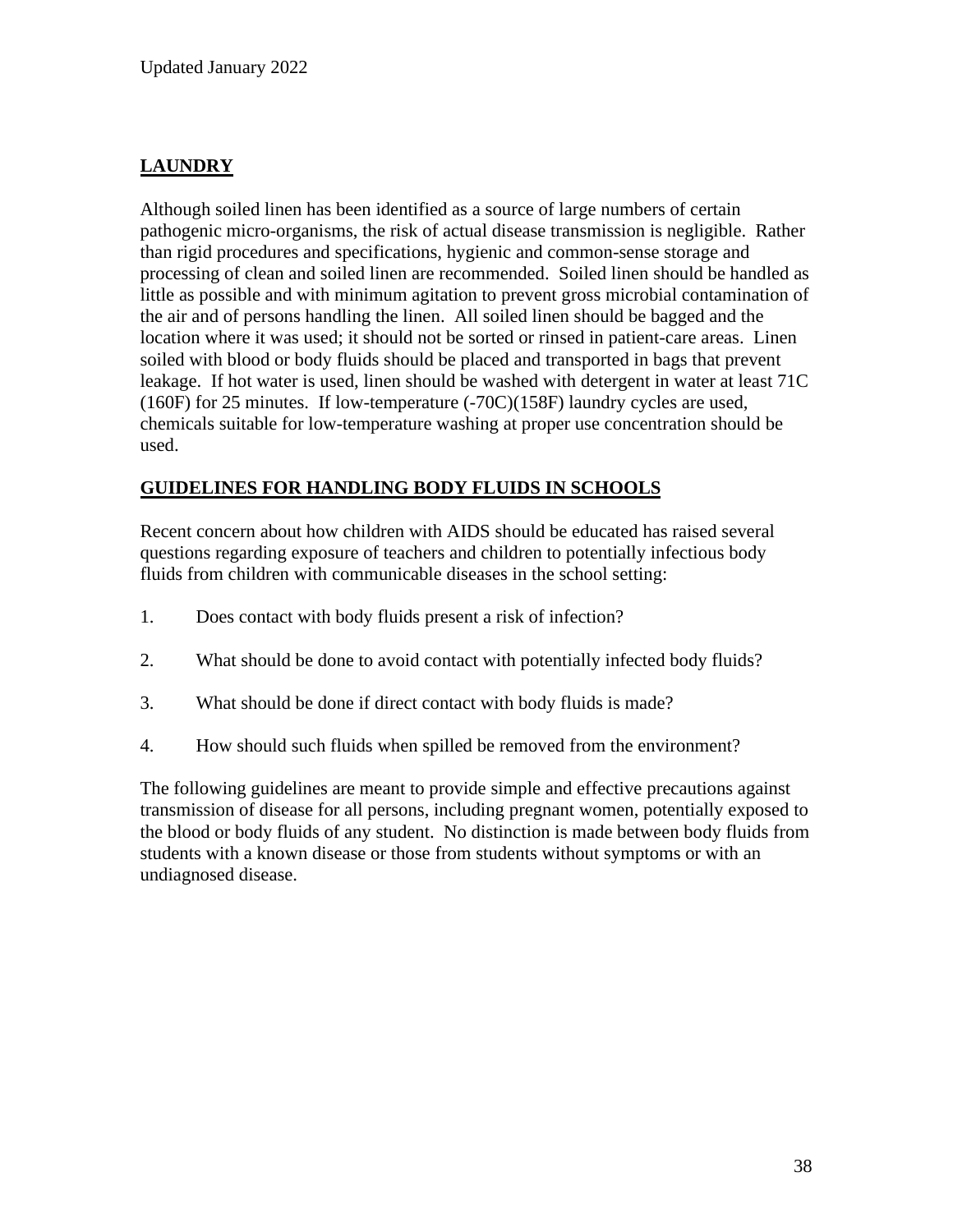## LAUNDRY

Although soiled linen has been identified as a source of large numbers of certain pathogenic micro-organisms, the risk of actual disease transmission is negligible. Rather than rigid procedures and specifications, hygienic and common-sense storage and processing of clean and soiled linen are recommended. Soiled linen should be handled as little as possible and with minimum agitation to prevent gross microbial contamination of the air and of persons handling the linen. All soiled linen should be bagged and the location where it was used; it should not be sorted or rinsed in patient-care areas. Linen soiled with blood or body fluids should be placed and transported in bags that prevent leakage. If hot water is used, linen should be washed with detergent in water at least 71C (160F) for 25 minutes. If low-temperature (-70C)(158F) laundry cycles are used, chemicals suitable for low-temperature washing at proper use concentration should be used.

## GUIDELINES FOR HANDLING BODY FLUIDS IN SCHOOLS

Recent concern about how children with AIDS should be educated has raised several questions regarding exposure of teachers and children to potentially infectious body fluids from children with communicable diseases in the school setting:

1. Does contact with body fluids present a risk of infection?
2. What should be done to avoid contact with potentially infected body fluids?
3. What should be done if direct contact with body fluids is made?
4. How should such fluids when spilled be removed from the environment?

The following guidelines are meant to provide simple and effective precautions against transmission of disease for all persons, including pregnant women, potentially exposed to the blood or body fluids of any student. No distinction is made between body fluids from students with a known disease or those from students without symptoms or with an undiagnosed disease.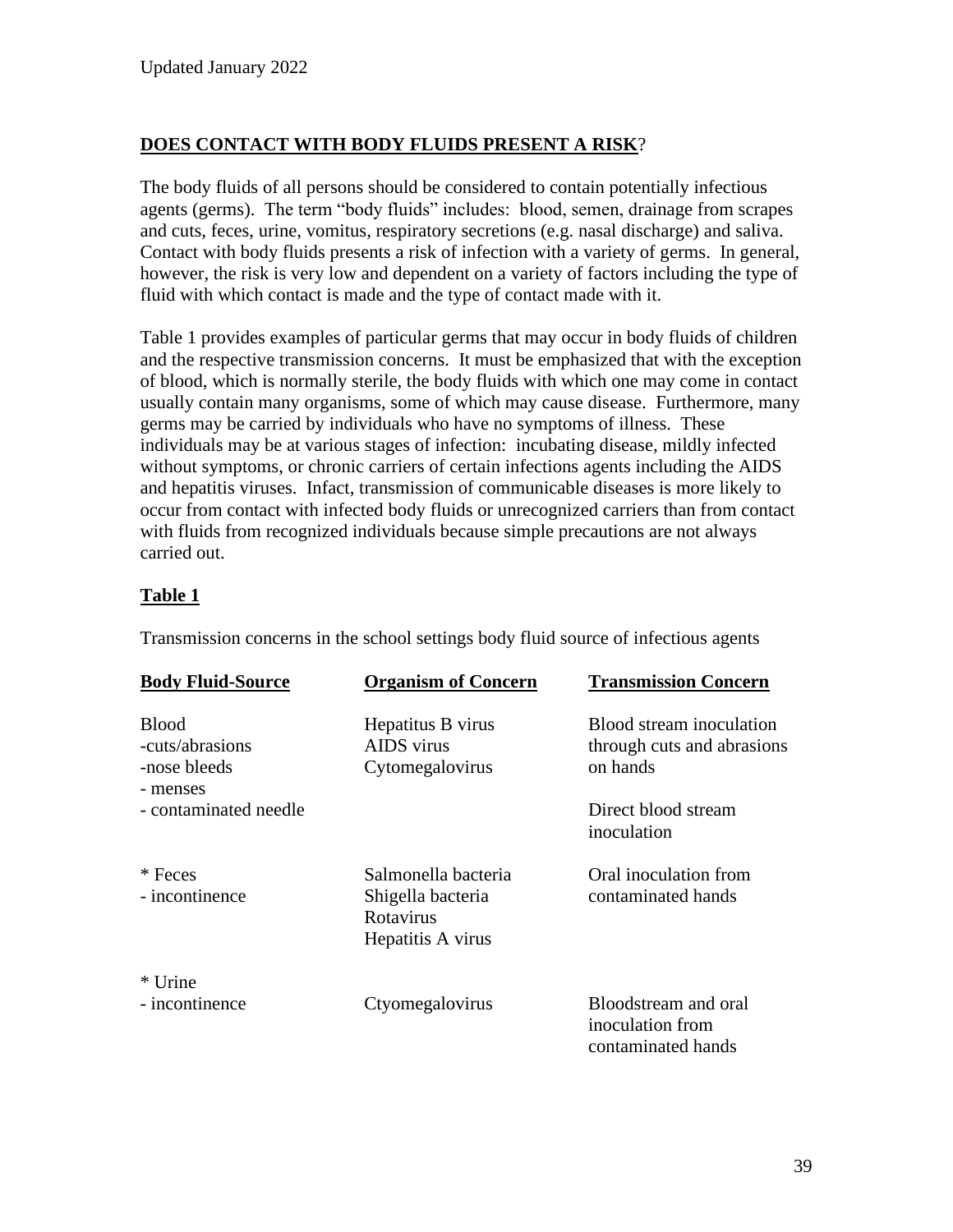## **DOES CONTACT WITH BODY FLUIDS PRESENT A RISK**?

The body fluids of all persons should be considered to contain potentially infectious agents (germs). The term "body fluids" includes: blood, semen, drainage from scrapes and cuts, feces, urine, vomitus, respiratory secretions (e.g. nasal discharge) and saliva. Contact with body fluids presents a risk of infection with a variety of germs. In general, however, the risk is very low and dependent on a variety of factors including the type of fluid with which contact is made and the type of contact made with it.

Table 1 provides examples of particular germs that may occur in body fluids of children and the respective transmission concerns. It must be emphasized that with the exception of blood, which is normally sterile, the body fluids with which one may come in contact usually contain many organisms, some of which may cause disease. Furthermore, many germs may be carried by individuals who have no symptoms of illness. These individuals may be at various stages of infection: incubating disease, mildly infected without symptoms, or chronic carriers of certain infections agents including the AIDS and hepatitis viruses. Infact, transmission of communicable diseases is more likely to occur from contact with infected body fluids or unrecognized carriers than from contact with fluids from recognized individuals because simple precautions are not always carried out.

**Table 1**

Transmission concerns in the school settings body fluid source of infectious agents

| Body Fluid-Source | Organism of Concern | Transmission Concern |
|---|---|---|
| Blood<br>-cuts/abrasions<br>-nose bleeds<br>- menses | Hepatitus B virus<br>AIDS virus<br>Cytomegalovirus | Blood stream inoculation through cuts and abrasions on hands |
| - contaminated needle | | Direct blood stream inoculation |
| * Feces<br>- incontinence | Salmonella bacteria<br>Shigella bacteria<br>Rotavirus<br>Hepatitis A virus | Oral inoculation from contaminated hands |
| * Urine<br>- incontinence | Ctyomegalovirus | Bloodstream and oral inoculation from contaminated hands |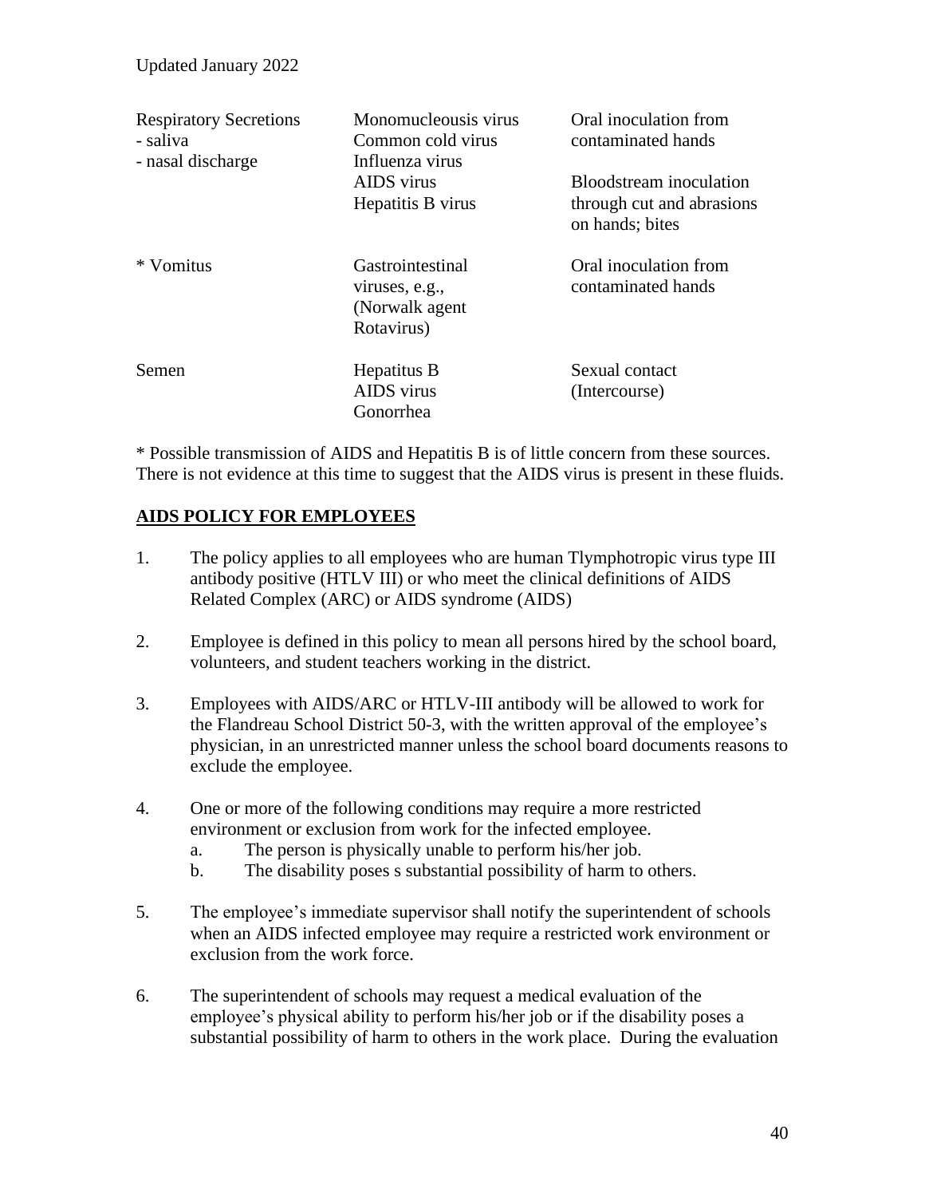| | | |
|---|---|---|
| Respiratory Secretions<br>- saliva<br>- nasal discharge | Monomucleousis virus<br>Common cold virus<br>Influenza virus<br>AIDS virus<br>Hepatitis B virus | Oral inoculation from contaminated hands<br><br>Bloodstream inoculation through cut and abrasions on hands; bites |
| * Vomitus | Gastrointestinal viruses, e.g., (Norwalk agent Rotavirus) | Oral inoculation from contaminated hands |
| Semen | Hepatitus B<br>AIDS virus<br>Gonorrhea | Sexual contact (Intercourse) |

* Possible transmission of AIDS and Hepatitis B is of little concern from these sources. There is not evidence at this time to suggest that the AIDS virus is present in these fluids.

## AIDS POLICY FOR EMPLOYEES

1. The policy applies to all employees who are human Tlymphotropic virus type III antibody positive (HTLV III) or who meet the clinical definitions of AIDS Related Complex (ARC) or AIDS syndrome (AIDS)

2. Employee is defined in this policy to mean all persons hired by the school board, volunteers, and student teachers working in the district.

3. Employees with AIDS/ARC or HTLV-III antibody will be allowed to work for the Flandreau School District 50-3, with the written approval of the employee's physician, in an unrestricted manner unless the school board documents reasons to exclude the employee.

4. One or more of the following conditions may require a more restricted environment or exclusion from work for the infected employee.
   a. The person is physically unable to perform his/her job.
   b. The disability poses s substantial possibility of harm to others.

5. The employee's immediate supervisor shall notify the superintendent of schools when an AIDS infected employee may require a restricted work environment or exclusion from the work force.

6. The superintendent of schools may request a medical evaluation of the employee's physical ability to perform his/her job or if the disability poses a substantial possibility of harm to others in the work place. During the evaluation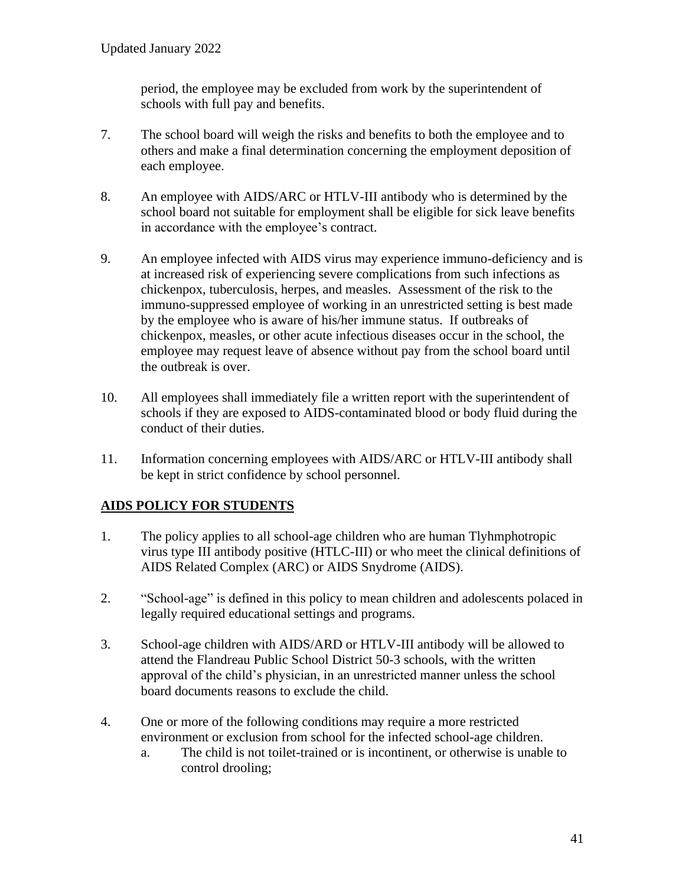period, the employee may be excluded from work by the superintendent of schools with full pay and benefits.

7. The school board will weigh the risks and benefits to both the employee and to others and make a final determination concerning the employment deposition of each employee.

8. An employee with AIDS/ARC or HTLV-III antibody who is determined by the school board not suitable for employment shall be eligible for sick leave benefits in accordance with the employee's contract.

9. An employee infected with AIDS virus may experience immuno-deficiency and is at increased risk of experiencing severe complications from such infections as chickenpox, tuberculosis, herpes, and measles. Assessment of the risk to the immuno-suppressed employee of working in an unrestricted setting is best made by the employee who is aware of his/her immune status. If outbreaks of chickenpox, measles, or other acute infectious diseases occur in the school, the employee may request leave of absence without pay from the school board until the outbreak is over.

10. All employees shall immediately file a written report with the superintendent of schools if they are exposed to AIDS-contaminated blood or body fluid during the conduct of their duties.

11. Information concerning employees with AIDS/ARC or HTLV-III antibody shall be kept in strict confidence by school personnel.

## AIDS POLICY FOR STUDENTS

1. The policy applies to all school-age children who are human Tlyhmphotropic virus type III antibody positive (HTLC-III) or who meet the clinical definitions of AIDS Related Complex (ARC) or AIDS Snydrome (AIDS).

2. "School-age" is defined in this policy to mean children and adolescents polaced in legally required educational settings and programs.

3. School-age children with AIDS/ARD or HTLV-III antibody will be allowed to attend the Flandreau Public School District 50-3 schools, with the written approval of the child's physician, in an unrestricted manner unless the school board documents reasons to exclude the child.

4. One or more of the following conditions may require a more restricted environment or exclusion from school for the infected school-age children.
   a. The child is not toilet-trained or is incontinent, or otherwise is unable to control drooling;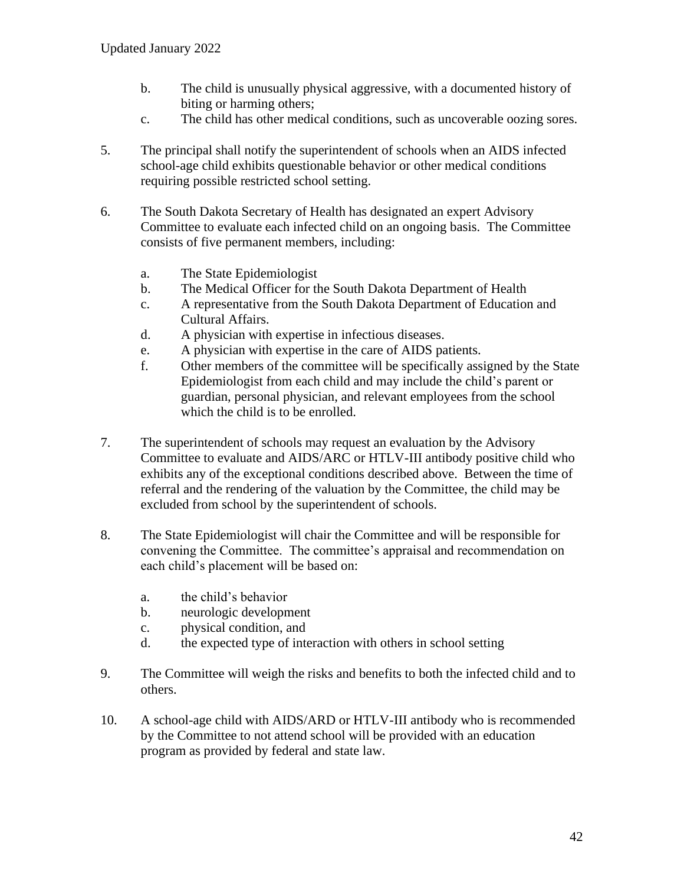b. The child is unusually physical aggressive, with a documented history of biting or harming others;

c. The child has other medical conditions, such as uncoverable oozing sores.

5. The principal shall notify the superintendent of schools when an AIDS infected school-age child exhibits questionable behavior or other medical conditions requiring possible restricted school setting.

6. The South Dakota Secretary of Health has designated an expert Advisory Committee to evaluate each infected child on an ongoing basis. The Committee consists of five permanent members, including:

   a. The State Epidemiologist
   b. The Medical Officer for the South Dakota Department of Health
   c. A representative from the South Dakota Department of Education and Cultural Affairs.
   d. A physician with expertise in infectious diseases.
   e. A physician with expertise in the care of AIDS patients.
   f. Other members of the committee will be specifically assigned by the State Epidemiologist from each child and may include the child's parent or guardian, personal physician, and relevant employees from the school which the child is to be enrolled.

7. The superintendent of schools may request an evaluation by the Advisory Committee to evaluate and AIDS/ARC or HTLV-III antibody positive child who exhibits any of the exceptional conditions described above. Between the time of referral and the rendering of the valuation by the Committee, the child may be excluded from school by the superintendent of schools.

8. The State Epidemiologist will chair the Committee and will be responsible for convening the Committee. The committee's appraisal and recommendation on each child's placement will be based on:

   a. the child's behavior
   b. neurologic development
   c. physical condition, and
   d. the expected type of interaction with others in school setting

9. The Committee will weigh the risks and benefits to both the infected child and to others.

10. A school-age child with AIDS/ARD or HTLV-III antibody who is recommended by the Committee to not attend school will be provided with an education program as provided by federal and state law.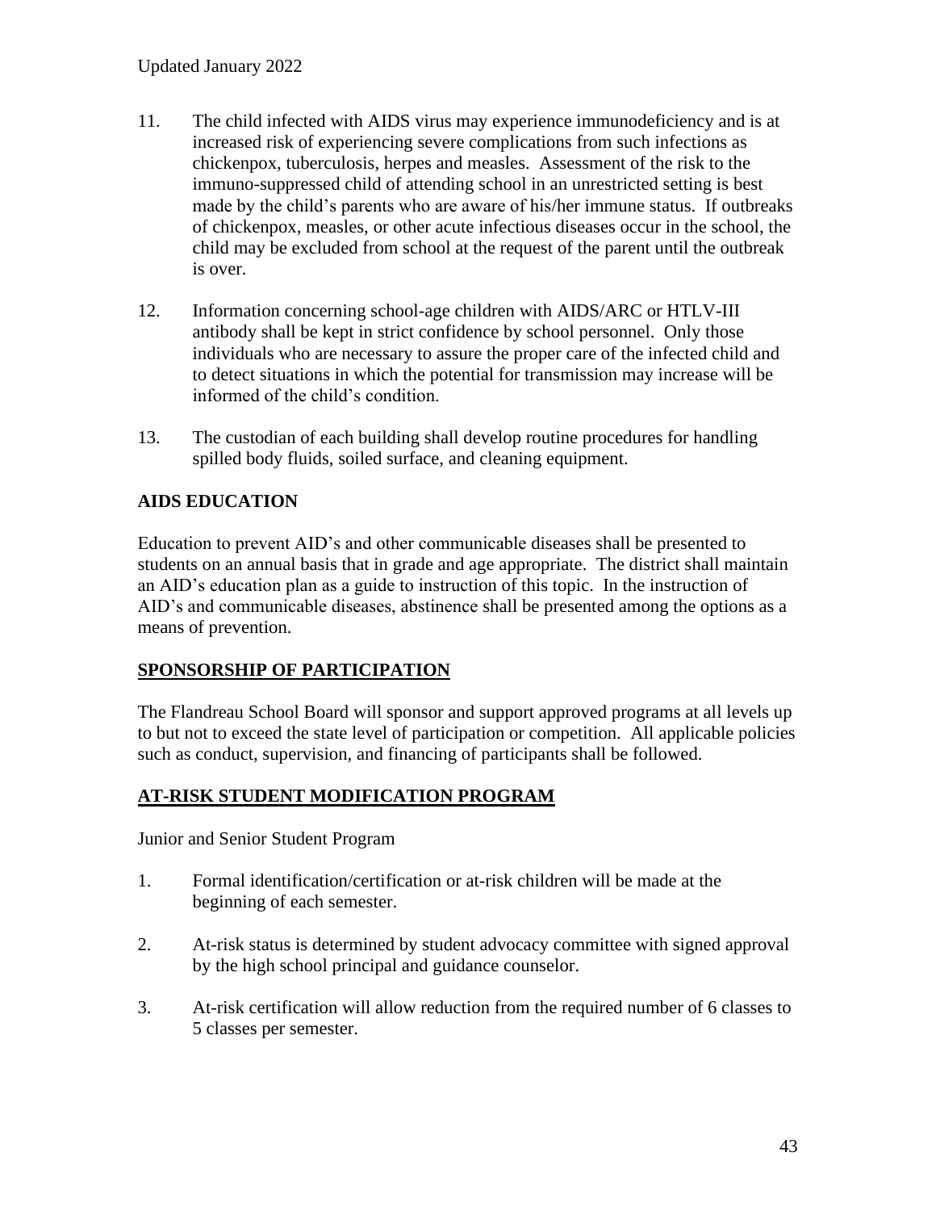11. The child infected with AIDS virus may experience immunodeficiency and is at increased risk of experiencing severe complications from such infections as chickenpox, tuberculosis, herpes and measles. Assessment of the risk to the immuno-suppressed child of attending school in an unrestricted setting is best made by the child's parents who are aware of his/her immune status. If outbreaks of chickenpox, measles, or other acute infectious diseases occur in the school, the child may be excluded from school at the request of the parent until the outbreak is over.

12. Information concerning school-age children with AIDS/ARC or HTLV-III antibody shall be kept in strict confidence by school personnel. Only those individuals who are necessary to assure the proper care of the infected child and to detect situations in which the potential for transmission may increase will be informed of the child's condition.

13. The custodian of each building shall develop routine procedures for handling spilled body fluids, soiled surface, and cleaning equipment.

**AIDS EDUCATION**

Education to prevent AID's and other communicable diseases shall be presented to students on an annual basis that in grade and age appropriate. The district shall maintain an AID's education plan as a guide to instruction of this topic. In the instruction of AID's and communicable diseases, abstinence shall be presented among the options as a means of prevention.

## SPONSORSHIP OF PARTICIPATION

The Flandreau School Board will sponsor and support approved programs at all levels up to but not to exceed the state level of participation or competition. All applicable policies such as conduct, supervision, and financing of participants shall be followed.

## AT-RISK STUDENT MODIFICATION PROGRAM

Junior and Senior Student Program

1. Formal identification/certification or at-risk children will be made at the beginning of each semester.

2. At-risk status is determined by student advocacy committee with signed approval by the high school principal and guidance counselor.

3. At-risk certification will allow reduction from the required number of 6 classes to 5 classes per semester.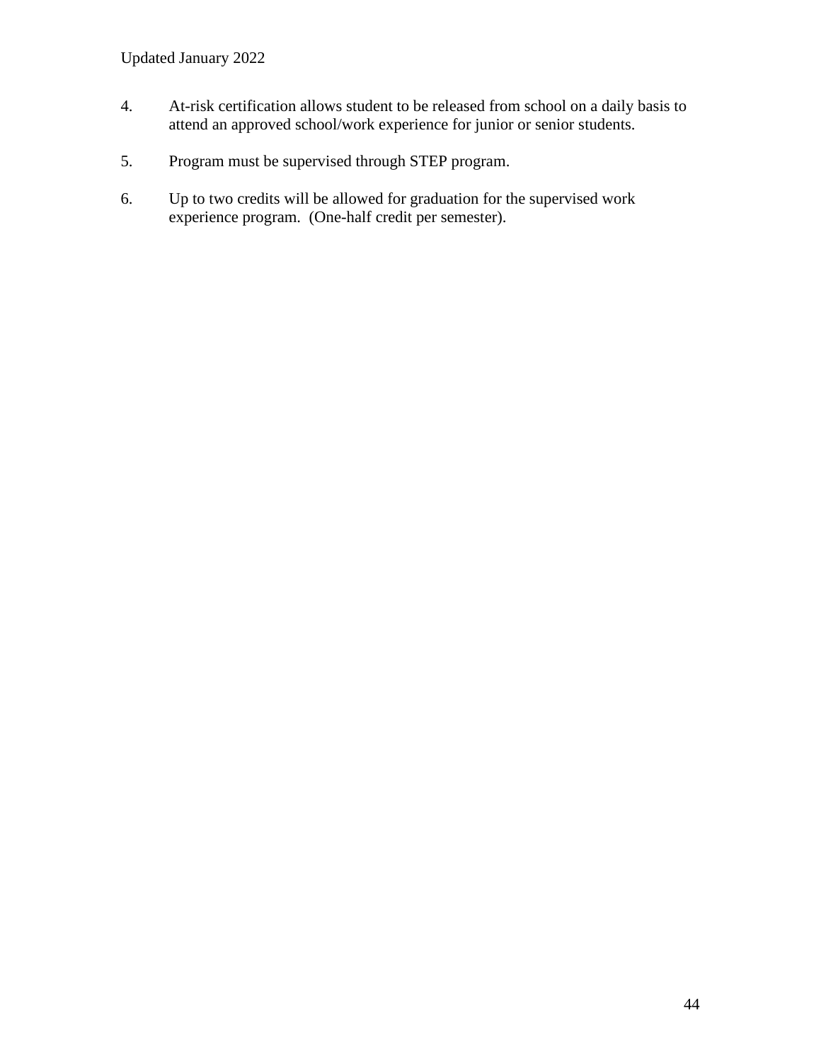4. At-risk certification allows student to be released from school on a daily basis to attend an approved school/work experience for junior or senior students.

5. Program must be supervised through STEP program.

6. Up to two credits will be allowed for graduation for the supervised work experience program. (One-half credit per semester).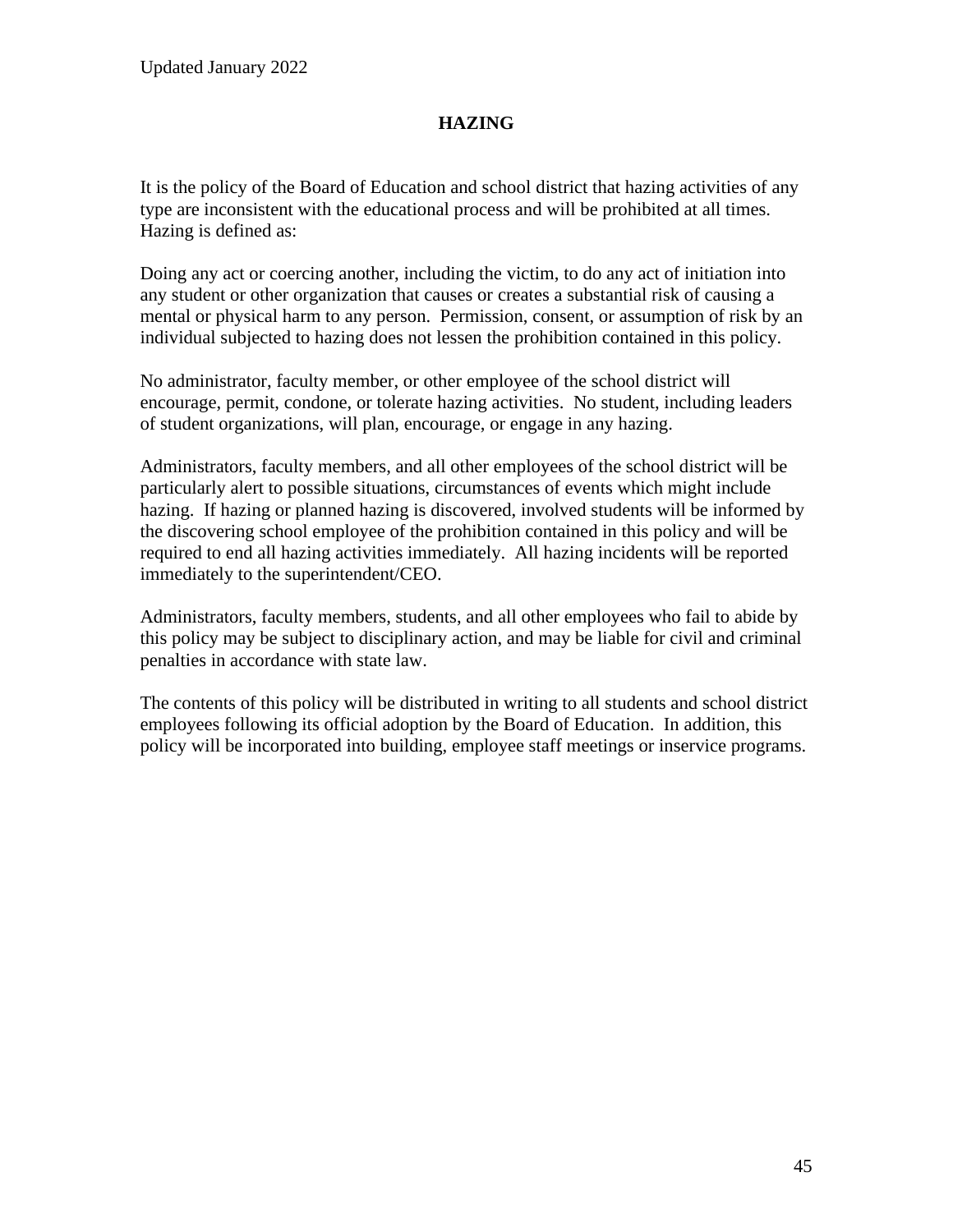Updated January 2022

# HAZING

It is the policy of the Board of Education and school district that hazing activities of any type are inconsistent with the educational process and will be prohibited at all times. Hazing is defined as:

Doing any act or coercing another, including the victim, to do any act of initiation into any student or other organization that causes or creates a substantial risk of causing a mental or physical harm to any person. Permission, consent, or assumption of risk by an individual subjected to hazing does not lessen the prohibition contained in this policy.

No administrator, faculty member, or other employee of the school district will encourage, permit, condone, or tolerate hazing activities. No student, including leaders of student organizations, will plan, encourage, or engage in any hazing.

Administrators, faculty members, and all other employees of the school district will be particularly alert to possible situations, circumstances of events which might include hazing. If hazing or planned hazing is discovered, involved students will be informed by the discovering school employee of the prohibition contained in this policy and will be required to end all hazing activities immediately. All hazing incidents will be reported immediately to the superintendent/CEO.

Administrators, faculty members, students, and all other employees who fail to abide by this policy may be subject to disciplinary action, and may be liable for civil and criminal penalties in accordance with state law.

The contents of this policy will be distributed in writing to all students and school district employees following its official adoption by the Board of Education. In addition, this policy will be incorporated into building, employee staff meetings or inservice programs.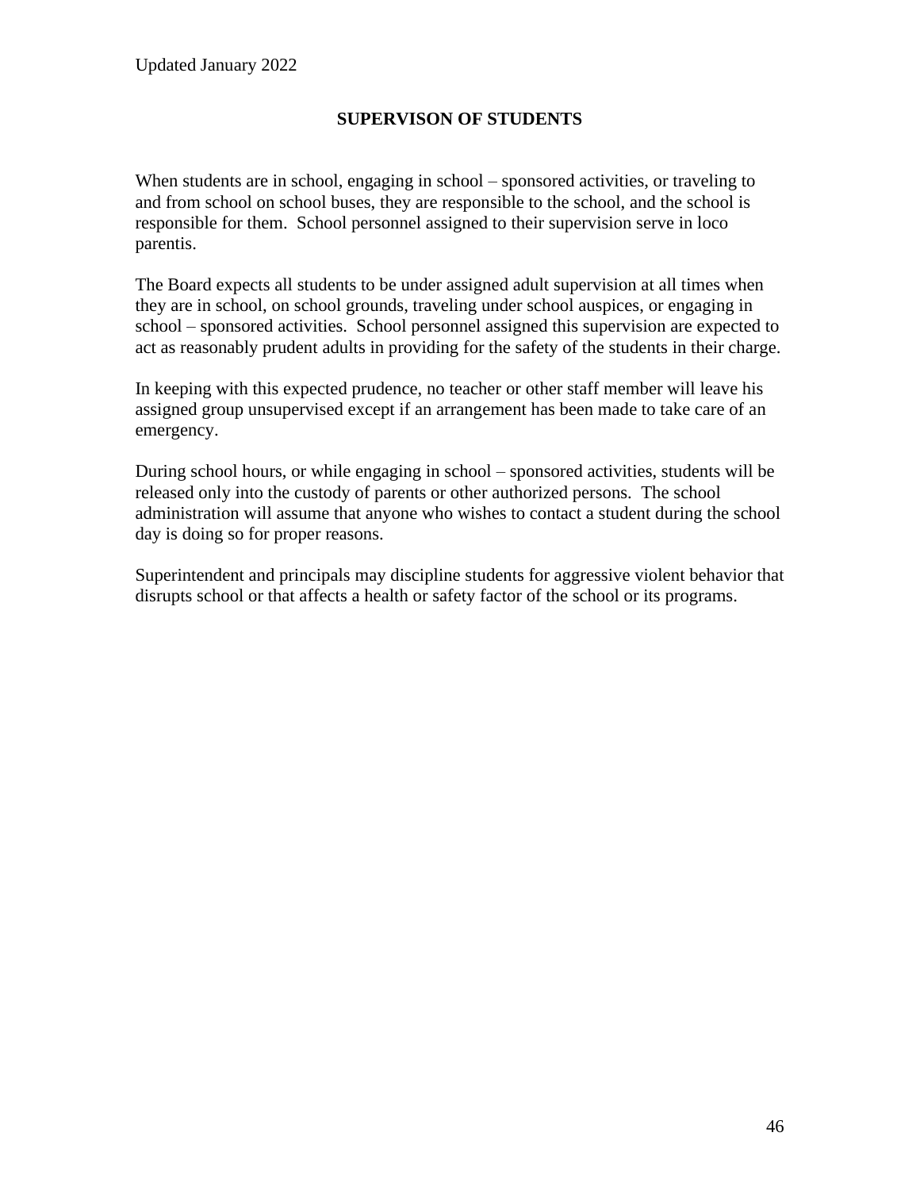Updated January 2022

## SUPERVISON OF STUDENTS

When students are in school, engaging in school – sponsored activities, or traveling to and from school on school buses, they are responsible to the school, and the school is responsible for them. School personnel assigned to their supervision serve in loco parentis.

The Board expects all students to be under assigned adult supervision at all times when they are in school, on school grounds, traveling under school auspices, or engaging in school – sponsored activities. School personnel assigned this supervision are expected to act as reasonably prudent adults in providing for the safety of the students in their charge.

In keeping with this expected prudence, no teacher or other staff member will leave his assigned group unsupervised except if an arrangement has been made to take care of an emergency.

During school hours, or while engaging in school – sponsored activities, students will be released only into the custody of parents or other authorized persons. The school administration will assume that anyone who wishes to contact a student during the school day is doing so for proper reasons.

Superintendent and principals may discipline students for aggressive violent behavior that disrupts school or that affects a health or safety factor of the school or its programs.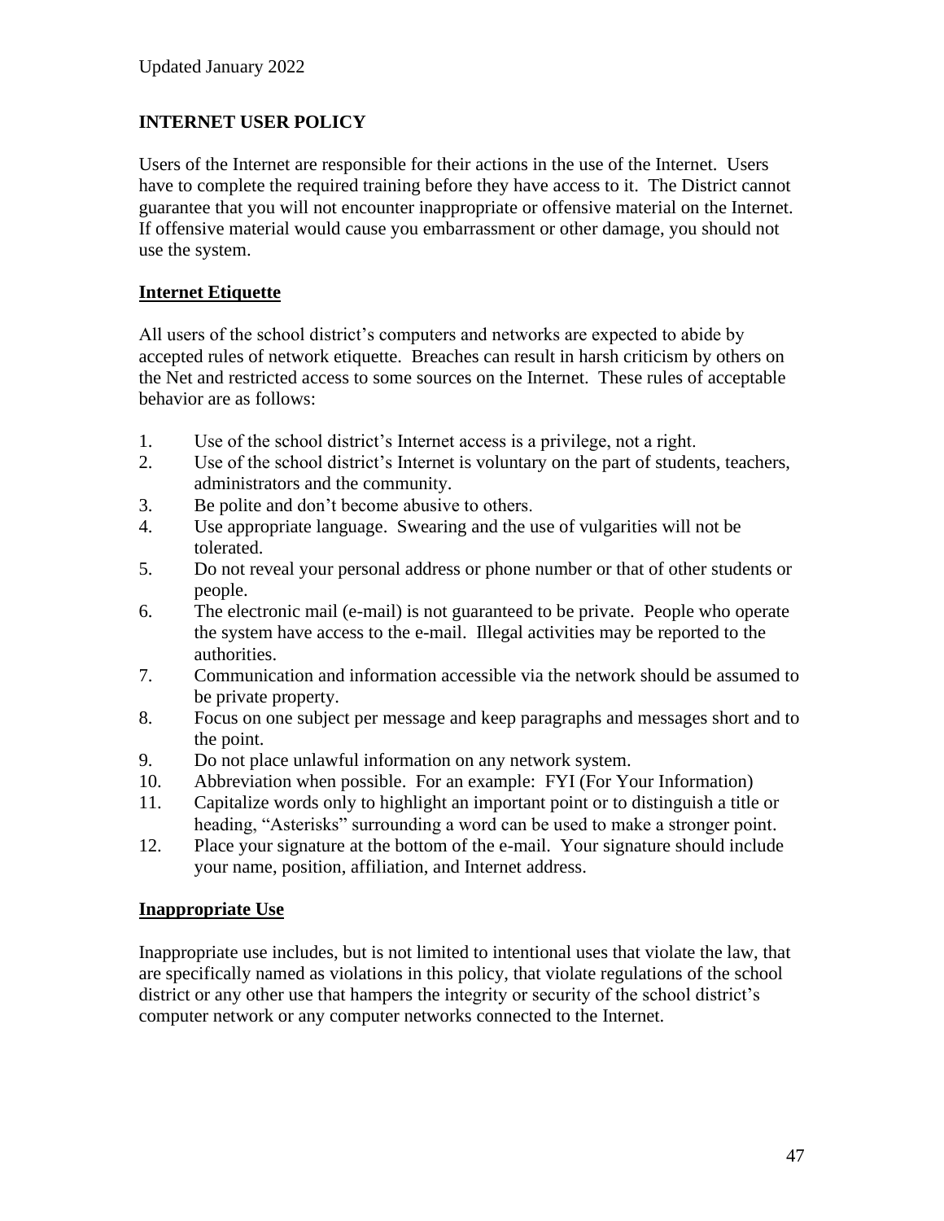Updated January 2022

## INTERNET USER POLICY

Users of the Internet are responsible for their actions in the use of the Internet. Users have to complete the required training before they have access to it. The District cannot guarantee that you will not encounter inappropriate or offensive material on the Internet. If offensive material would cause you embarrassment or other damage, you should not use the system.

### Internet Etiquette

All users of the school district's computers and networks are expected to abide by accepted rules of network etiquette. Breaches can result in harsh criticism by others on the Net and restricted access to some sources on the Internet. These rules of acceptable behavior are as follows:

1. Use of the school district's Internet access is a privilege, not a right.
2. Use of the school district's Internet is voluntary on the part of students, teachers, administrators and the community.
3. Be polite and don't become abusive to others.
4. Use appropriate language. Swearing and the use of vulgarities will not be tolerated.
5. Do not reveal your personal address or phone number or that of other students or people.
6. The electronic mail (e-mail) is not guaranteed to be private. People who operate the system have access to the e-mail. Illegal activities may be reported to the authorities.
7. Communication and information accessible via the network should be assumed to be private property.
8. Focus on one subject per message and keep paragraphs and messages short and to the point.
9. Do not place unlawful information on any network system.
10. Abbreviation when possible. For an example: FYI (For Your Information)
11. Capitalize words only to highlight an important point or to distinguish a title or heading, "Asterisks" surrounding a word can be used to make a stronger point.
12. Place your signature at the bottom of the e-mail. Your signature should include your name, position, affiliation, and Internet address.

### Inappropriate Use

Inappropriate use includes, but is not limited to intentional uses that violate the law, that are specifically named as violations in this policy, that violate regulations of the school district or any other use that hampers the integrity or security of the school district's computer network or any computer networks connected to the Internet.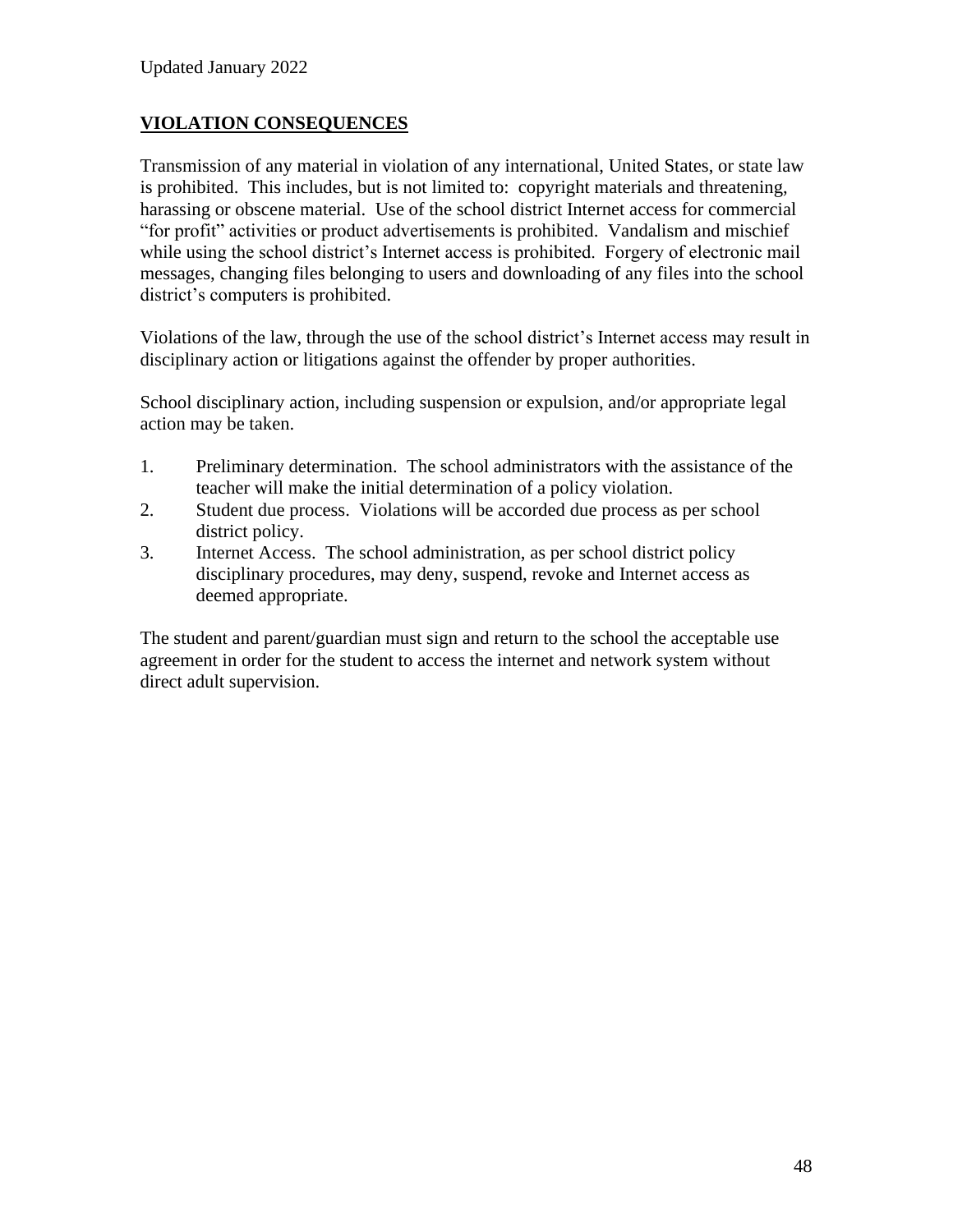## VIOLATION CONSEQUENCES

Transmission of any material in violation of any international, United States, or state law is prohibited. This includes, but is not limited to: copyright materials and threatening, harassing or obscene material. Use of the school district Internet access for commercial "for profit" activities or product advertisements is prohibited. Vandalism and mischief while using the school district's Internet access is prohibited. Forgery of electronic mail messages, changing files belonging to users and downloading of any files into the school district's computers is prohibited.

Violations of the law, through the use of the school district's Internet access may result in disciplinary action or litigations against the offender by proper authorities.

School disciplinary action, including suspension or expulsion, and/or appropriate legal action may be taken.

1. Preliminary determination. The school administrators with the assistance of the teacher will make the initial determination of a policy violation.
2. Student due process. Violations will be accorded due process as per school district policy.
3. Internet Access. The school administration, as per school district policy disciplinary procedures, may deny, suspend, revoke and Internet access as deemed appropriate.

The student and parent/guardian must sign and return to the school the acceptable use agreement in order for the student to access the internet and network system without direct adult supervision.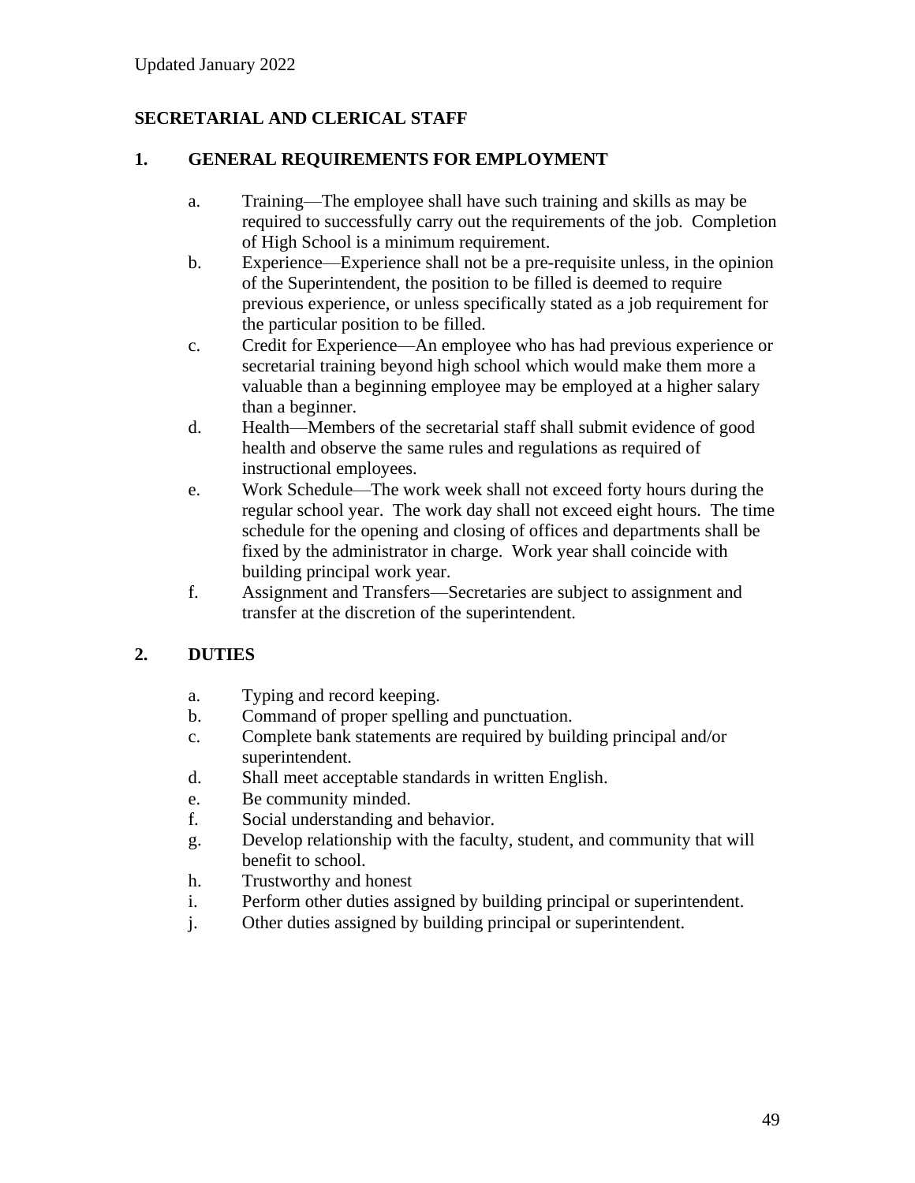Updated January 2022

## SECRETARIAL AND CLERICAL STAFF

### 1. GENERAL REQUIREMENTS FOR EMPLOYMENT

a. Training—The employee shall have such training and skills as may be required to successfully carry out the requirements of the job. Completion of High School is a minimum requirement.

b. Experience—Experience shall not be a pre-requisite unless, in the opinion of the Superintendent, the position to be filled is deemed to require previous experience, or unless specifically stated as a job requirement for the particular position to be filled.

c. Credit for Experience—An employee who has had previous experience or secretarial training beyond high school which would make them more a valuable than a beginning employee may be employed at a higher salary than a beginner.

d. Health—Members of the secretarial staff shall submit evidence of good health and observe the same rules and regulations as required of instructional employees.

e. Work Schedule—The work week shall not exceed forty hours during the regular school year. The work day shall not exceed eight hours. The time schedule for the opening and closing of offices and departments shall be fixed by the administrator in charge. Work year shall coincide with building principal work year.

f. Assignment and Transfers—Secretaries are subject to assignment and transfer at the discretion of the superintendent.

### 2. DUTIES

a. Typing and record keeping.

b. Command of proper spelling and punctuation.

c. Complete bank statements are required by building principal and/or superintendent.

d. Shall meet acceptable standards in written English.

e. Be community minded.

f. Social understanding and behavior.

g. Develop relationship with the faculty, student, and community that will benefit to school.

h. Trustworthy and honest

i. Perform other duties assigned by building principal or superintendent.

j. Other duties assigned by building principal or superintendent.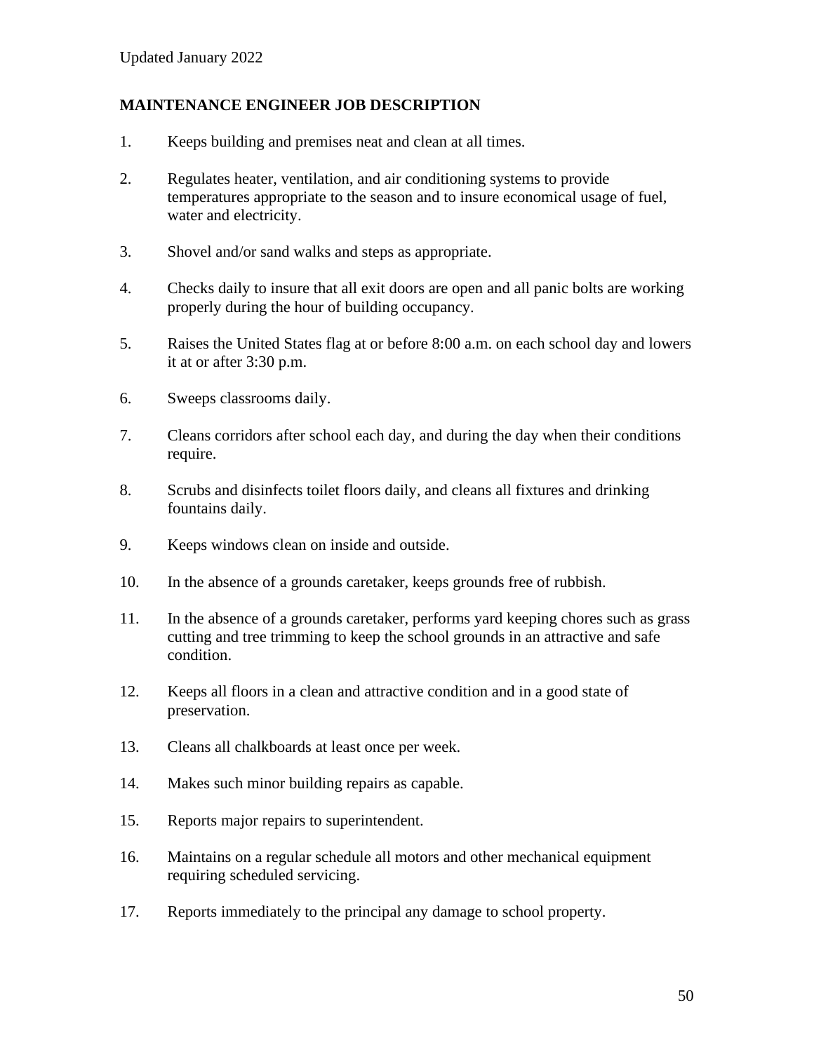Updated January 2022

**MAINTENANCE ENGINEER JOB DESCRIPTION**

1. Keeps building and premises neat and clean at all times.
2. Regulates heater, ventilation, and air conditioning systems to provide temperatures appropriate to the season and to insure economical usage of fuel, water and electricity.
3. Shovel and/or sand walks and steps as appropriate.
4. Checks daily to insure that all exit doors are open and all panic bolts are working properly during the hour of building occupancy.
5. Raises the United States flag at or before 8:00 a.m. on each school day and lowers it at or after 3:30 p.m.
6. Sweeps classrooms daily.
7. Cleans corridors after school each day, and during the day when their conditions require.
8. Scrubs and disinfects toilet floors daily, and cleans all fixtures and drinking fountains daily.
9. Keeps windows clean on inside and outside.
10. In the absence of a grounds caretaker, keeps grounds free of rubbish.
11. In the absence of a grounds caretaker, performs yard keeping chores such as grass cutting and tree trimming to keep the school grounds in an attractive and safe condition.
12. Keeps all floors in a clean and attractive condition and in a good state of preservation.
13. Cleans all chalkboards at least once per week.
14. Makes such minor building repairs as capable.
15. Reports major repairs to superintendent.
16. Maintains on a regular schedule all motors and other mechanical equipment requiring scheduled servicing.
17. Reports immediately to the principal any damage to school property.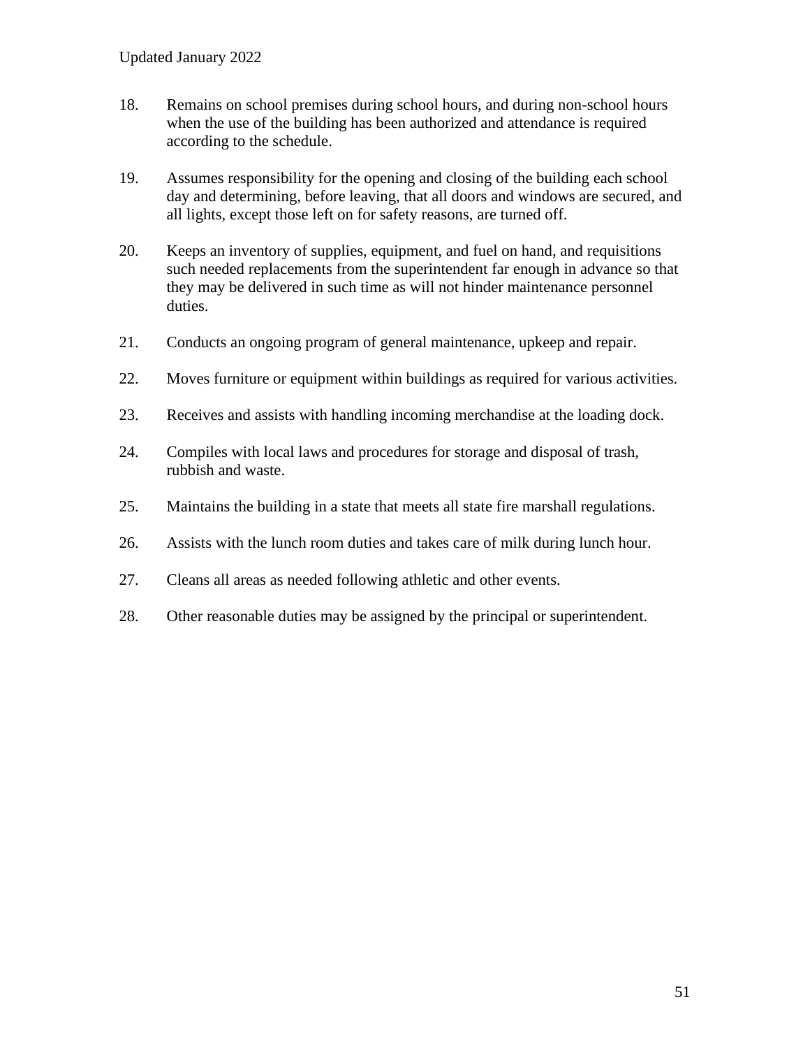18. Remains on school premises during school hours, and during non-school hours when the use of the building has been authorized and attendance is required according to the schedule.

19. Assumes responsibility for the opening and closing of the building each school day and determining, before leaving, that all doors and windows are secured, and all lights, except those left on for safety reasons, are turned off.

20. Keeps an inventory of supplies, equipment, and fuel on hand, and requisitions such needed replacements from the superintendent far enough in advance so that they may be delivered in such time as will not hinder maintenance personnel duties.

21. Conducts an ongoing program of general maintenance, upkeep and repair.

22. Moves furniture or equipment within buildings as required for various activities.

23. Receives and assists with handling incoming merchandise at the loading dock.

24. Compiles with local laws and procedures for storage and disposal of trash, rubbish and waste.

25. Maintains the building in a state that meets all state fire marshall regulations.

26. Assists with the lunch room duties and takes care of milk during lunch hour.

27. Cleans all areas as needed following athletic and other events.

28. Other reasonable duties may be assigned by the principal or superintendent.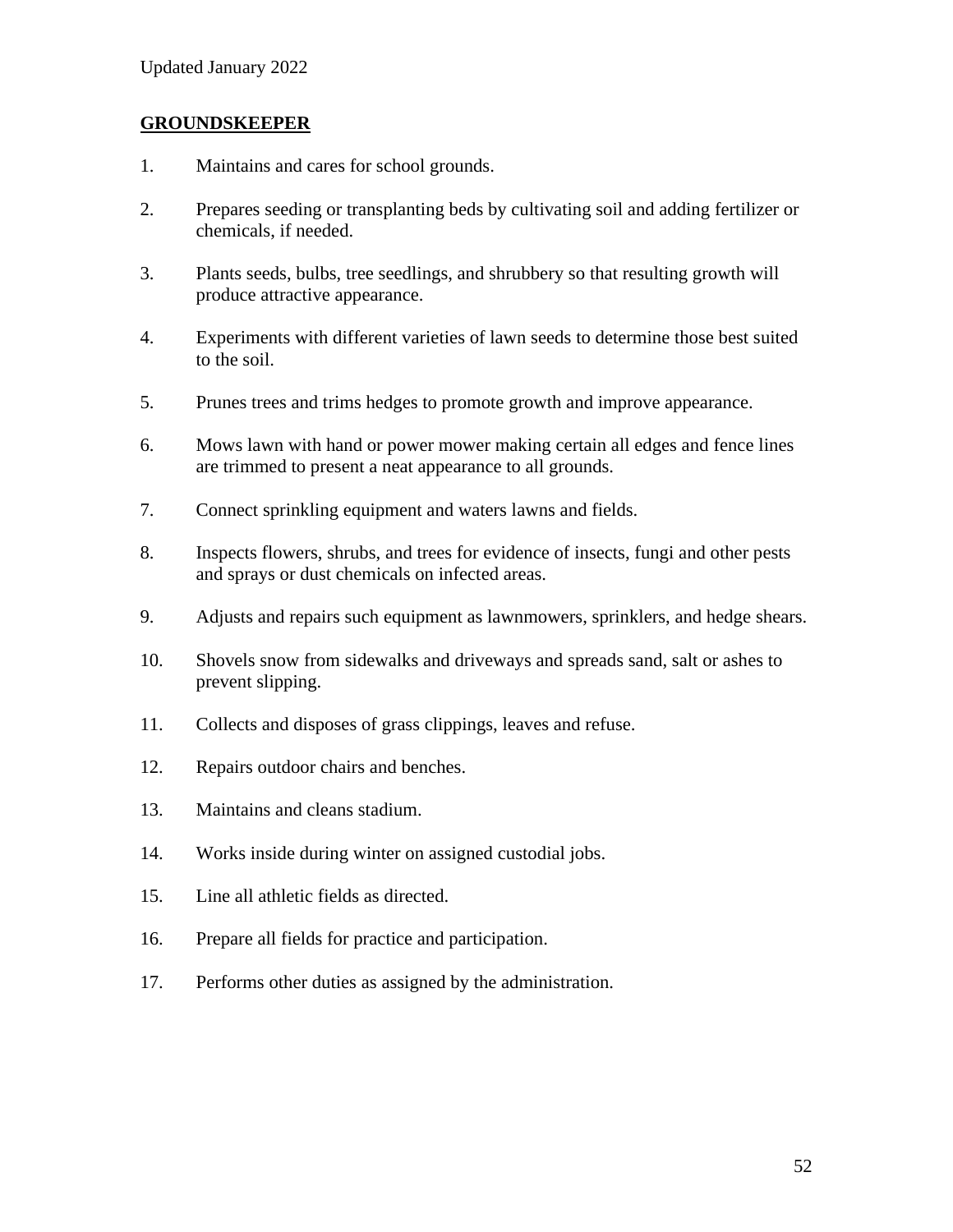Updated January 2022

## GROUNDSKEEPER

1. Maintains and cares for school grounds.
2. Prepares seeding or transplanting beds by cultivating soil and adding fertilizer or chemicals, if needed.
3. Plants seeds, bulbs, tree seedlings, and shrubbery so that resulting growth will produce attractive appearance.
4. Experiments with different varieties of lawn seeds to determine those best suited to the soil.
5. Prunes trees and trims hedges to promote growth and improve appearance.
6. Mows lawn with hand or power mower making certain all edges and fence lines are trimmed to present a neat appearance to all grounds.
7. Connect sprinkling equipment and waters lawns and fields.
8. Inspects flowers, shrubs, and trees for evidence of insects, fungi and other pests and sprays or dust chemicals on infected areas.
9. Adjusts and repairs such equipment as lawnmowers, sprinklers, and hedge shears.
10. Shovels snow from sidewalks and driveways and spreads sand, salt or ashes to prevent slipping.
11. Collects and disposes of grass clippings, leaves and refuse.
12. Repairs outdoor chairs and benches.
13. Maintains and cleans stadium.
14. Works inside during winter on assigned custodial jobs.
15. Line all athletic fields as directed.
16. Prepare all fields for practice and participation.
17. Performs other duties as assigned by the administration.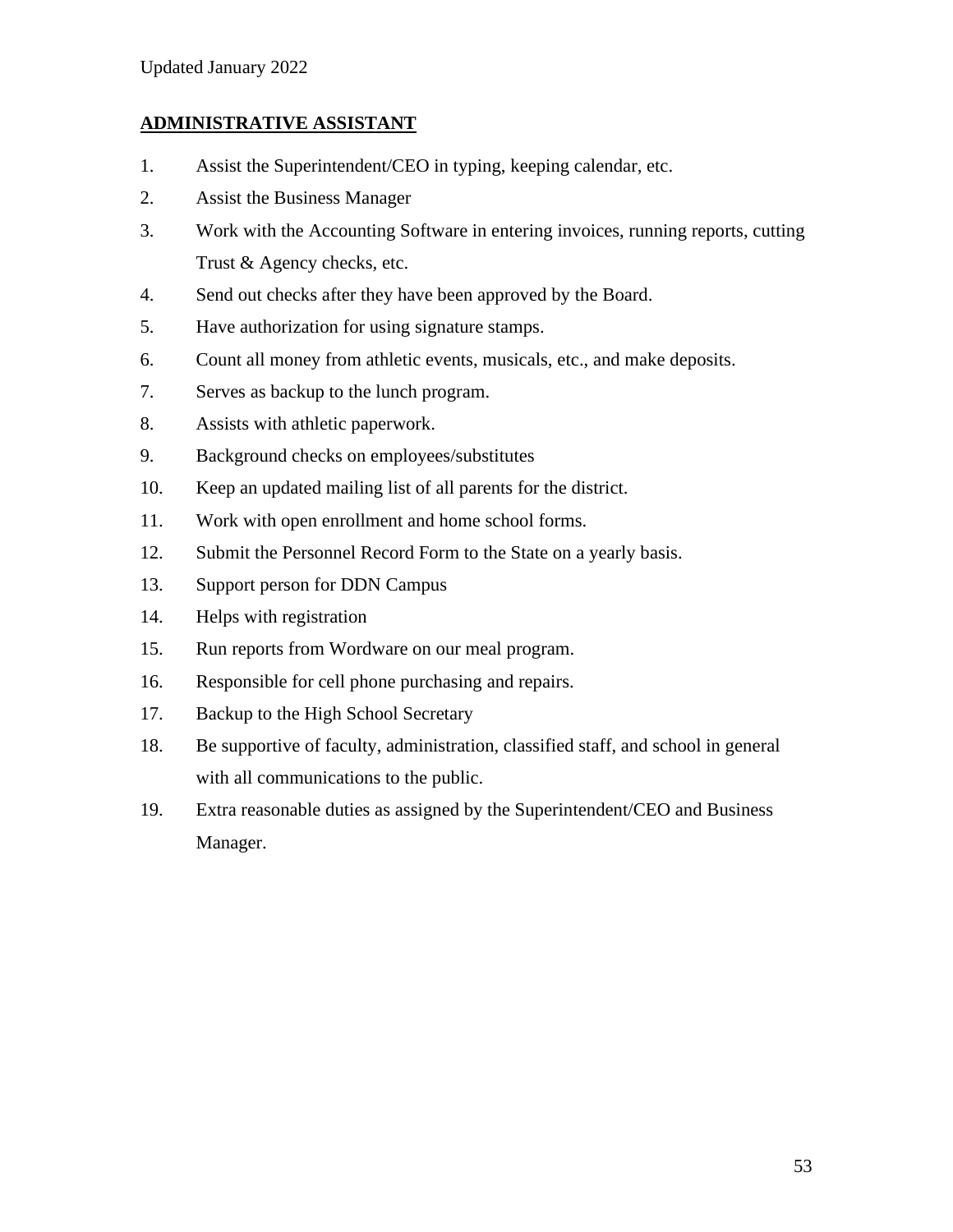Updated January 2022

## ADMINISTRATIVE ASSISTANT

1. Assist the Superintendent/CEO in typing, keeping calendar, etc.
2. Assist the Business Manager
3. Work with the Accounting Software in entering invoices, running reports, cutting Trust & Agency checks, etc.
4. Send out checks after they have been approved by the Board.
5. Have authorization for using signature stamps.
6. Count all money from athletic events, musicals, etc., and make deposits.
7. Serves as backup to the lunch program.
8. Assists with athletic paperwork.
9. Background checks on employees/substitutes
10. Keep an updated mailing list of all parents for the district.
11. Work with open enrollment and home school forms.
12. Submit the Personnel Record Form to the State on a yearly basis.
13. Support person for DDN Campus
14. Helps with registration
15. Run reports from Wordware on our meal program.
16. Responsible for cell phone purchasing and repairs.
17. Backup to the High School Secretary
18. Be supportive of faculty, administration, classified staff, and school in general with all communications to the public.
19. Extra reasonable duties as assigned by the Superintendent/CEO and Business Manager.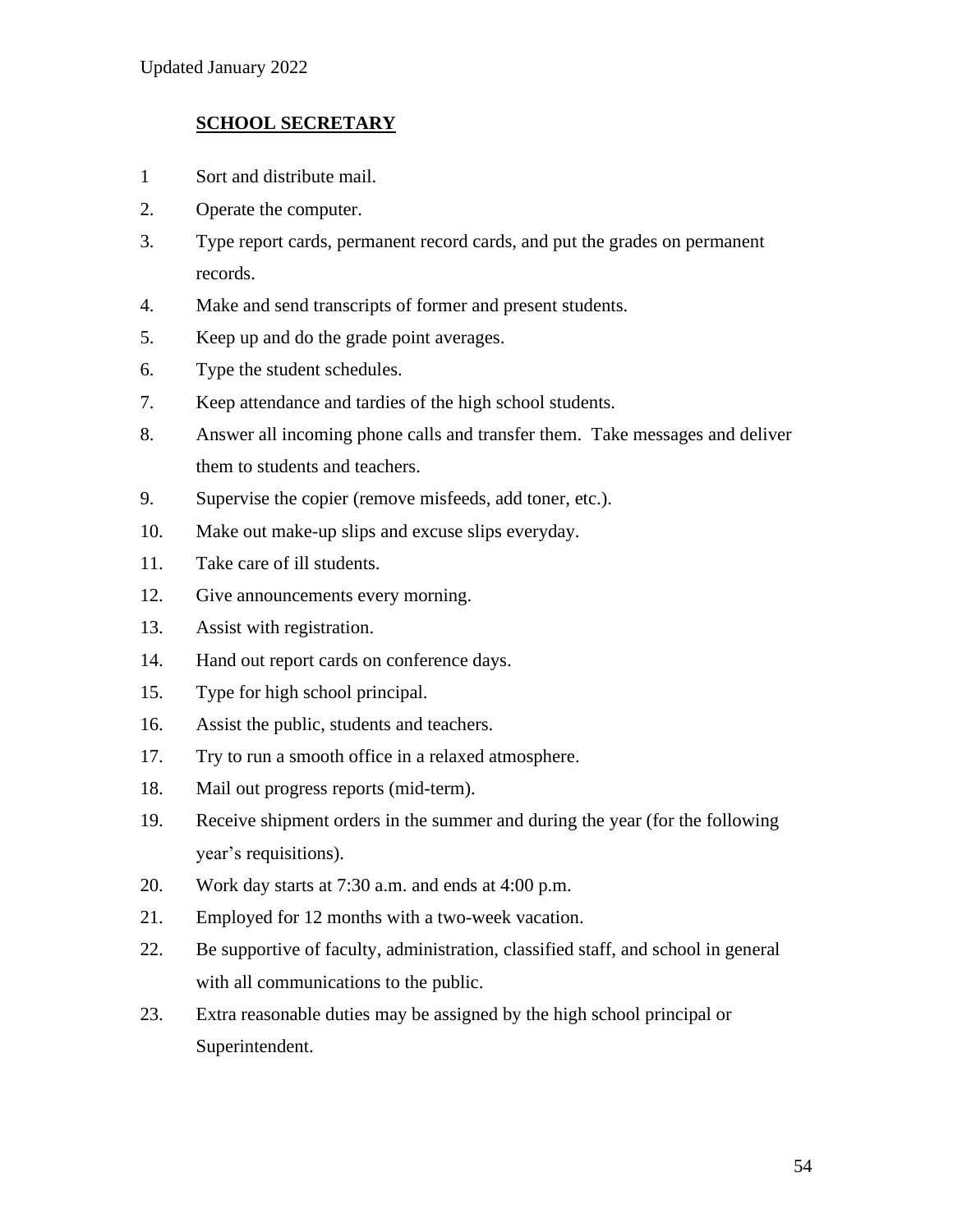Updated January 2022

## SCHOOL SECRETARY

1 Sort and distribute mail.

2. Operate the computer.
3. Type report cards, permanent record cards, and put the grades on permanent records.
4. Make and send transcripts of former and present students.
5. Keep up and do the grade point averages.
6. Type the student schedules.
7. Keep attendance and tardies of the high school students.
8. Answer all incoming phone calls and transfer them. Take messages and deliver them to students and teachers.
9. Supervise the copier (remove misfeeds, add toner, etc.).
10. Make out make-up slips and excuse slips everyday.
11. Take care of ill students.
12. Give announcements every morning.
13. Assist with registration.
14. Hand out report cards on conference days.
15. Type for high school principal.
16. Assist the public, students and teachers.
17. Try to run a smooth office in a relaxed atmosphere.
18. Mail out progress reports (mid-term).
19. Receive shipment orders in the summer and during the year (for the following year's requisitions).
20. Work day starts at 7:30 a.m. and ends at 4:00 p.m.
21. Employed for 12 months with a two-week vacation.
22. Be supportive of faculty, administration, classified staff, and school in general with all communications to the public.
23. Extra reasonable duties may be assigned by the high school principal or Superintendent.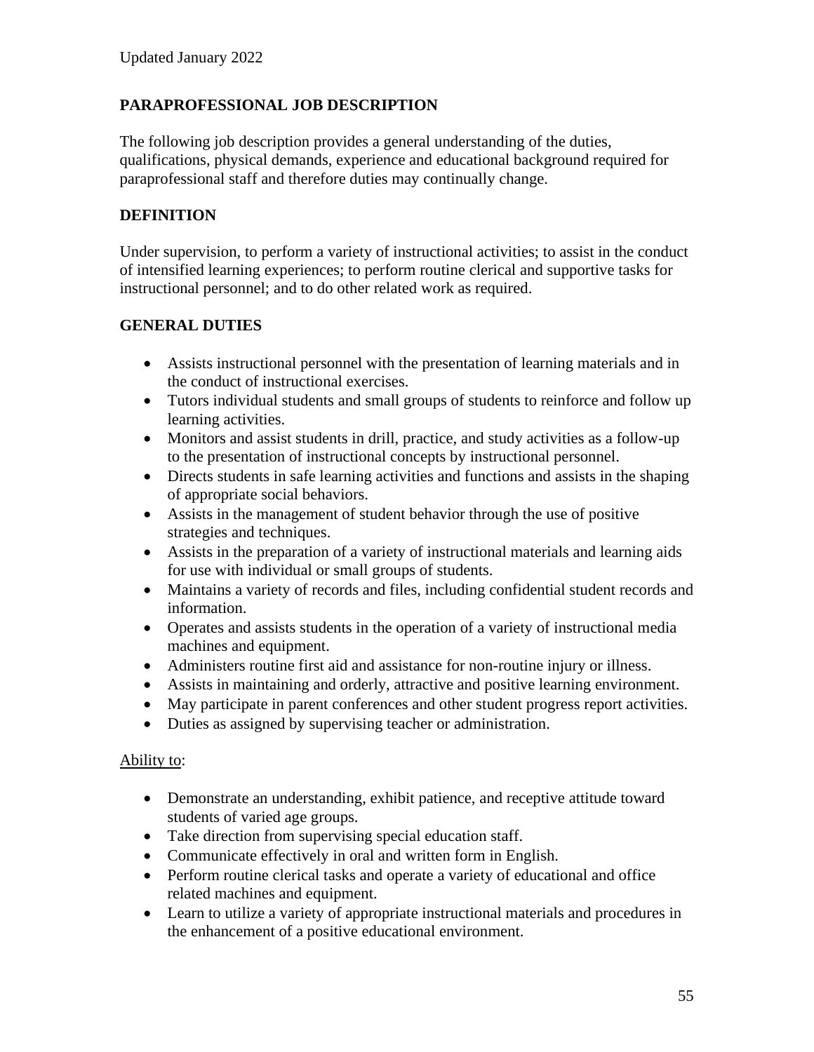Updated January 2022

## PARAPROFESSIONAL JOB DESCRIPTION

The following job description provides a general understanding of the duties, qualifications, physical demands, experience and educational background required for paraprofessional staff and therefore duties may continually change.

## DEFINITION

Under supervision, to perform a variety of instructional activities; to assist in the conduct of intensified learning experiences; to perform routine clerical and supportive tasks for instructional personnel; and to do other related work as required.

## GENERAL DUTIES

- Assists instructional personnel with the presentation of learning materials and in the conduct of instructional exercises.
- Tutors individual students and small groups of students to reinforce and follow up learning activities.
- Monitors and assist students in drill, practice, and study activities as a follow-up to the presentation of instructional concepts by instructional personnel.
- Directs students in safe learning activities and functions and assists in the shaping of appropriate social behaviors.
- Assists in the management of student behavior through the use of positive strategies and techniques.
- Assists in the preparation of a variety of instructional materials and learning aids for use with individual or small groups of students.
- Maintains a variety of records and files, including confidential student records and information.
- Operates and assists students in the operation of a variety of instructional media machines and equipment.
- Administers routine first aid and assistance for non-routine injury or illness.
- Assists in maintaining and orderly, attractive and positive learning environment.
- May participate in parent conferences and other student progress report activities.
- Duties as assigned by supervising teacher or administration.

<u>Ability to</u>:

- Demonstrate an understanding, exhibit patience, and receptive attitude toward students of varied age groups.
- Take direction from supervising special education staff.
- Communicate effectively in oral and written form in English.
- Perform routine clerical tasks and operate a variety of educational and office related machines and equipment.
- Learn to utilize a variety of appropriate instructional materials and procedures in the enhancement of a positive educational environment.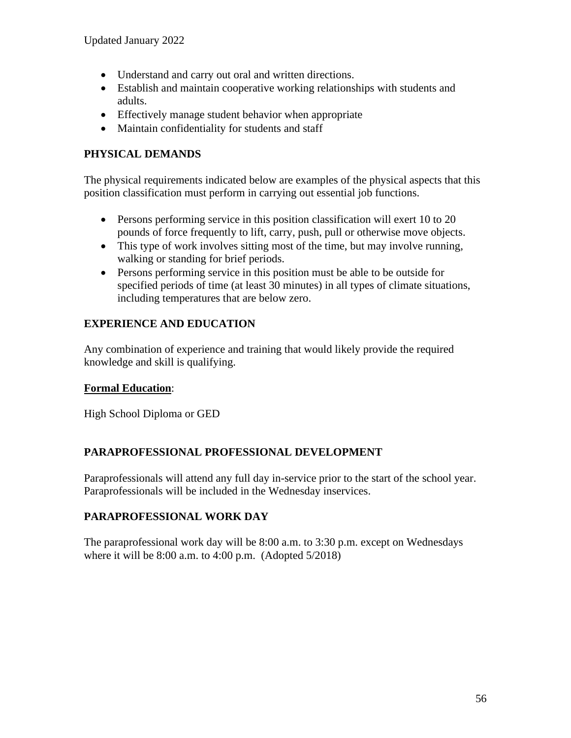- Understand and carry out oral and written directions.
- Establish and maintain cooperative working relationships with students and adults.
- Effectively manage student behavior when appropriate
- Maintain confidentiality for students and staff

## PHYSICAL DEMANDS

The physical requirements indicated below are examples of the physical aspects that this position classification must perform in carrying out essential job functions.

- Persons performing service in this position classification will exert 10 to 20 pounds of force frequently to lift, carry, push, pull or otherwise move objects.
- This type of work involves sitting most of the time, but may involve running, walking or standing for brief periods.
- Persons performing service in this position must be able to be outside for specified periods of time (at least 30 minutes) in all types of climate situations, including temperatures that are below zero.

## EXPERIENCE AND EDUCATION

Any combination of experience and training that would likely provide the required knowledge and skill is qualifying.

**Formal Education**:

High School Diploma or GED

## PARAPROFESSIONAL PROFESSIONAL DEVELOPMENT

Paraprofessionals will attend any full day in-service prior to the start of the school year. Paraprofessionals will be included in the Wednesday inservices.

## PARAPROFESSIONAL WORK DAY

The paraprofessional work day will be 8:00 a.m. to 3:30 p.m. except on Wednesdays where it will be 8:00 a.m. to 4:00 p.m. (Adopted 5/2018)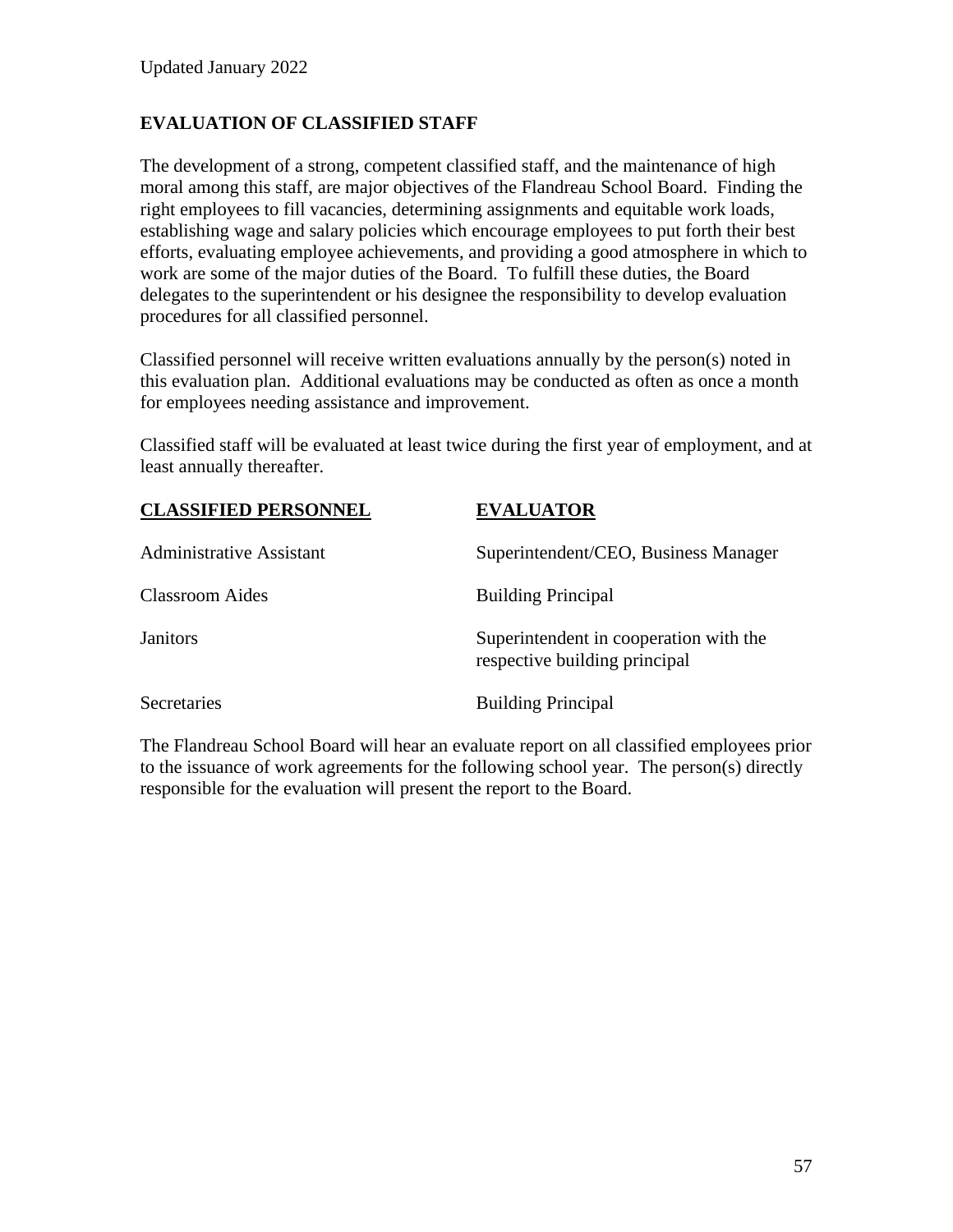Updated January 2022

## EVALUATION OF CLASSIFIED STAFF

The development of a strong, competent classified staff, and the maintenance of high moral among this staff, are major objectives of the Flandreau School Board. Finding the right employees to fill vacancies, determining assignments and equitable work loads, establishing wage and salary policies which encourage employees to put forth their best efforts, evaluating employee achievements, and providing a good atmosphere in which to work are some of the major duties of the Board. To fulfill these duties, the Board delegates to the superintendent or his designee the responsibility to develop evaluation procedures for all classified personnel.

Classified personnel will receive written evaluations annually by the person(s) noted in this evaluation plan. Additional evaluations may be conducted as often as once a month for employees needing assistance and improvement.

Classified staff will be evaluated at least twice during the first year of employment, and at least annually thereafter.

| CLASSIFIED PERSONNEL | EVALUATOR |
|---|---|
| Administrative Assistant | Superintendent/CEO, Business Manager |
| Classroom Aides | Building Principal |
| Janitors | Superintendent in cooperation with the respective building principal |
| Secretaries | Building Principal |

The Flandreau School Board will hear an evaluate report on all classified employees prior to the issuance of work agreements for the following school year. The person(s) directly responsible for the evaluation will present the report to the Board.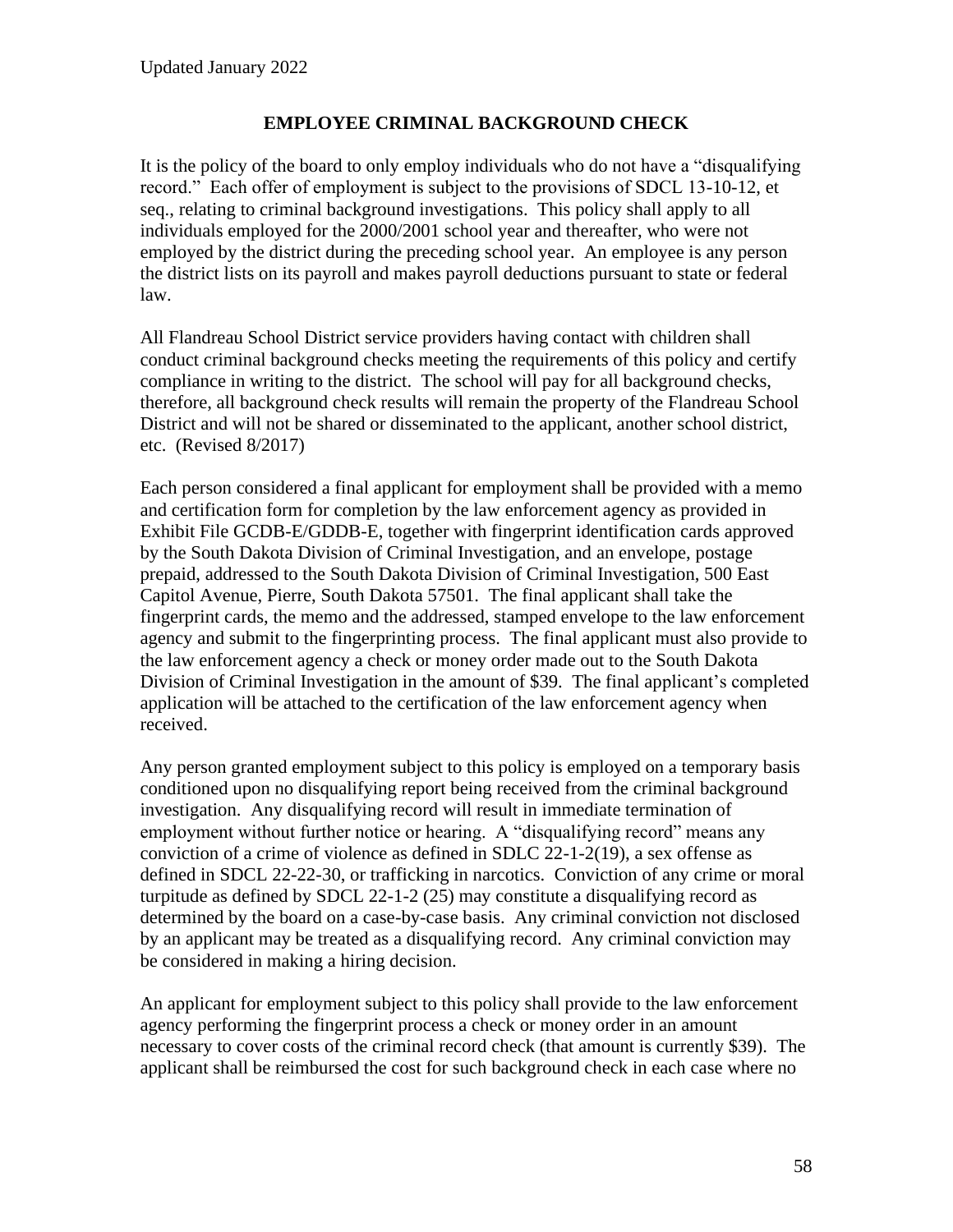Updated January 2022

## EMPLOYEE CRIMINAL BACKGROUND CHECK

It is the policy of the board to only employ individuals who do not have a "disqualifying record." Each offer of employment is subject to the provisions of SDCL 13-10-12, et seq., relating to criminal background investigations. This policy shall apply to all individuals employed for the 2000/2001 school year and thereafter, who were not employed by the district during the preceding school year. An employee is any person the district lists on its payroll and makes payroll deductions pursuant to state or federal law.

All Flandreau School District service providers having contact with children shall conduct criminal background checks meeting the requirements of this policy and certify compliance in writing to the district. The school will pay for all background checks, therefore, all background check results will remain the property of the Flandreau School District and will not be shared or disseminated to the applicant, another school district, etc. (Revised 8/2017)

Each person considered a final applicant for employment shall be provided with a memo and certification form for completion by the law enforcement agency as provided in Exhibit File GCDB-E/GDDB-E, together with fingerprint identification cards approved by the South Dakota Division of Criminal Investigation, and an envelope, postage prepaid, addressed to the South Dakota Division of Criminal Investigation, 500 East Capitol Avenue, Pierre, South Dakota 57501. The final applicant shall take the fingerprint cards, the memo and the addressed, stamped envelope to the law enforcement agency and submit to the fingerprinting process. The final applicant must also provide to the law enforcement agency a check or money order made out to the South Dakota Division of Criminal Investigation in the amount of $39. The final applicant's completed application will be attached to the certification of the law enforcement agency when received.

Any person granted employment subject to this policy is employed on a temporary basis conditioned upon no disqualifying report being received from the criminal background investigation. Any disqualifying record will result in immediate termination of employment without further notice or hearing. A "disqualifying record" means any conviction of a crime of violence as defined in SDLC 22-1-2(19), a sex offense as defined in SDCL 22-22-30, or trafficking in narcotics. Conviction of any crime or moral turpitude as defined by SDCL 22-1-2 (25) may constitute a disqualifying record as determined by the board on a case-by-case basis. Any criminal conviction not disclosed by an applicant may be treated as a disqualifying record. Any criminal conviction may be considered in making a hiring decision.

An applicant for employment subject to this policy shall provide to the law enforcement agency performing the fingerprint process a check or money order in an amount necessary to cover costs of the criminal record check (that amount is currently $39). The applicant shall be reimbursed the cost for such background check in each case where no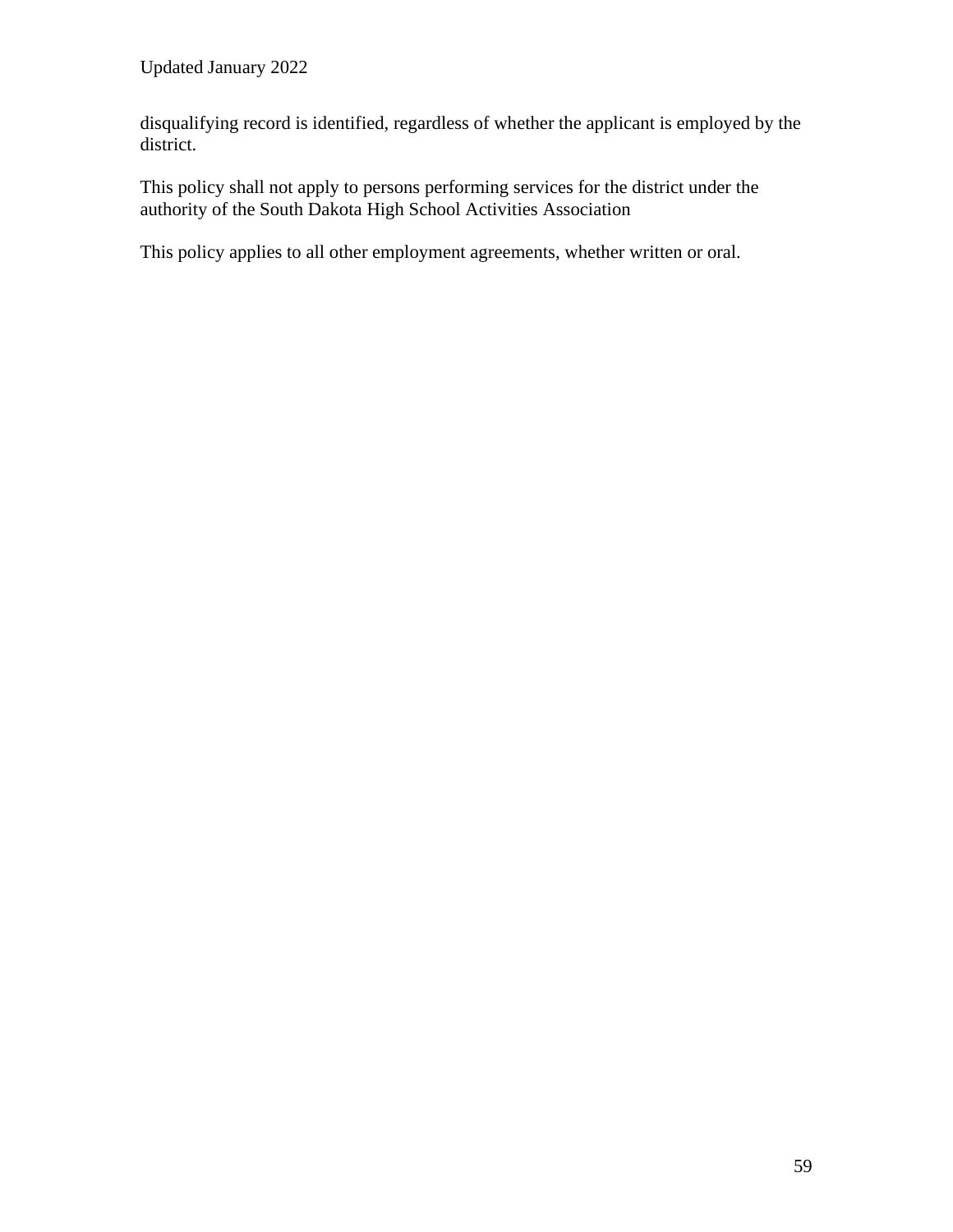disqualifying record is identified, regardless of whether the applicant is employed by the district.

This policy shall not apply to persons performing services for the district under the authority of the South Dakota High School Activities Association

This policy applies to all other employment agreements, whether written or oral.